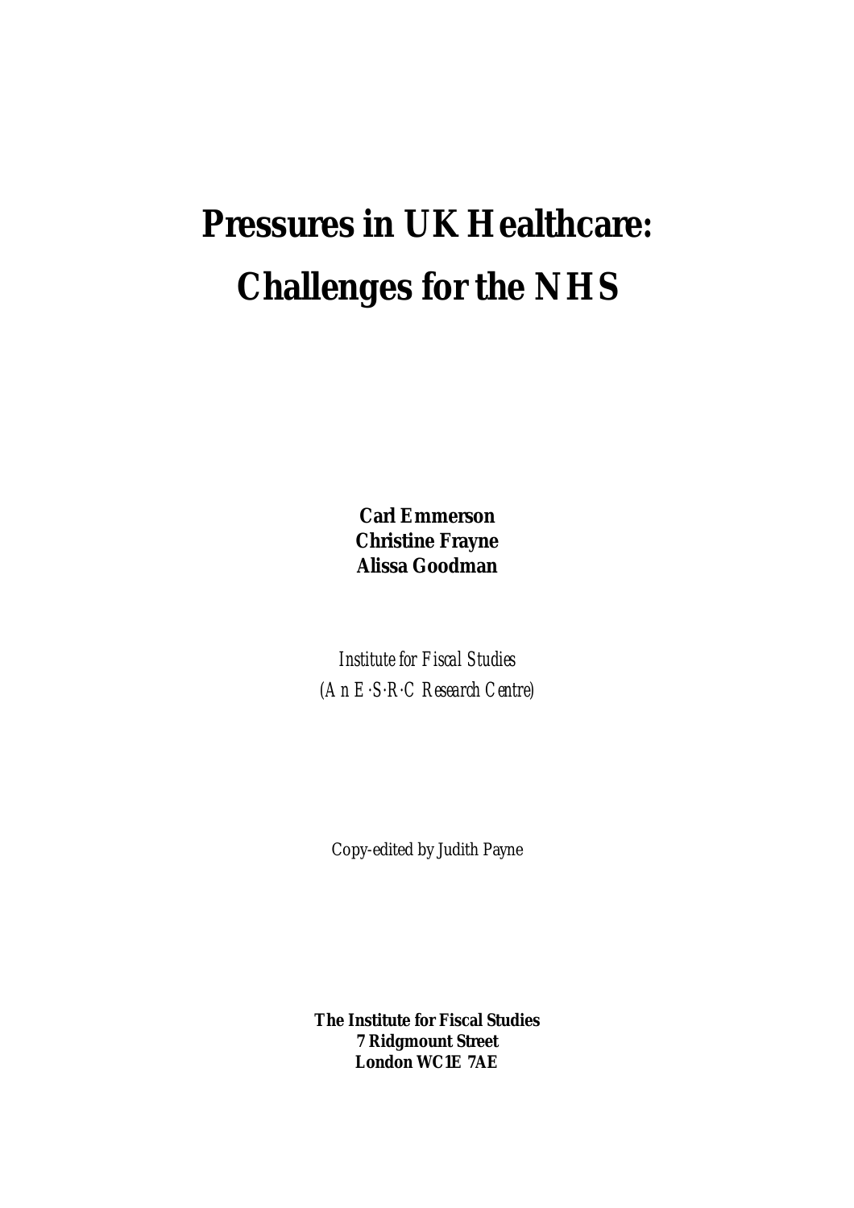# Pressures in UK Healthcare: Challenges for the NHS

**Carl Emmerson**
**Christine Frayne**
**Alissa Goodman**

*Institute for Fiscal Studies*
*(An E·S·R·C Research Centre)*

Copy-edited by Judith Payne

**The Institute for Fiscal Studies**
**7 Ridgmount Street**
**London WC1E 7AE**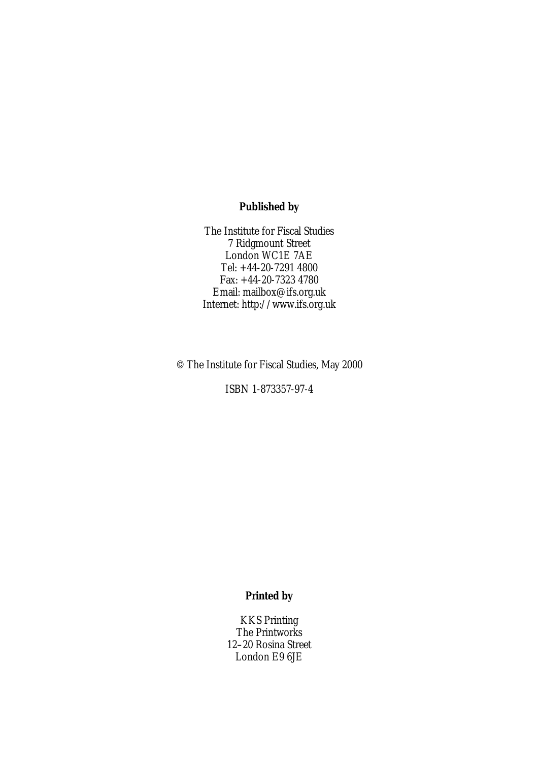**Published by**

The Institute for Fiscal Studies
7 Ridgmount Street
London WC1E 7AE
Tel: +44-20-7291 4800
Fax: +44-20-7323 4780
Email: mailbox@ifs.org.uk
Internet: http://www.ifs.org.uk

© The Institute for Fiscal Studies, May 2000

ISBN 1-873357-97-4

**Printed by**

KKS Printing
The Printworks
12–20 Rosina Street
London E9 6JE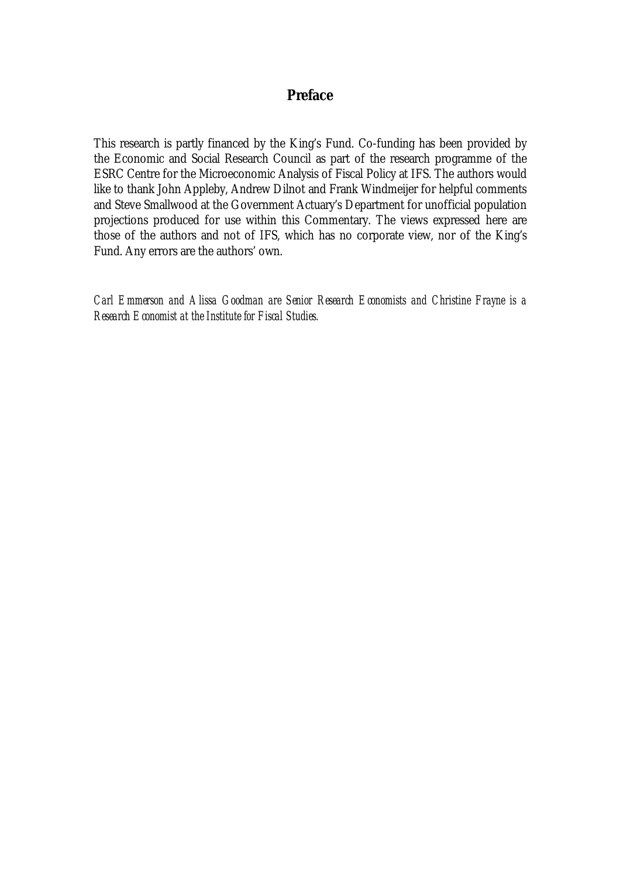# Preface

This research is partly financed by the King's Fund. Co-funding has been provided by the Economic and Social Research Council as part of the research programme of the ESRC Centre for the Microeconomic Analysis of Fiscal Policy at IFS. The authors would like to thank John Appleby, Andrew Dilnot and Frank Windmeijer for helpful comments and Steve Smallwood at the Government Actuary's Department for unofficial population projections produced for use within this Commentary. The views expressed here are those of the authors and not of IFS, which has no corporate view, nor of the King's Fund. Any errors are the authors' own.

*Carl Emmerson and Alissa Goodman are Senior Research Economists and Christine Frayne is a Research Economist at the Institute for Fiscal Studies.*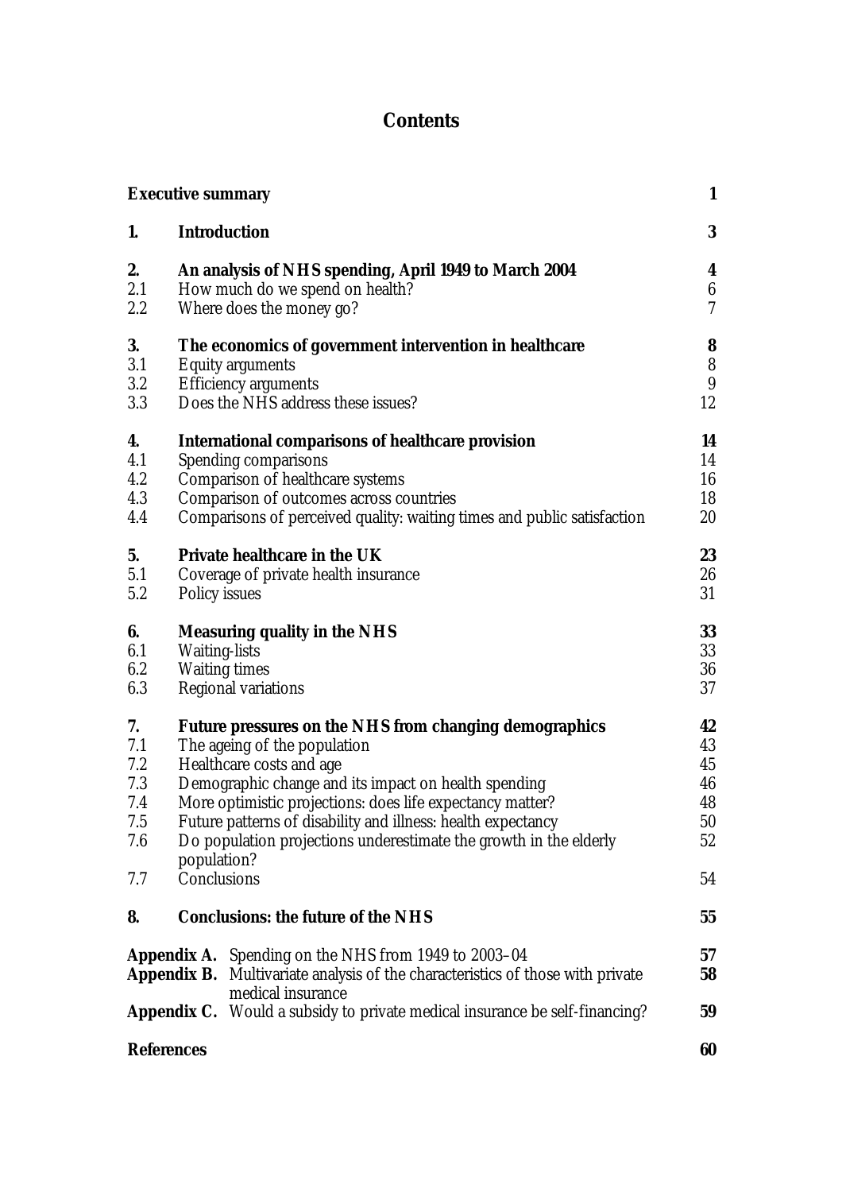# Contents

| | | |
|---|---|---|
| **Executive summary** | | **1** |
| **1.** | **Introduction** | **3** |
| **2.** | **An analysis of NHS spending, April 1949 to March 2004** | **4** |
| 2.1 | How much do we spend on health? | 6 |
| 2.2 | Where does the money go? | 7 |
| **3.** | **The economics of government intervention in healthcare** | **8** |
| 3.1 | Equity arguments | 8 |
| 3.2 | Efficiency arguments | 9 |
| 3.3 | Does the NHS address these issues? | 12 |
| **4.** | **International comparisons of healthcare provision** | **14** |
| 4.1 | Spending comparisons | 14 |
| 4.2 | Comparison of healthcare systems | 16 |
| 4.3 | Comparison of outcomes across countries | 18 |
| 4.4 | Comparisons of perceived quality: waiting times and public satisfaction | 20 |
| **5.** | **Private healthcare in the UK** | **23** |
| 5.1 | Coverage of private health insurance | 26 |
| 5.2 | Policy issues | 31 |
| **6.** | **Measuring quality in the NHS** | **33** |
| 6.1 | Waiting-lists | 33 |
| 6.2 | Waiting times | 36 |
| 6.3 | Regional variations | 37 |
| **7.** | **Future pressures on the NHS from changing demographics** | **42** |
| 7.1 | The ageing of the population | 43 |
| 7.2 | Healthcare costs and age | 45 |
| 7.3 | Demographic change and its impact on health spending | 46 |
| 7.4 | More optimistic projections: does life expectancy matter? | 48 |
| 7.5 | Future patterns of disability and illness: health expectancy | 50 |
| 7.6 | Do population projections underestimate the growth in the elderly population? | 52 |
| 7.7 | Conclusions | 54 |
| **8.** | **Conclusions: the future of the NHS** | **55** |
| **Appendix A.** | Spending on the NHS from 1949 to 2003–04 | **57** |
| **Appendix B.** | Multivariate analysis of the characteristics of those with private medical insurance | **58** |
| **Appendix C.** | Would a subsidy to private medical insurance be self-financing? | **59** |
| **References** | | **60** |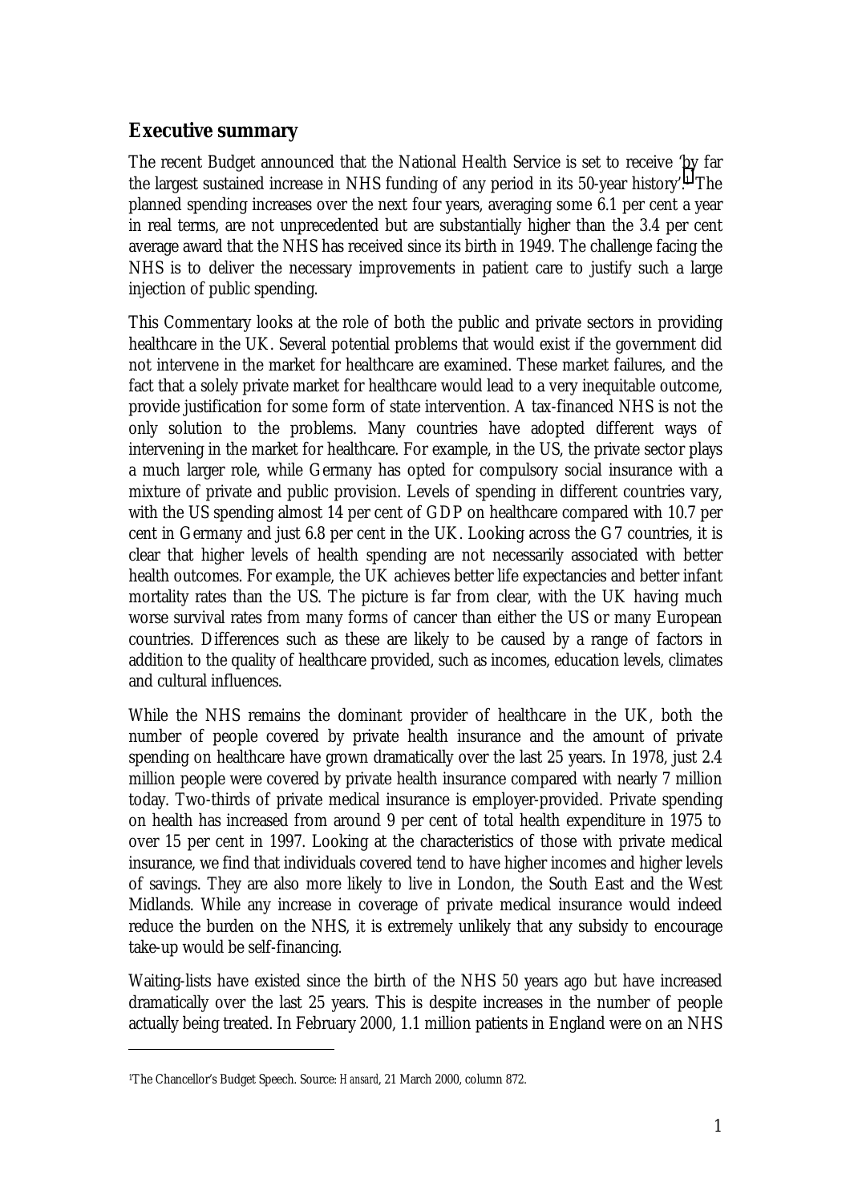## Executive summary

The recent Budget announced that the National Health Service is set to receive 'by far the largest sustained increase in NHS funding of any period in its 50-year history'.[1] The planned spending increases over the next four years, averaging some 6.1 per cent a year in real terms, are not unprecedented but are substantially higher than the 3.4 per cent average award that the NHS has received since its birth in 1949. The challenge facing the NHS is to deliver the necessary improvements in patient care to justify such a large injection of public spending.

This Commentary looks at the role of both the public and private sectors in providing healthcare in the UK. Several potential problems that would exist if the government did not intervene in the market for healthcare are examined. These market failures, and the fact that a solely private market for healthcare would lead to a very inequitable outcome, provide justification for some form of state intervention. A tax-financed NHS is not the only solution to the problems. Many countries have adopted different ways of intervening in the market for healthcare. For example, in the US, the private sector plays a much larger role, while Germany has opted for compulsory social insurance with a mixture of private and public provision. Levels of spending in different countries vary, with the US spending almost 14 per cent of GDP on healthcare compared with 10.7 per cent in Germany and just 6.8 per cent in the UK. Looking across the G7 countries, it is clear that higher levels of health spending are not necessarily associated with better health outcomes. For example, the UK achieves better life expectancies and better infant mortality rates than the US. The picture is far from clear, with the UK having much worse survival rates from many forms of cancer than either the US or many European countries. Differences such as these are likely to be caused by a range of factors in addition to the quality of healthcare provided, such as incomes, education levels, climates and cultural influences.

While the NHS remains the dominant provider of healthcare in the UK, both the number of people covered by private health insurance and the amount of private spending on healthcare have grown dramatically over the last 25 years. In 1978, just 2.4 million people were covered by private health insurance compared with nearly 7 million today. Two-thirds of private medical insurance is employer-provided. Private spending on health has increased from around 9 per cent of total health expenditure in 1975 to over 15 per cent in 1997. Looking at the characteristics of those with private medical insurance, we find that individuals covered tend to have higher incomes and higher levels of savings. They are also more likely to live in London, the South East and the West Midlands. While any increase in coverage of private medical insurance would indeed reduce the burden on the NHS, it is extremely unlikely that any subsidy to encourage take-up would be self-financing.

Waiting-lists have existed since the birth of the NHS 50 years ago but have increased dramatically over the last 25 years. This is despite increases in the number of people actually being treated. In February 2000, 1.1 million patients in England were on an NHS

---

[1] The Chancellor's Budget Speech. Source: *Hansard*, 21 March 2000, column 872.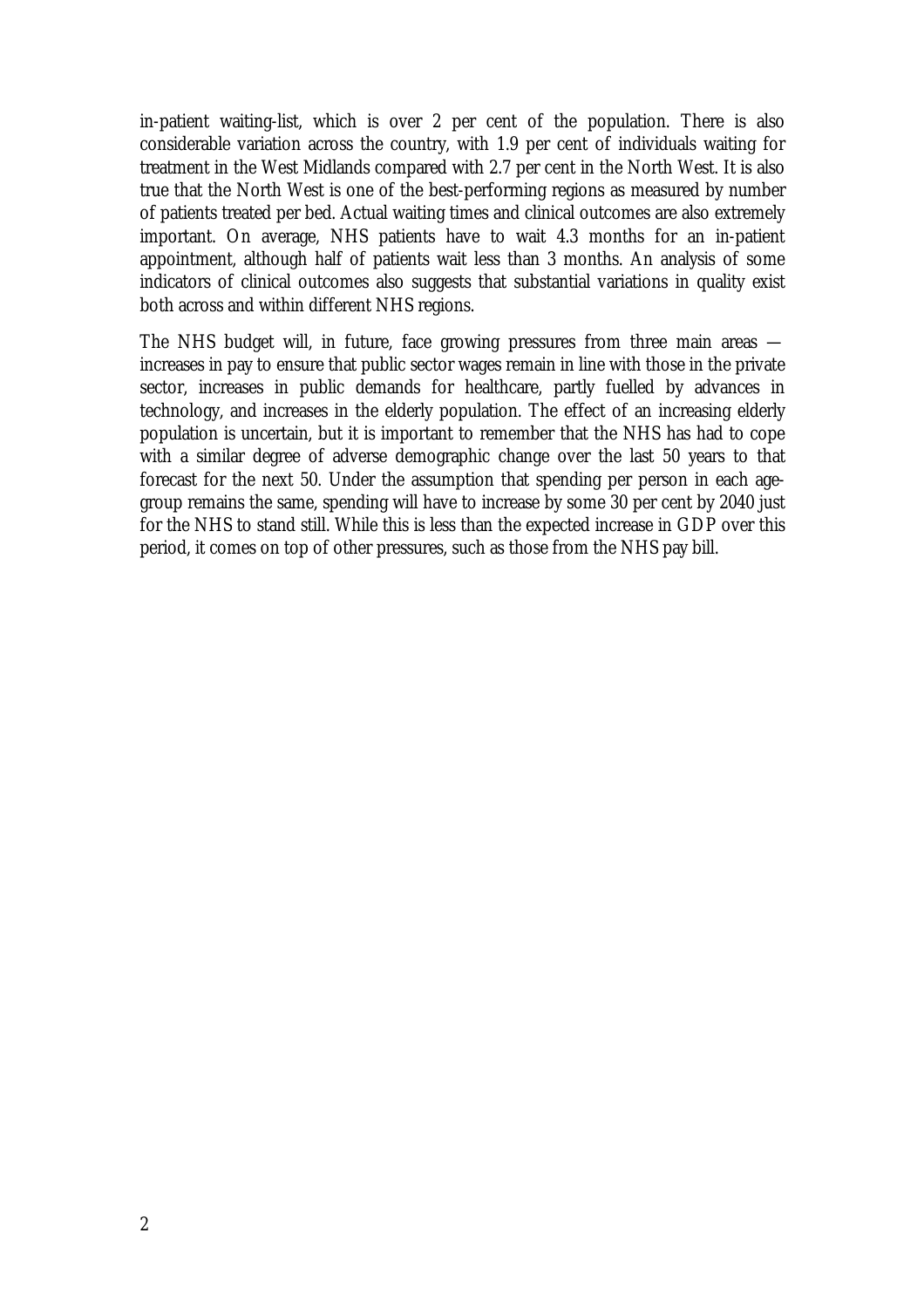in-patient waiting-list, which is over 2 per cent of the population. There is also considerable variation across the country, with 1.9 per cent of individuals waiting for treatment in the West Midlands compared with 2.7 per cent in the North West. It is also true that the North West is one of the best-performing regions as measured by number of patients treated per bed. Actual waiting times and clinical outcomes are also extremely important. On average, NHS patients have to wait 4.3 months for an in-patient appointment, although half of patients wait less than 3 months. An analysis of some indicators of clinical outcomes also suggests that substantial variations in quality exist both across and within different NHS regions.

The NHS budget will, in future, face growing pressures from three main areas — increases in pay to ensure that public sector wages remain in line with those in the private sector, increases in public demands for healthcare, partly fuelled by advances in technology, and increases in the elderly population. The effect of an increasing elderly population is uncertain, but it is important to remember that the NHS has had to cope with a similar degree of adverse demographic change over the last 50 years to that forecast for the next 50. Under the assumption that spending per person in each age-group remains the same, spending will have to increase by some 30 per cent by 2040 just for the NHS to stand still. While this is less than the expected increase in GDP over this period, it comes on top of other pressures, such as those from the NHS pay bill.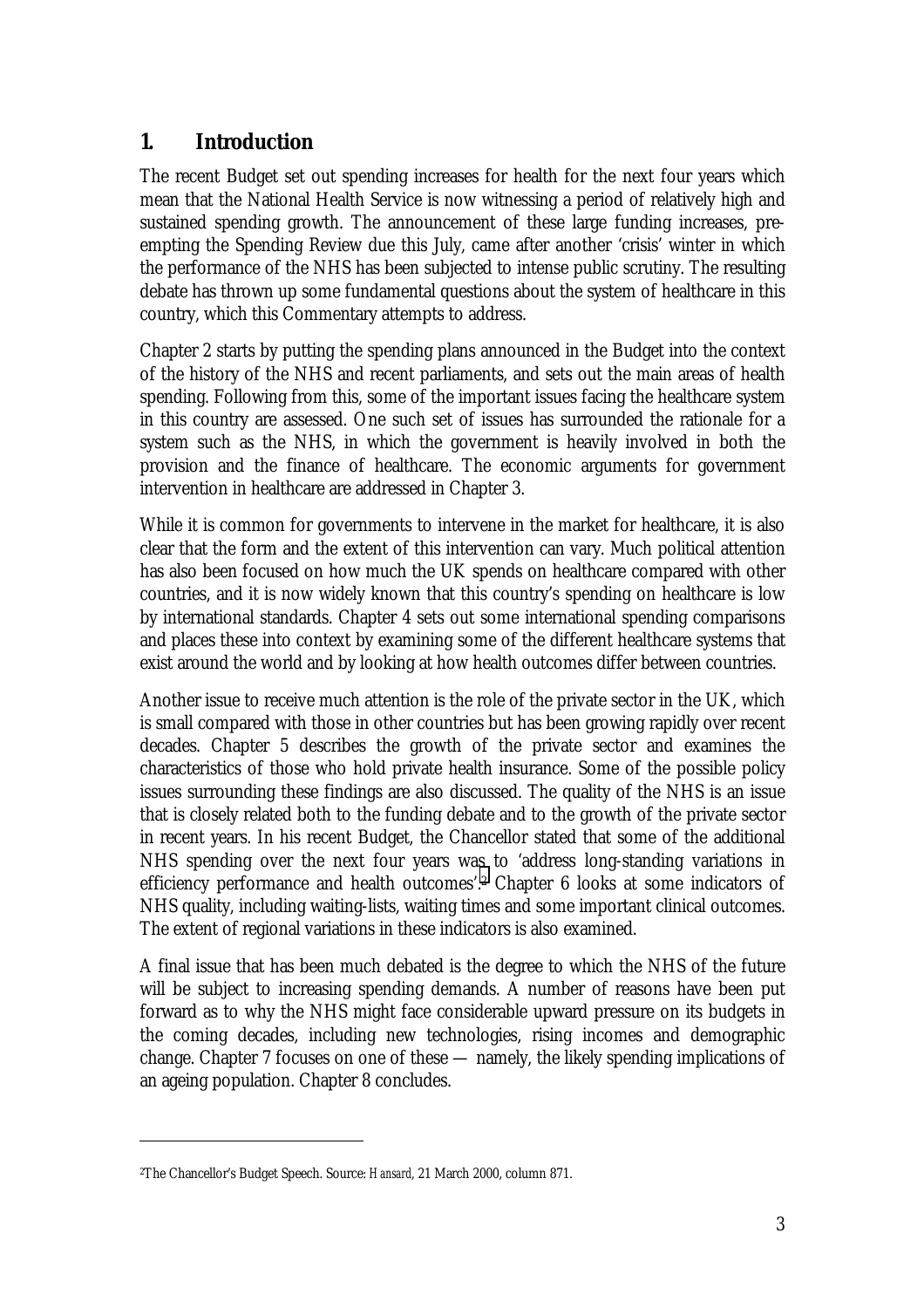# 1. Introduction

The recent Budget set out spending increases for health for the next four years which mean that the National Health Service is now witnessing a period of relatively high and sustained spending growth. The announcement of these large funding increases, pre-empting the Spending Review due this July, came after another 'crisis' winter in which the performance of the NHS has been subjected to intense public scrutiny. The resulting debate has thrown up some fundamental questions about the system of healthcare in this country, which this Commentary attempts to address.

Chapter 2 starts by putting the spending plans announced in the Budget into the context of the history of the NHS and recent parliaments, and sets out the main areas of health spending. Following from this, some of the important issues facing the healthcare system in this country are assessed. One such set of issues has surrounded the rationale for a system such as the NHS, in which the government is heavily involved in both the provision and the finance of healthcare. The economic arguments for government intervention in healthcare are addressed in Chapter 3.

While it is common for governments to intervene in the market for healthcare, it is also clear that the form and the extent of this intervention can vary. Much political attention has also been focused on how much the UK spends on healthcare compared with other countries, and it is now widely known that this country's spending on healthcare is low by international standards. Chapter 4 sets out some international spending comparisons and places these into context by examining some of the different healthcare systems that exist around the world and by looking at how health outcomes differ between countries.

Another issue to receive much attention is the role of the private sector in the UK, which is small compared with those in other countries but has been growing rapidly over recent decades. Chapter 5 describes the growth of the private sector and examines the characteristics of those who hold private health insurance. Some of the possible policy issues surrounding these findings are also discussed. The quality of the NHS is an issue that is closely related both to the funding debate and to the growth of the private sector in recent years. In his recent Budget, the Chancellor stated that some of the additional NHS spending over the next four years was to 'address long-standing variations in efficiency performance and health outcomes'.[2] Chapter 6 looks at some indicators of NHS quality, including waiting-lists, waiting times and some important clinical outcomes. The extent of regional variations in these indicators is also examined.

A final issue that has been much debated is the degree to which the NHS of the future will be subject to increasing spending demands. A number of reasons have been put forward as to why the NHS might face considerable upward pressure on its budgets in the coming decades, including new technologies, rising incomes and demographic change. Chapter 7 focuses on one of these — namely, the likely spending implications of an ageing population. Chapter 8 concludes.

---

[2] The Chancellor's Budget Speech. Source: *Hansard*, 21 March 2000, column 871.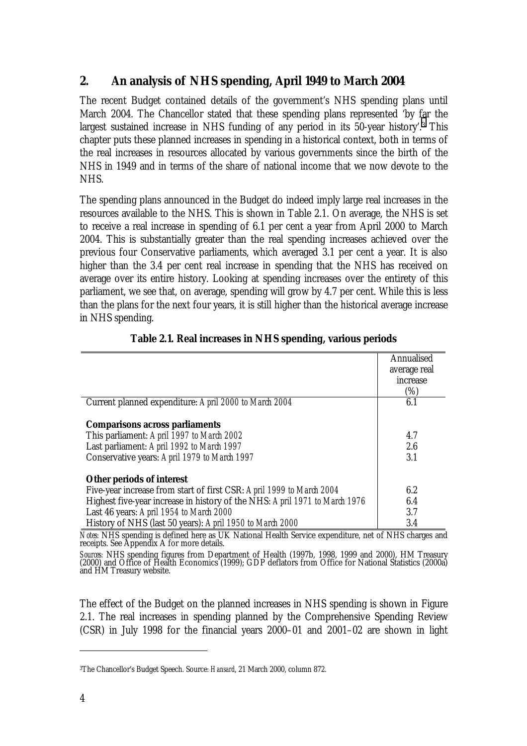## 2. An analysis of NHS spending, April 1949 to March 2004

The recent Budget contained details of the government's NHS spending plans until March 2004. The Chancellor stated that these spending plans represented 'by far the largest sustained increase in NHS funding of any period in its 50-year history'.[3] This chapter puts these planned increases in spending in a historical context, both in terms of the real increases in resources allocated by various governments since the birth of the NHS in 1949 and in terms of the share of national income that we now devote to the NHS.

The spending plans announced in the Budget do indeed imply large real increases in the resources available to the NHS. This is shown in Table 2.1. On average, the NHS is set to receive a real increase in spending of 6.1 per cent a year from April 2000 to March 2004. This is substantially greater than the real spending increases achieved over the previous four Conservative parliaments, which averaged 3.1 per cent a year. It is also higher than the 3.4 per cent real increase in spending that the NHS has received on average over its entire history. Looking at spending increases over the entirety of this parliament, we see that, on average, spending will grow by 4.7 per cent. While this is less than the plans for the next four years, it is still higher than the historical average increase in NHS spending.

**Table 2.1. Real increases in NHS spending, various periods**

| | Annualised average real increase (%) |
|---|---|
| Current planned expenditure: *April 2000 to March 2004* | 6.1 |
| | |
| **Comparisons across parliaments** | |
| This parliament: *April 1997 to March 2002* | 4.7 |
| Last parliament: *April 1992 to March 1997* | 2.6 |
| Conservative years: *April 1979 to March 1997* | 3.1 |
| | |
| **Other periods of interest** | |
| Five-year increase from start of first CSR: *April 1999 to March 2004* | 6.2 |
| Highest five-year increase in history of the NHS: *April 1971 to March 1976* | 6.4 |
| Last 46 years: *April 1954 to March 2000* | 3.7 |
| History of NHS (last 50 years): *April 1950 to March 2000* | 3.4 |

*Notes:* NHS spending is defined here as UK National Health Service expenditure, net of NHS charges and receipts. See Appendix A for more details.

*Sources:* NHS spending figures from Department of Health (1997b, 1998, 1999 and 2000), HM Treasury (2000) and Office of Health Economics (1999); GDP deflators from Office for National Statistics (2000a) and HM Treasury website.

The effect of the Budget on the planned increases in NHS spending is shown in Figure 2.1. The real increases in spending planned by the Comprehensive Spending Review (CSR) in July 1998 for the financial years 2000–01 and 2001–02 are shown in light

[3] The Chancellor's Budget Speech. Source: *Hansard*, 21 March 2000, column 872.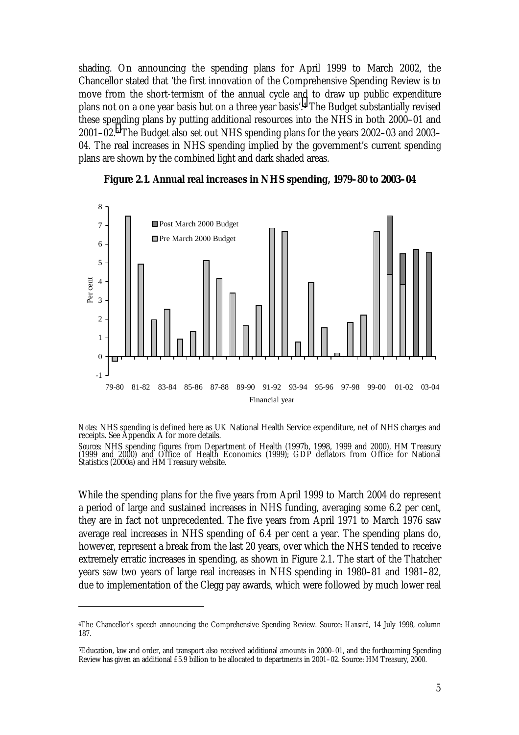shading. On announcing the spending plans for April 1999 to March 2002, the Chancellor stated that 'the first innovation of the Comprehensive Spending Review is to move from the short-termism of the annual cycle and to draw up public expenditure plans not on a one year basis but on a three year basis'.[4] The Budget substantially revised these spending plans by putting additional resources into the NHS in both 2000–01 and 2001–02.[5] The Budget also set out NHS spending plans for the years 2002–03 and 2003–04. The real increases in NHS spending implied by the government's current spending plans are shown by the combined light and dark shaded areas.

**Figure 2.1. Annual real increases in NHS spending, 1979–80 to 2003–04**

*Notes:* NHS spending is defined here as UK National Health Service expenditure, net of NHS charges and receipts. See Appendix A for more details.

*Sources:* NHS spending figures from Department of Health (1997b, 1998, 1999 and 2000), HM Treasury (1999 and 2000) and Office of Health Economics (1999); GDP deflators from Office for National Statistics (2000a) and HM Treasury website.

While the spending plans for the five years from April 1999 to March 2004 do represent a period of large and sustained increases in NHS funding, averaging some 6.2 per cent, they are in fact not unprecedented. The five years from April 1971 to March 1976 saw average real increases in NHS spending of 6.4 per cent a year. The spending plans do, however, represent a break from the last 20 years, over which the NHS tended to receive extremely erratic increases in spending, as shown in Figure 2.1. The start of the Thatcher years saw two years of large real increases in NHS spending in 1980–81 and 1981–82, due to implementation of the Clegg pay awards, which were followed by much lower real

[4] The Chancellor's speech announcing the Comprehensive Spending Review. Source: *Hansard*, 14 July 1998, column 187.

[5] Education, law and order, and transport also received additional amounts in 2000–01, and the forthcoming Spending Review has given an additional £5.9 billion to be allocated to departments in 2001–02. Source: HM Treasury, 2000.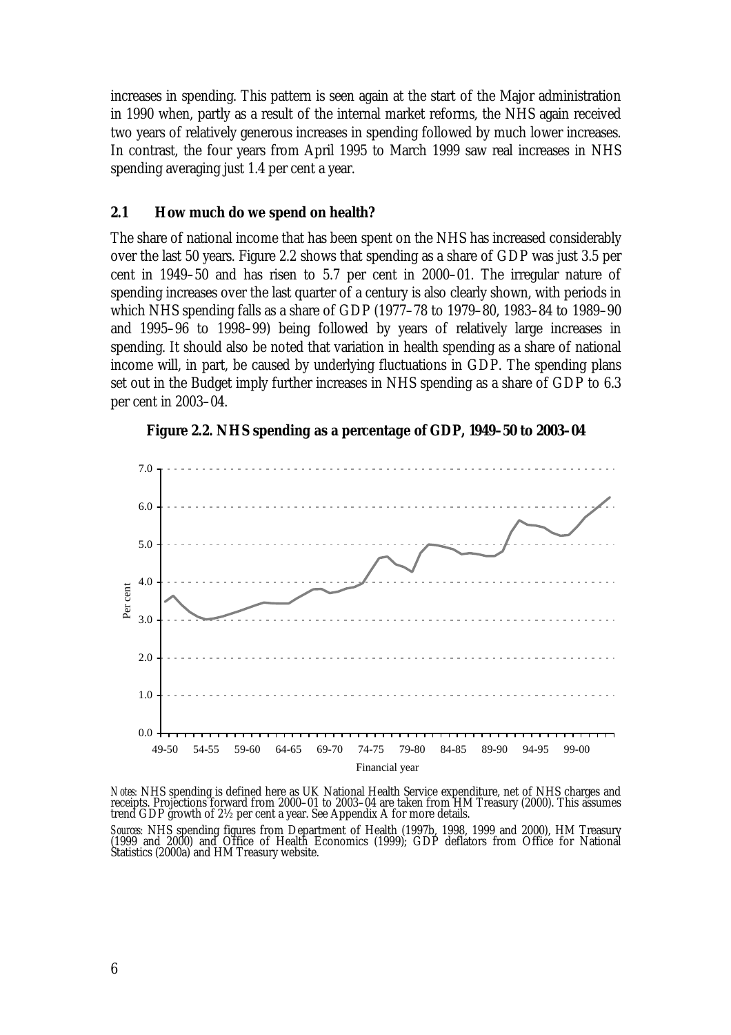increases in spending. This pattern is seen again at the start of the Major administration in 1990 when, partly as a result of the internal market reforms, the NHS again received two years of relatively generous increases in spending followed by much lower increases. In contrast, the four years from April 1995 to March 1999 saw real increases in NHS spending averaging just 1.4 per cent a year.

## 2.1 How much do we spend on health?

The share of national income that has been spent on the NHS has increased considerably over the last 50 years. Figure 2.2 shows that spending as a share of GDP was just 3.5 per cent in 1949–50 and has risen to 5.7 per cent in 2000–01. The irregular nature of spending increases over the last quarter of a century is also clearly shown, with periods in which NHS spending falls as a share of GDP (1977–78 to 1979–80, 1983–84 to 1989–90 and 1995–96 to 1998–99) being followed by years of relatively large increases in spending. It should also be noted that variation in health spending as a share of national income will, in part, be caused by underlying fluctuations in GDP. The spending plans set out in the Budget imply further increases in NHS spending as a share of GDP to 6.3 per cent in 2003–04.

**Figure 2.2. NHS spending as a percentage of GDP, 1949–50 to 2003–04**

*Notes:* NHS spending is defined here as UK National Health Service expenditure, net of NHS charges and receipts. Projections forward from 2000–01 to 2003–04 are taken from HM Treasury (2000). This assumes trend GDP growth of 2½ per cent a year. See Appendix A for more details.

*Sources:* NHS spending figures from Department of Health (1997b, 1998, 1999 and 2000), HM Treasury (1999 and 2000) and Office of Health Economics (1999); GDP deflators from Office for National Statistics (2000a) and HM Treasury website.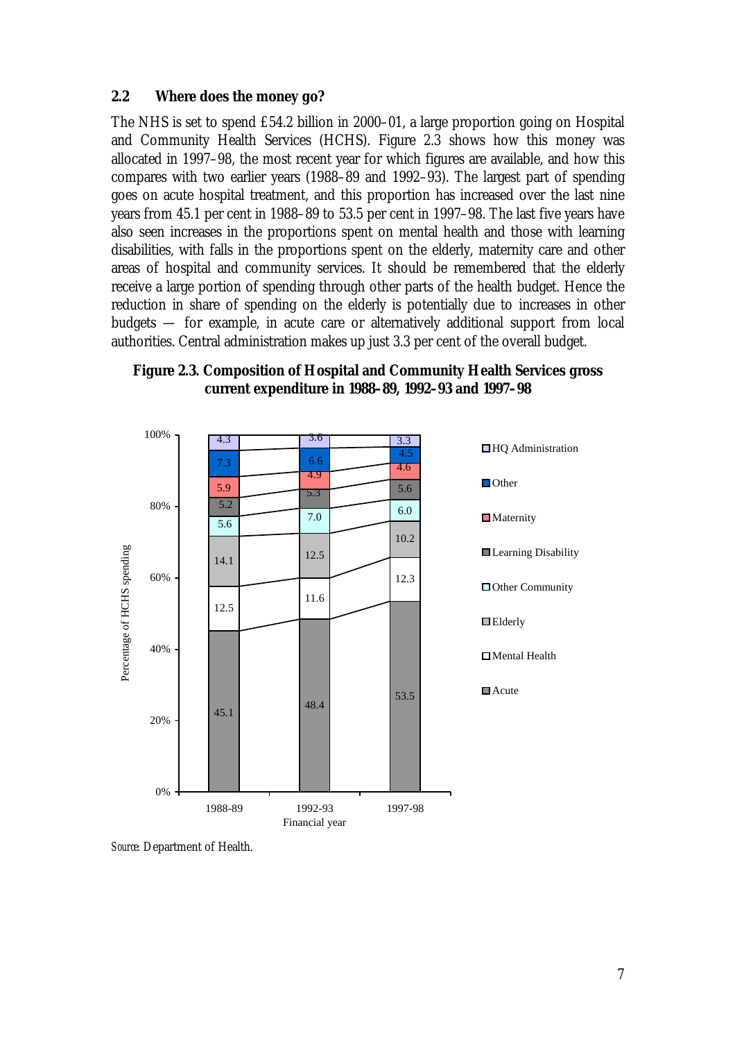## 2.2 Where does the money go?

The NHS is set to spend £54.2 billion in 2000–01, a large proportion going on Hospital and Community Health Services (HCHS). Figure 2.3 shows how this money was allocated in 1997–98, the most recent year for which figures are available, and how this compares with two earlier years (1988–89 and 1992–93). The largest part of spending goes on acute hospital treatment, and this proportion has increased over the last nine years from 45.1 per cent in 1988–89 to 53.5 per cent in 1997–98. The last five years have also seen increases in the proportions spent on mental health and those with learning disabilities, with falls in the proportions spent on the elderly, maternity care and other areas of hospital and community services. It should be remembered that the elderly receive a large portion of spending through other parts of the health budget. Hence the reduction in share of spending on the elderly is potentially due to increases in other budgets — for example, in acute care or alternatively additional support from local authorities. Central administration makes up just 3.3 per cent of the overall budget.

**Figure 2.3. Composition of Hospital and Community Health Services gross current expenditure in 1988–89, 1992–93 and 1997–98**

| Percentage of HCHS spending | 1988-89 | 1992-93 | 1997-98 |
|---|---|---|---|
| HQ Administration | 4.3 | 3.6 | 3.3 |
| Other | 7.3 | 6.6 | 4.5 |
| Maternity | 5.9 | 4.9 | 4.6 |
| Learning Disability | 5.2 | 5.3 | 5.6 |
| Other Community | 5.6 | 7.0 | 6.0 |
| Elderly | 14.1 | 12.5 | 10.2 |
| Mental Health | 12.5 | 11.6 | 12.3 |
| Acute | 45.1 | 48.4 | 53.5 |

*Source:* Department of Health.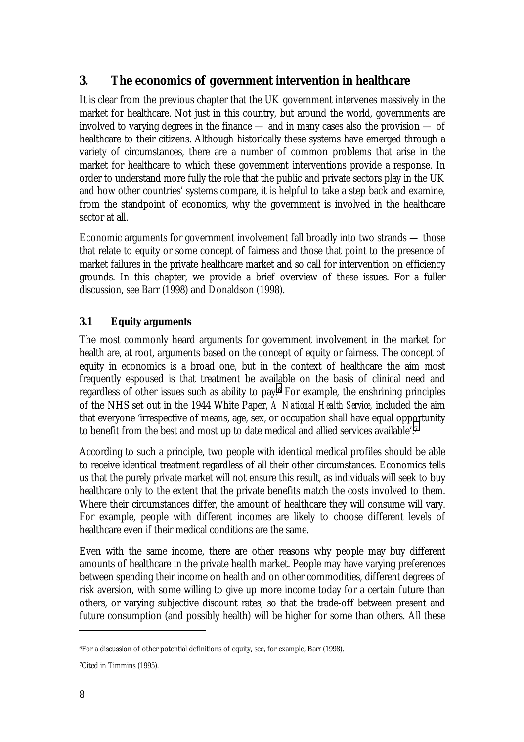## 3. The economics of government intervention in healthcare

It is clear from the previous chapter that the UK government intervenes massively in the market for healthcare. Not just in this country, but around the world, governments are involved to varying degrees in the finance — and in many cases also the provision — of healthcare to their citizens. Although historically these systems have emerged through a variety of circumstances, there are a number of common problems that arise in the market for healthcare to which these government interventions provide a response. In order to understand more fully the role that the public and private sectors play in the UK and how other countries' systems compare, it is helpful to take a step back and examine, from the standpoint of economics, why the government is involved in the healthcare sector at all.

Economic arguments for government involvement fall broadly into two strands — those that relate to equity or some concept of fairness and those that point to the presence of market failures in the private healthcare market and so call for intervention on efficiency grounds. In this chapter, we provide a brief overview of these issues. For a fuller discussion, see Barr (1998) and Donaldson (1998).

### 3.1 Equity arguments

The most commonly heard arguments for government involvement in the market for health are, at root, arguments based on the concept of equity or fairness. The concept of equity in economics is a broad one, but in the context of healthcare the aim most frequently espoused is that treatment be available on the basis of clinical need and regardless of other issues such as ability to pay.[6] For example, the enshrining principles of the NHS set out in the 1944 White Paper, *A National Health Service*, included the aim that everyone 'irrespective of means, age, sex, or occupation shall have equal opportunity to benefit from the best and most up to date medical and allied services available'.[7]

According to such a principle, two people with identical medical profiles should be able to receive identical treatment regardless of all their other circumstances. Economics tells us that the purely private market will not ensure this result, as individuals will seek to buy healthcare only to the extent that the private benefits match the costs involved to them. Where their circumstances differ, the amount of healthcare they will consume will vary. For example, people with different incomes are likely to choose different levels of healthcare even if their medical conditions are the same.

Even with the same income, there are other reasons why people may buy different amounts of healthcare in the private health market. People may have varying preferences between spending their income on health and on other commodities, different degrees of risk aversion, with some willing to give up more income today for a certain future than others, or varying subjective discount rates, so that the trade-off between present and future consumption (and possibly health) will be higher for some than others. All these

---

[6] For a discussion of other potential definitions of equity, see, for example, Barr (1998).

[7] Cited in Timmins (1995).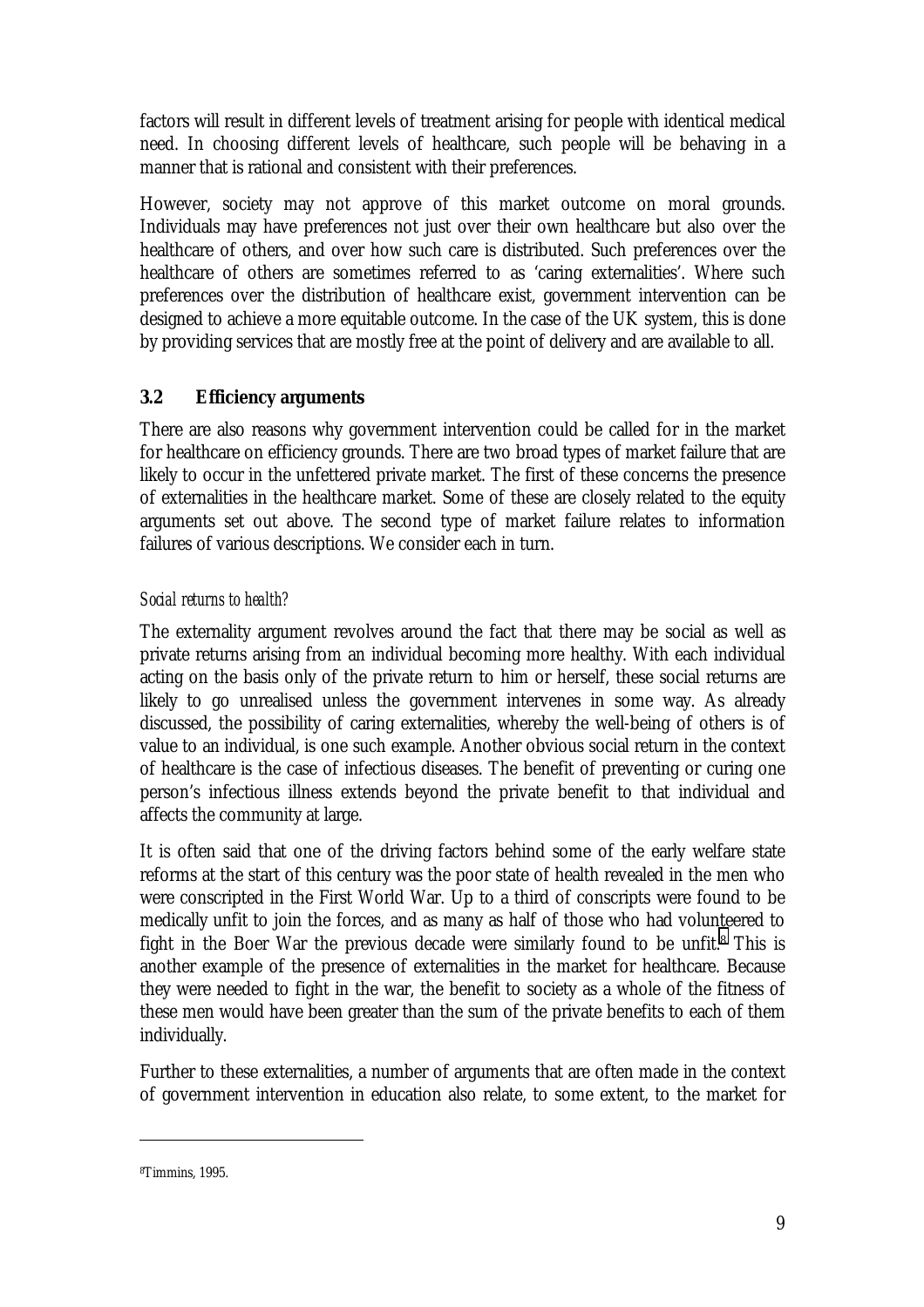factors will result in different levels of treatment arising for people with identical medical need. In choosing different levels of healthcare, such people will be behaving in a manner that is rational and consistent with their preferences.

However, society may not approve of this market outcome on moral grounds. Individuals may have preferences not just over their own healthcare but also over the healthcare of others, and over how such care is distributed. Such preferences over the healthcare of others are sometimes referred to as 'caring externalities'. Where such preferences over the distribution of healthcare exist, government intervention can be designed to achieve a more equitable outcome. In the case of the UK system, this is done by providing services that are mostly free at the point of delivery and are available to all.

### 3.2 Efficiency arguments

There are also reasons why government intervention could be called for in the market for healthcare on efficiency grounds. There are two broad types of market failure that are likely to occur in the unfettered private market. The first of these concerns the presence of externalities in the healthcare market. Some of these are closely related to the equity arguments set out above. The second type of market failure relates to information failures of various descriptions. We consider each in turn.

*Social returns to health?*

The externality argument revolves around the fact that there may be social as well as private returns arising from an individual becoming more healthy. With each individual acting on the basis only of the private return to him or herself, these social returns are likely to go unrealised unless the government intervenes in some way. As already discussed, the possibility of caring externalities, whereby the well-being of others is of value to an individual, is one such example. Another obvious social return in the context of healthcare is the case of infectious diseases. The benefit of preventing or curing one person's infectious illness extends beyond the private benefit to that individual and affects the community at large.

It is often said that one of the driving factors behind some of the early welfare state reforms at the start of this century was the poor state of health revealed in the men who were conscripted in the First World War. Up to a third of conscripts were found to be medically unfit to join the forces, and as many as half of those who had volunteered to fight in the Boer War the previous decade were similarly found to be unfit.[8] This is another example of the presence of externalities in the market for healthcare. Because they were needed to fight in the war, the benefit to society as a whole of the fitness of these men would have been greater than the sum of the private benefits to each of them individually.

Further to these externalities, a number of arguments that are often made in the context of government intervention in education also relate, to some extent, to the market for

[8] Timmins, 1995.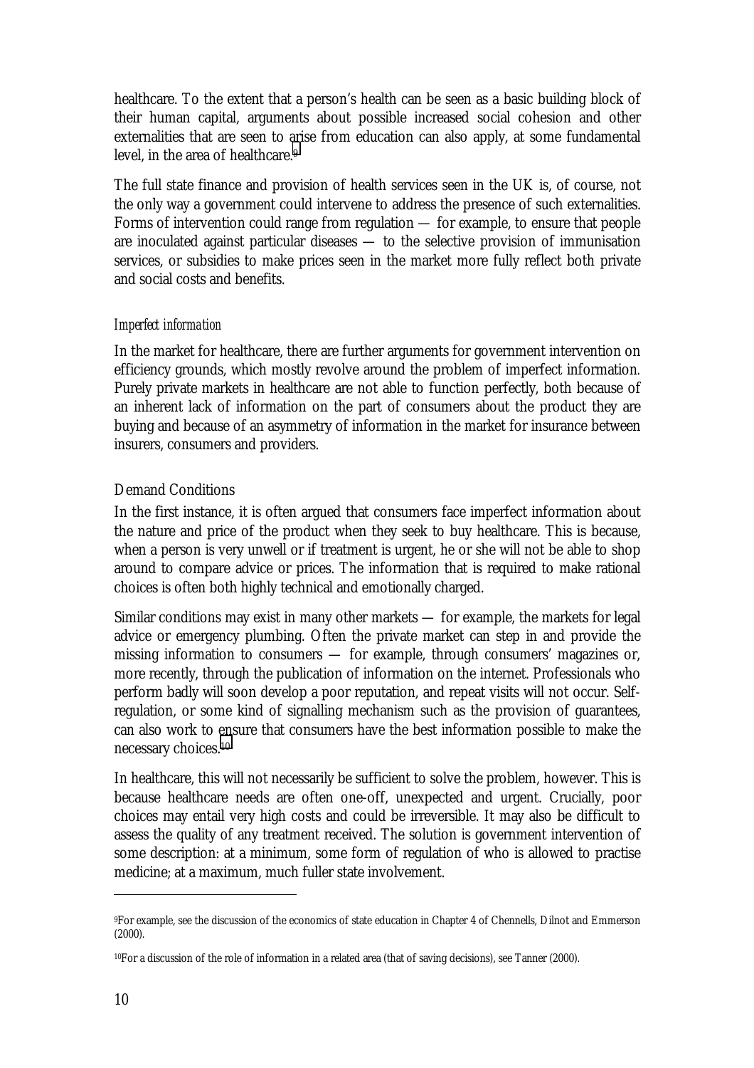healthcare. To the extent that a person's health can be seen as a basic building block of their human capital, arguments about possible increased social cohesion and other externalities that are seen to arise from education can also apply, at some fundamental level, in the area of healthcare.[9]

The full state finance and provision of health services seen in the UK is, of course, not the only way a government could intervene to address the presence of such externalities. Forms of intervention could range from regulation — for example, to ensure that people are inoculated against particular diseases — to the selective provision of immunisation services, or subsidies to make prices seen in the market more fully reflect both private and social costs and benefits.

### *Imperfect information*

In the market for healthcare, there are further arguments for government intervention on efficiency grounds, which mostly revolve around the problem of imperfect information. Purely private markets in healthcare are not able to function perfectly, both because of an inherent lack of information on the part of consumers about the product they are buying and because of an asymmetry of information in the market for insurance between insurers, consumers and providers.

#### Demand Conditions

In the first instance, it is often argued that consumers face imperfect information about the nature and price of the product when they seek to buy healthcare. This is because, when a person is very unwell or if treatment is urgent, he or she will not be able to shop around to compare advice or prices. The information that is required to make rational choices is often both highly technical and emotionally charged.

Similar conditions may exist in many other markets — for example, the markets for legal advice or emergency plumbing. Often the private market can step in and provide the missing information to consumers — for example, through consumers' magazines or, more recently, through the publication of information on the internet. Professionals who perform badly will soon develop a poor reputation, and repeat visits will not occur. Self-regulation, or some kind of signalling mechanism such as the provision of guarantees, can also work to ensure that consumers have the best information possible to make the necessary choices.[10]

In healthcare, this will not necessarily be sufficient to solve the problem, however. This is because healthcare needs are often one-off, unexpected and urgent. Crucially, poor choices may entail very high costs and could be irreversible. It may also be difficult to assess the quality of any treatment received. The solution is government intervention of some description: at a minimum, some form of regulation of who is allowed to practise medicine; at a maximum, much fuller state involvement.

---

[9] For example, see the discussion of the economics of state education in Chapter 4 of Chennells, Dilnot and Emmerson (2000).

[10] For a discussion of the role of information in a related area (that of saving decisions), see Tanner (2000).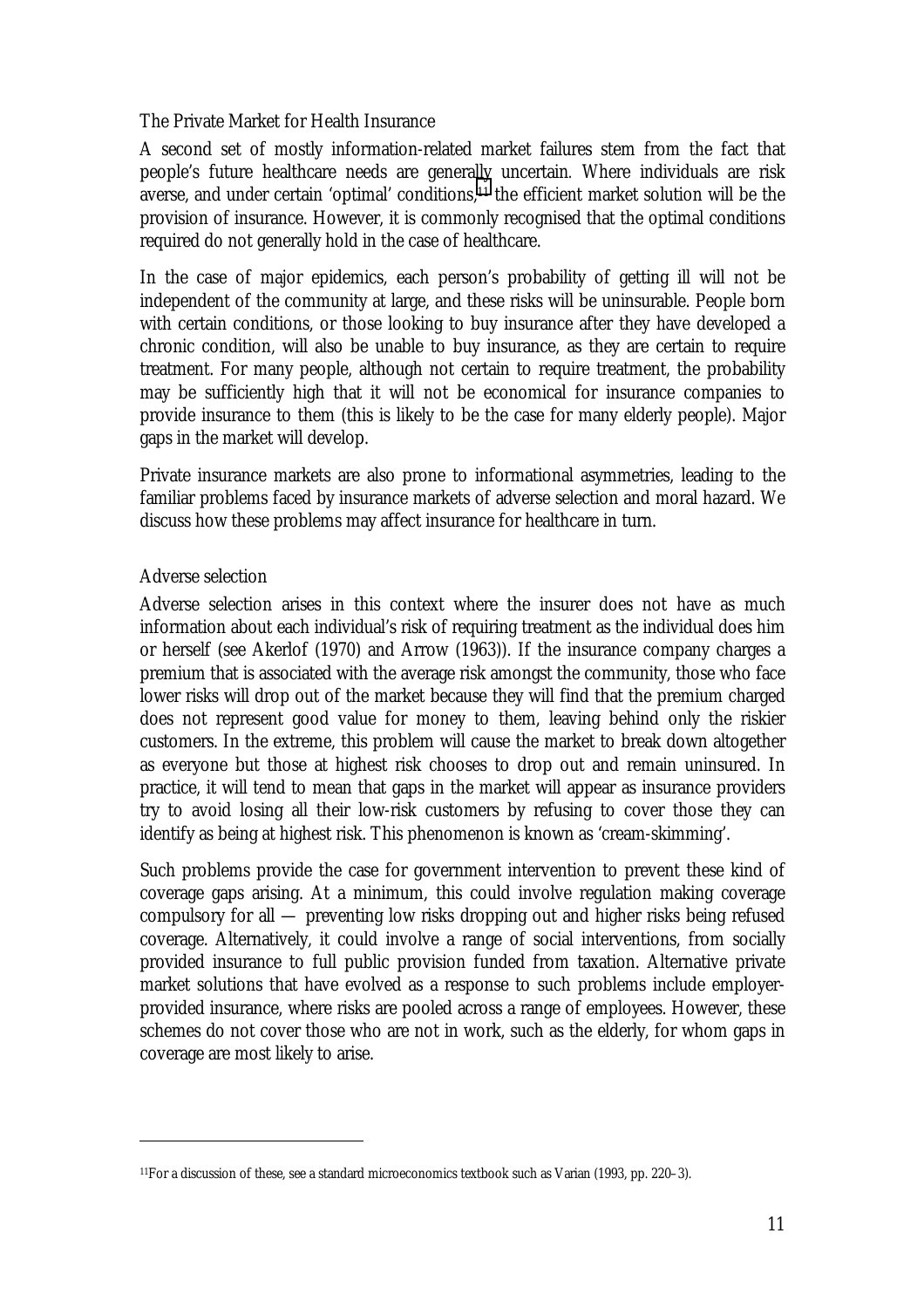### The Private Market for Health Insurance

A second set of mostly information-related market failures stem from the fact that people's future healthcare needs are generally uncertain. Where individuals are risk averse, and under certain 'optimal' conditions,[11] the efficient market solution will be the provision of insurance. However, it is commonly recognised that the optimal conditions required do not generally hold in the case of healthcare.

In the case of major epidemics, each person's probability of getting ill will not be independent of the community at large, and these risks will be uninsurable. People born with certain conditions, or those looking to buy insurance after they have developed a chronic condition, will also be unable to buy insurance, as they are certain to require treatment. For many people, although not certain to require treatment, the probability may be sufficiently high that it will not be economical for insurance companies to provide insurance to them (this is likely to be the case for many elderly people). Major gaps in the market will develop.

Private insurance markets are also prone to informational asymmetries, leading to the familiar problems faced by insurance markets of adverse selection and moral hazard. We discuss how these problems may affect insurance for healthcare in turn.

#### Adverse selection

Adverse selection arises in this context where the insurer does not have as much information about each individual's risk of requiring treatment as the individual does him or herself (see Akerlof (1970) and Arrow (1963)). If the insurance company charges a premium that is associated with the average risk amongst the community, those who face lower risks will drop out of the market because they will find that the premium charged does not represent good value for money to them, leaving behind only the riskier customers. In the extreme, this problem will cause the market to break down altogether as everyone but those at highest risk chooses to drop out and remain uninsured. In practice, it will tend to mean that gaps in the market will appear as insurance providers try to avoid losing all their low-risk customers by refusing to cover those they can identify as being at highest risk. This phenomenon is known as 'cream-skimming'.

Such problems provide the case for government intervention to prevent these kind of coverage gaps arising. At a minimum, this could involve regulation making coverage compulsory for all — preventing low risks dropping out and higher risks being refused coverage. Alternatively, it could involve a range of social interventions, from socially provided insurance to full public provision funded from taxation. Alternative private market solutions that have evolved as a response to such problems include employer-provided insurance, where risks are pooled across a range of employees. However, these schemes do not cover those who are not in work, such as the elderly, for whom gaps in coverage are most likely to arise.

---

[11] For a discussion of these, see a standard microeconomics textbook such as Varian (1993, pp. 220–3).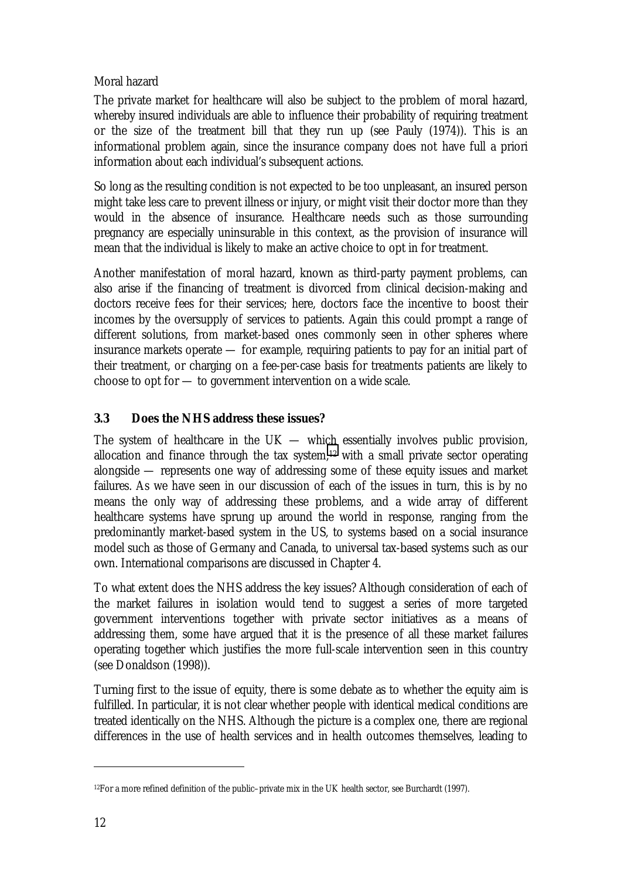Moral hazard

The private market for healthcare will also be subject to the problem of moral hazard, whereby insured individuals are able to influence their probability of requiring treatment or the size of the treatment bill that they run up (see Pauly (1974)). This is an informational problem again, since the insurance company does not have full a priori information about each individual's subsequent actions.

So long as the resulting condition is not expected to be too unpleasant, an insured person might take less care to prevent illness or injury, or might visit their doctor more than they would in the absence of insurance. Healthcare needs such as those surrounding pregnancy are especially uninsurable in this context, as the provision of insurance will mean that the individual is likely to make an active choice to opt in for treatment.

Another manifestation of moral hazard, known as third-party payment problems, can also arise if the financing of treatment is divorced from clinical decision-making and doctors receive fees for their services; here, doctors face the incentive to boost their incomes by the oversupply of services to patients. Again this could prompt a range of different solutions, from market-based ones commonly seen in other spheres where insurance markets operate — for example, requiring patients to pay for an initial part of their treatment, or charging on a fee-per-case basis for treatments patients are likely to choose to opt for — to government intervention on a wide scale.

### 3.3 Does the NHS address these issues?

The system of healthcare in the UK — which essentially involves public provision, allocation and finance through the tax system,[12] with a small private sector operating alongside — represents one way of addressing some of these equity issues and market failures. As we have seen in our discussion of each of the issues in turn, this is by no means the only way of addressing these problems, and a wide array of different healthcare systems have sprung up around the world in response, ranging from the predominantly market-based system in the US, to systems based on a social insurance model such as those of Germany and Canada, to universal tax-based systems such as our own. International comparisons are discussed in Chapter 4.

To what extent does the NHS address the key issues? Although consideration of each of the market failures in isolation would tend to suggest a series of more targeted government interventions together with private sector initiatives as a means of addressing them, some have argued that it is the presence of all these market failures operating together which justifies the more full-scale intervention seen in this country (see Donaldson (1998)).

Turning first to the issue of equity, there is some debate as to whether the equity aim is fulfilled. In particular, it is not clear whether people with identical medical conditions are treated identically on the NHS. Although the picture is a complex one, there are regional differences in the use of health services and in health outcomes themselves, leading to

[12] For a more refined definition of the public–private mix in the UK health sector, see Burchardt (1997).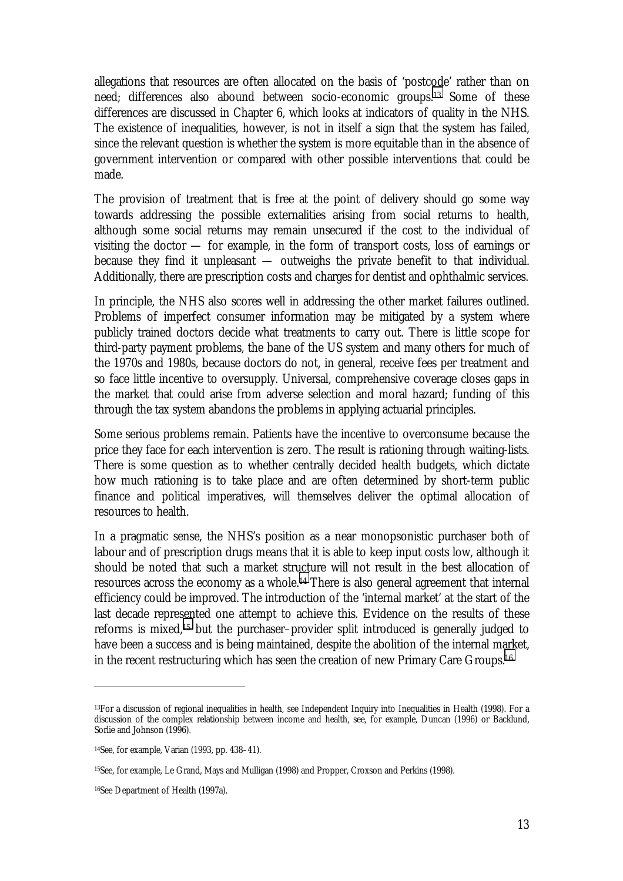allegations that resources are often allocated on the basis of 'postcode' rather than on need; differences also abound between socio-economic groups.[13] Some of these differences are discussed in Chapter 6, which looks at indicators of quality in the NHS. The existence of inequalities, however, is not in itself a sign that the system has failed, since the relevant question is whether the system is more equitable than in the absence of government intervention or compared with other possible interventions that could be made.

The provision of treatment that is free at the point of delivery should go some way towards addressing the possible externalities arising from social returns to health, although some social returns may remain unsecured if the cost to the individual of visiting the doctor — for example, in the form of transport costs, loss of earnings or because they find it unpleasant — outweighs the private benefit to that individual. Additionally, there are prescription costs and charges for dentist and ophthalmic services.

In principle, the NHS also scores well in addressing the other market failures outlined. Problems of imperfect consumer information may be mitigated by a system where publicly trained doctors decide what treatments to carry out. There is little scope for third-party payment problems, the bane of the US system and many others for much of the 1970s and 1980s, because doctors do not, in general, receive fees per treatment and so face little incentive to oversupply. Universal, comprehensive coverage closes gaps in the market that could arise from adverse selection and moral hazard; funding of this through the tax system abandons the problems in applying actuarial principles.

Some serious problems remain. Patients have the incentive to overconsume because the price they face for each intervention is zero. The result is rationing through waiting-lists. There is some question as to whether centrally decided health budgets, which dictate how much rationing is to take place and are often determined by short-term public finance and political imperatives, will themselves deliver the optimal allocation of resources to health.

In a pragmatic sense, the NHS's position as a near monopsonistic purchaser both of labour and of prescription drugs means that it is able to keep input costs low, although it should be noted that such a market structure will not result in the best allocation of resources across the economy as a whole.[14] There is also general agreement that internal efficiency could be improved. The introduction of the 'internal market' at the start of the last decade represented one attempt to achieve this. Evidence on the results of these reforms is mixed,[15] but the purchaser–provider split introduced is generally judged to have been a success and is being maintained, despite the abolition of the internal market, in the recent restructuring which has seen the creation of new Primary Care Groups.[16]

---

[13] For a discussion of regional inequalities in health, see Independent Inquiry into Inequalities in Health (1998). For a discussion of the complex relationship between income and health, see, for example, Duncan (1996) or Backlund, Sorlie and Johnson (1996).

[14] See, for example, Varian (1993, pp. 438–41).

[15] See, for example, Le Grand, Mays and Mulligan (1998) and Propper, Croxson and Perkins (1998).

[16] See Department of Health (1997a).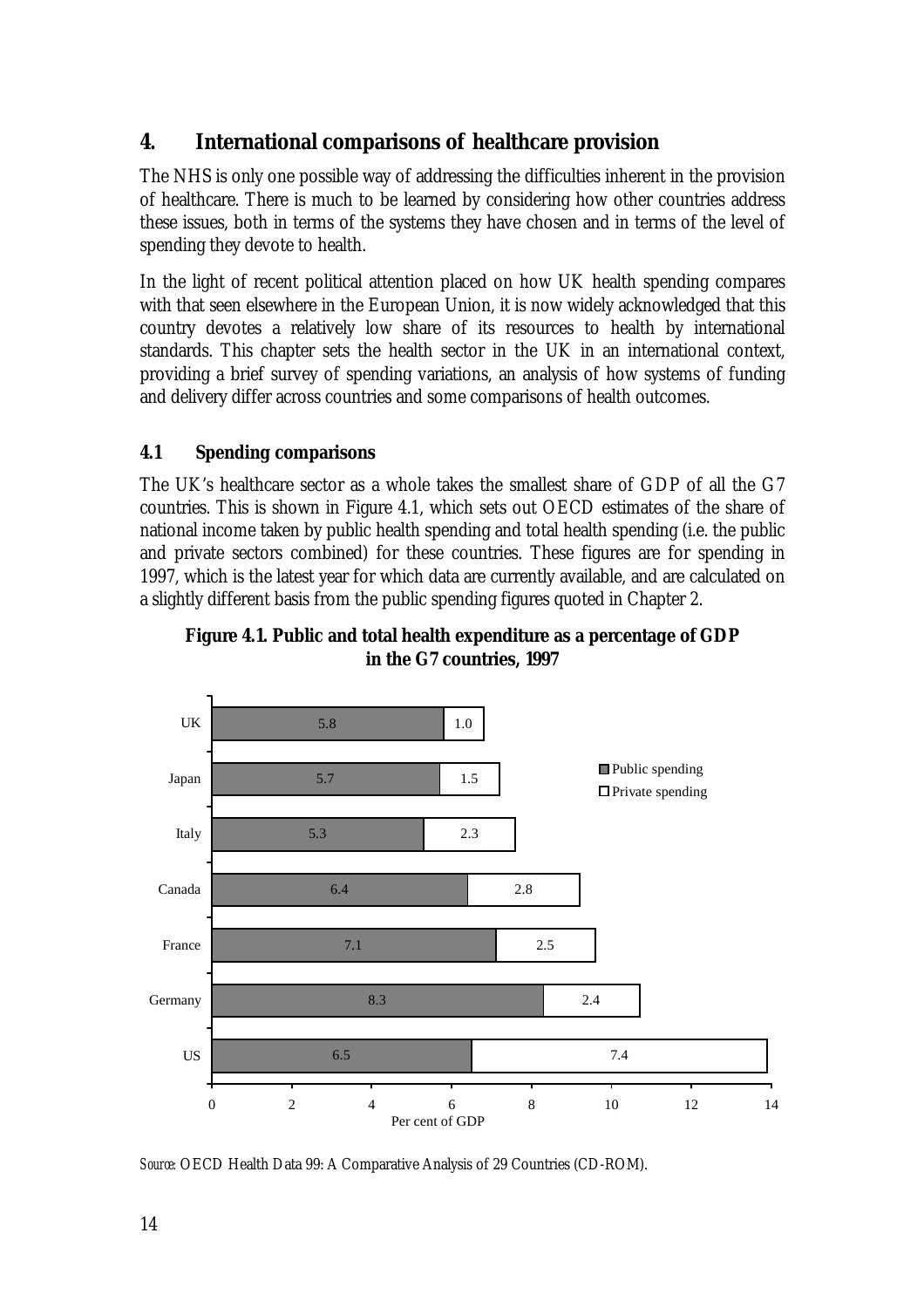## 4. International comparisons of healthcare provision

The NHS is only one possible way of addressing the difficulties inherent in the provision of healthcare. There is much to be learned by considering how other countries address these issues, both in terms of the systems they have chosen and in terms of the level of spending they devote to health.

In the light of recent political attention placed on how UK health spending compares with that seen elsewhere in the European Union, it is now widely acknowledged that this country devotes a relatively low share of its resources to health by international standards. This chapter sets the health sector in the UK in an international context, providing a brief survey of spending variations, an analysis of how systems of funding and delivery differ across countries and some comparisons of health outcomes.

### 4.1 Spending comparisons

The UK's healthcare sector as a whole takes the smallest share of GDP of all the G7 countries. This is shown in Figure 4.1, which sets out OECD estimates of the share of national income taken by public health spending and total health spending (i.e. the public and private sectors combined) for these countries. These figures are for spending in 1997, which is the latest year for which data are currently available, and are calculated on a slightly different basis from the public spending figures quoted in Chapter 2.

**Figure 4.1. Public and total health expenditure as a percentage of GDP in the G7 countries, 1997**

| Country | Public spending | Private spending |
|---|---|---|
| UK | 5.8 | 1.0 |
| Japan | 5.7 | 1.5 |
| Italy | 5.3 | 2.3 |
| Canada | 6.4 | 2.8 |
| France | 7.1 | 2.5 |
| Germany | 8.3 | 2.4 |
| US | 6.5 | 7.4 |

Per cent of GDP

*Source:* OECD Health Data 99: A Comparative Analysis of 29 Countries (CD-ROM).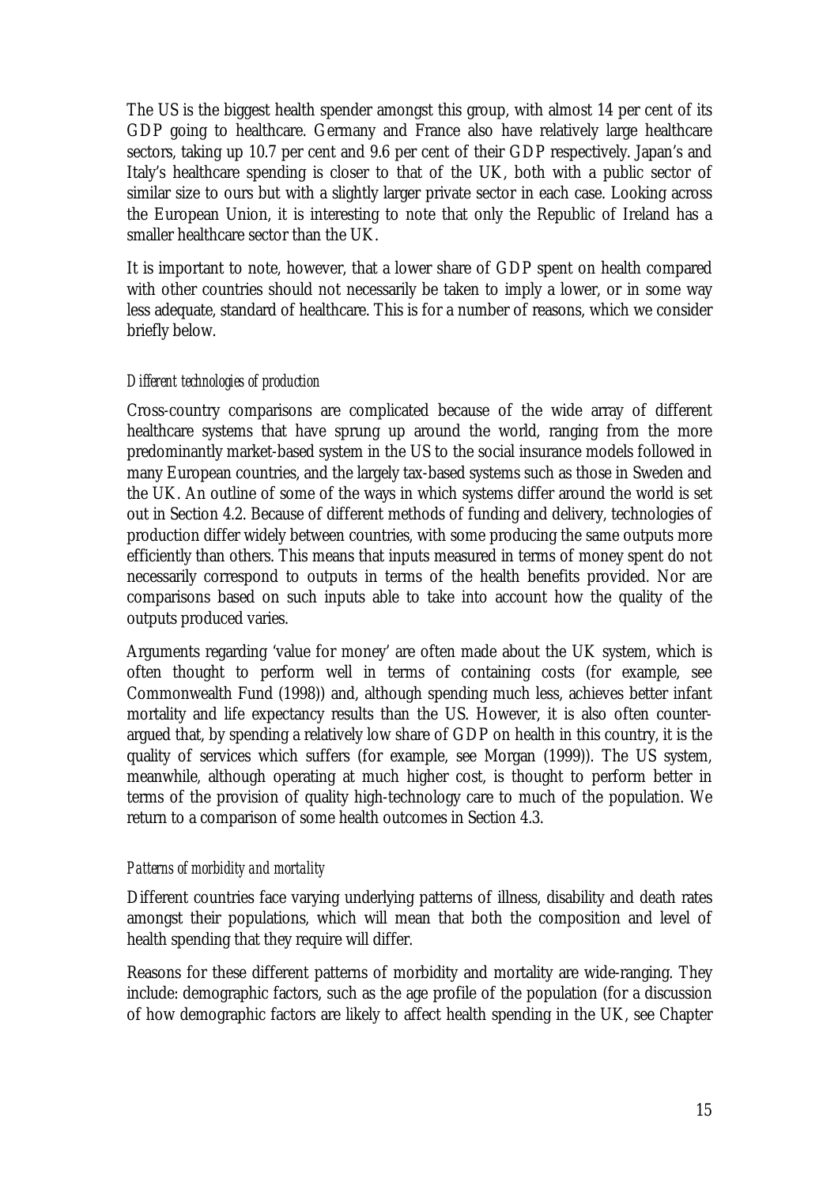The US is the biggest health spender amongst this group, with almost 14 per cent of its GDP going to healthcare. Germany and France also have relatively large healthcare sectors, taking up 10.7 per cent and 9.6 per cent of their GDP respectively. Japan's and Italy's healthcare spending is closer to that of the UK, both with a public sector of similar size to ours but with a slightly larger private sector in each case. Looking across the European Union, it is interesting to note that only the Republic of Ireland has a smaller healthcare sector than the UK.

It is important to note, however, that a lower share of GDP spent on health compared with other countries should not necessarily be taken to imply a lower, or in some way less adequate, standard of healthcare. This is for a number of reasons, which we consider briefly below.

*Different technologies of production*

Cross-country comparisons are complicated because of the wide array of different healthcare systems that have sprung up around the world, ranging from the more predominantly market-based system in the US to the social insurance models followed in many European countries, and the largely tax-based systems such as those in Sweden and the UK. An outline of some of the ways in which systems differ around the world is set out in Section 4.2. Because of different methods of funding and delivery, technologies of production differ widely between countries, with some producing the same outputs more efficiently than others. This means that inputs measured in terms of money spent do not necessarily correspond to outputs in terms of the health benefits provided. Nor are comparisons based on such inputs able to take into account how the quality of the outputs produced varies.

Arguments regarding 'value for money' are often made about the UK system, which is often thought to perform well in terms of containing costs (for example, see Commonwealth Fund (1998)) and, although spending much less, achieves better infant mortality and life expectancy results than the US. However, it is also often counter-argued that, by spending a relatively low share of GDP on health in this country, it is the quality of services which suffers (for example, see Morgan (1999)). The US system, meanwhile, although operating at much higher cost, is thought to perform better in terms of the provision of quality high-technology care to much of the population. We return to a comparison of some health outcomes in Section 4.3.

*Patterns of morbidity and mortality*

Different countries face varying underlying patterns of illness, disability and death rates amongst their populations, which will mean that both the composition and level of health spending that they require will differ.

Reasons for these different patterns of morbidity and mortality are wide-ranging. They include: demographic factors, such as the age profile of the population (for a discussion of how demographic factors are likely to affect health spending in the UK, see Chapter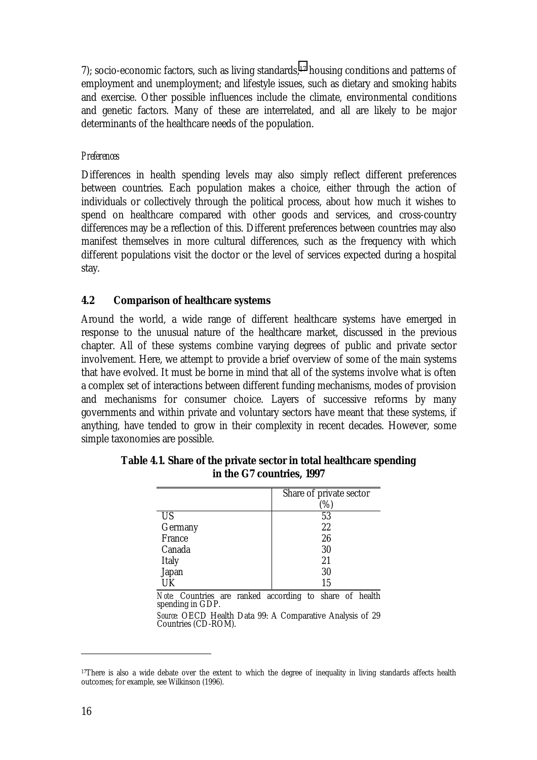7); socio-economic factors, such as living standards,[17] housing conditions and patterns of employment and unemployment; and lifestyle issues, such as dietary and smoking habits and exercise. Other possible influences include the climate, environmental conditions and genetic factors. Many of these are interrelated, and all are likely to be major determinants of the healthcare needs of the population.

*Preferences*

Differences in health spending levels may also simply reflect different preferences between countries. Each population makes a choice, either through the action of individuals or collectively through the political process, about how much it wishes to spend on healthcare compared with other goods and services, and cross-country differences may be a reflection of this. Different preferences between countries may also manifest themselves in more cultural differences, such as the frequency with which different populations visit the doctor or the level of services expected during a hospital stay.

## 4.2 Comparison of healthcare systems

Around the world, a wide range of different healthcare systems have emerged in response to the unusual nature of the healthcare market, discussed in the previous chapter. All of these systems combine varying degrees of public and private sector involvement. Here, we attempt to provide a brief overview of some of the main systems that have evolved. It must be borne in mind that all of the systems involve what is often a complex set of interactions between different funding mechanisms, modes of provision and mechanisms for consumer choice. Layers of successive reforms by many governments and within private and voluntary sectors have meant that these systems, if anything, have tended to grow in their complexity in recent decades. However, some simple taxonomies are possible.

**Table 4.1. Share of the private sector in total healthcare spending in the G7 countries, 1997**

| | Share of private sector (%) |
|---|---|
| US | 53 |
| Germany | 22 |
| France | 26 |
| Canada | 30 |
| Italy | 21 |
| Japan | 30 |
| UK | 15 |

*Note*: Countries are ranked according to share of health spending in GDP.

*Source*: OECD Health Data 99: A Comparative Analysis of 29 Countries (CD-ROM).

---

[17] There is also a wide debate over the extent to which the degree of inequality in living standards affects health outcomes; for example, see Wilkinson (1996).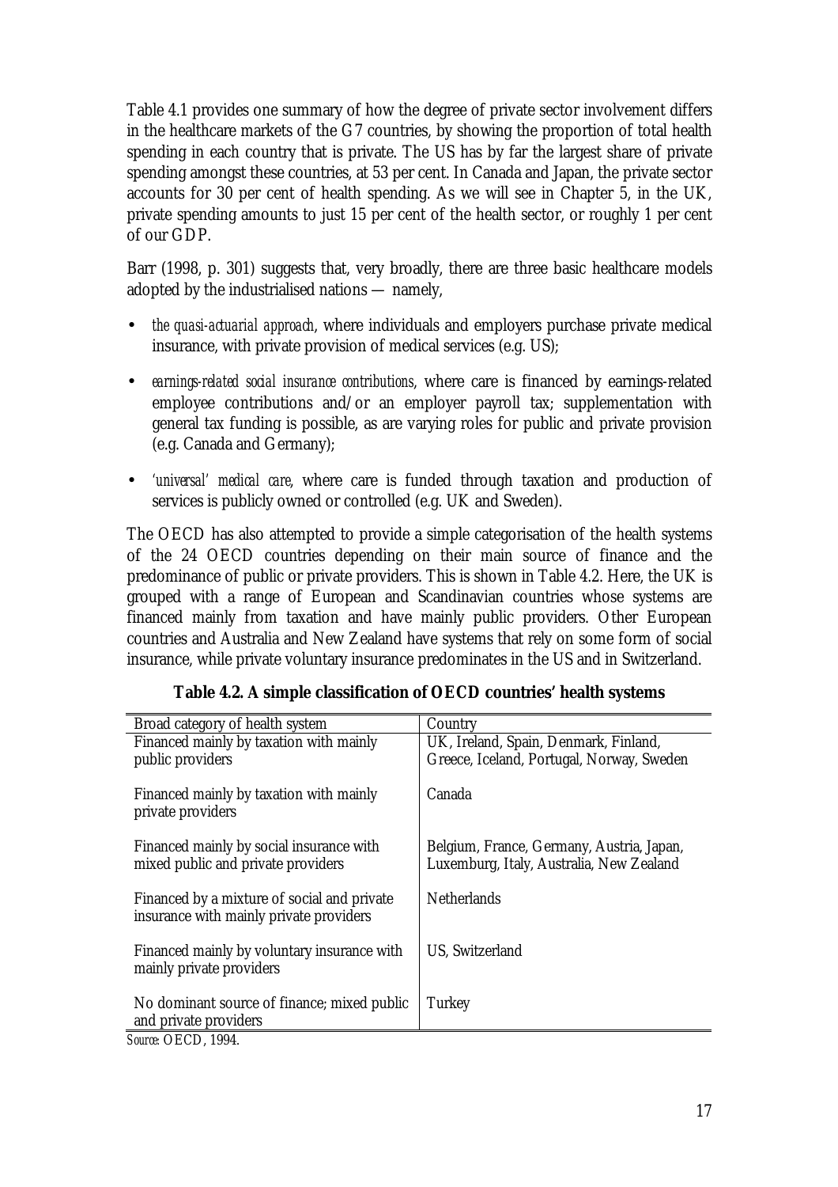Table 4.1 provides one summary of how the degree of private sector involvement differs in the healthcare markets of the G7 countries, by showing the proportion of total health spending in each country that is private. The US has by far the largest share of private spending amongst these countries, at 53 per cent. In Canada and Japan, the private sector accounts for 30 per cent of health spending. As we will see in Chapter 5, in the UK, private spending amounts to just 15 per cent of the health sector, or roughly 1 per cent of our GDP.

Barr (1998, p. 301) suggests that, very broadly, there are three basic healthcare models adopted by the industrialised nations — namely,

- *the quasi-actuarial approach*, where individuals and employers purchase private medical insurance, with private provision of medical services (e.g. US);
- *earnings-related social insurance contributions*, where care is financed by earnings-related employee contributions and/or an employer payroll tax; supplementation with general tax funding is possible, as are varying roles for public and private provision (e.g. Canada and Germany);
- *'universal' medical care*, where care is funded through taxation and production of services is publicly owned or controlled (e.g. UK and Sweden).

The OECD has also attempted to provide a simple categorisation of the health systems of the 24 OECD countries depending on their main source of finance and the predominance of public or private providers. This is shown in Table 4.2. Here, the UK is grouped with a range of European and Scandinavian countries whose systems are financed mainly from taxation and have mainly public providers. Other European countries and Australia and New Zealand have systems that rely on some form of social insurance, while private voluntary insurance predominates in the US and in Switzerland.

**Table 4.2. A simple classification of OECD countries' health systems**

| Broad category of health system | Country |
|---|---|
| Financed mainly by taxation with mainly public providers | UK, Ireland, Spain, Denmark, Finland, Greece, Iceland, Portugal, Norway, Sweden |
| Financed mainly by taxation with mainly private providers | Canada |
| Financed mainly by social insurance with mixed public and private providers | Belgium, France, Germany, Austria, Japan, Luxemburg, Italy, Australia, New Zealand |
| Financed by a mixture of social and private insurance with mainly private providers | Netherlands |
| Financed mainly by voluntary insurance with mainly private providers | US, Switzerland |
| No dominant source of finance; mixed public and private providers | Turkey |

*Source*: OECD, 1994.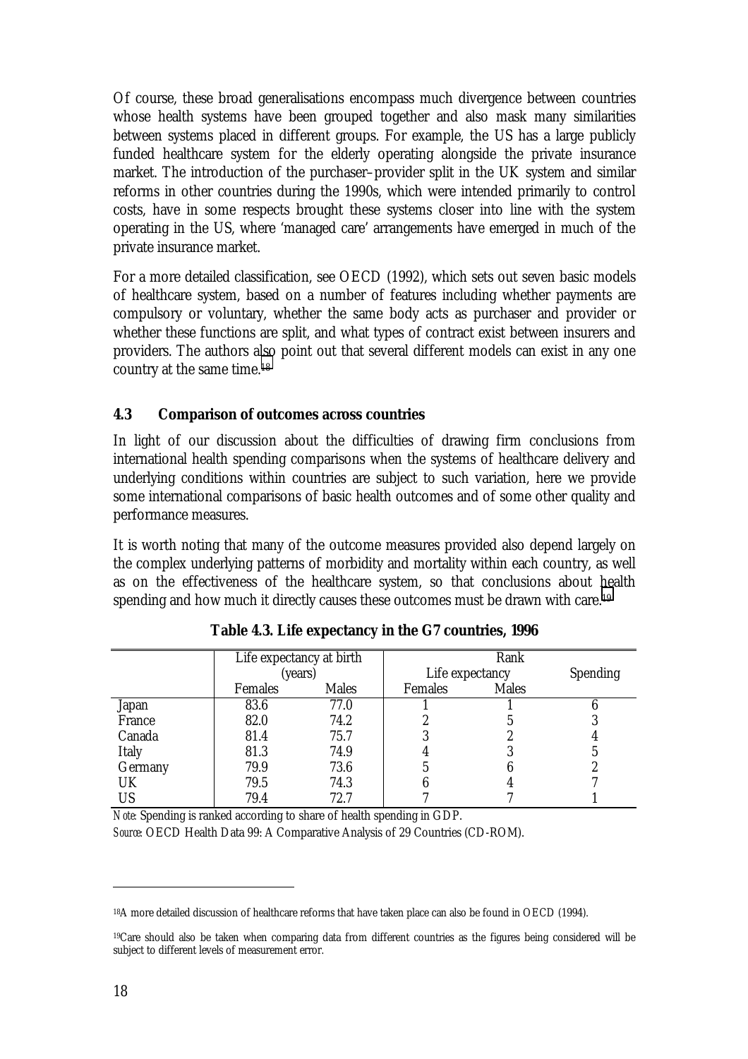Of course, these broad generalisations encompass much divergence between countries whose health systems have been grouped together and also mask many similarities between systems placed in different groups. For example, the US has a large publicly funded healthcare system for the elderly operating alongside the private insurance market. The introduction of the purchaser–provider split in the UK system and similar reforms in other countries during the 1990s, which were intended primarily to control costs, have in some respects brought these systems closer into line with the system operating in the US, where 'managed care' arrangements have emerged in much of the private insurance market.

For a more detailed classification, see OECD (1992), which sets out seven basic models of healthcare system, based on a number of features including whether payments are compulsory or voluntary, whether the same body acts as purchaser and provider or whether these functions are split, and what types of contract exist between insurers and providers. The authors also point out that several different models can exist in any one country at the same time.[18]

## 4.3 Comparison of outcomes across countries

In light of our discussion about the difficulties of drawing firm conclusions from international health spending comparisons when the systems of healthcare delivery and underlying conditions within countries are subject to such variation, here we provide some international comparisons of basic health outcomes and of some other quality and performance measures.

It is worth noting that many of the outcome measures provided also depend largely on the complex underlying patterns of morbidity and mortality within each country, as well as on the effectiveness of the healthcare system, so that conclusions about health spending and how much it directly causes these outcomes must be drawn with care.[19]

**Table 4.3. Life expectancy in the G7 countries, 1996**

| | Life expectancy at birth (years) | | Rank | | |
|---|---|---|---|---|---|
| | | | Life expectancy | | Spending |
| | Females | Males | Females | Males | |
| Japan | 83.6 | 77.0 | 1 | 1 | 6 |
| France | 82.0 | 74.2 | 2 | 5 | 3 |
| Canada | 81.4 | 75.7 | 3 | 2 | 4 |
| Italy | 81.3 | 74.9 | 4 | 3 | 5 |
| Germany | 79.9 | 73.6 | 5 | 6 | 2 |
| UK | 79.5 | 74.3 | 6 | 4 | 7 |
| US | 79.4 | 72.7 | 7 | 7 | 1 |

*Note:* Spending is ranked according to share of health spending in GDP.

*Source:* OECD Health Data 99: A Comparative Analysis of 29 Countries (CD-ROM).

---

[18] A more detailed discussion of healthcare reforms that have taken place can also be found in OECD (1994).

[19] Care should also be taken when comparing data from different countries as the figures being considered will be subject to different levels of measurement error.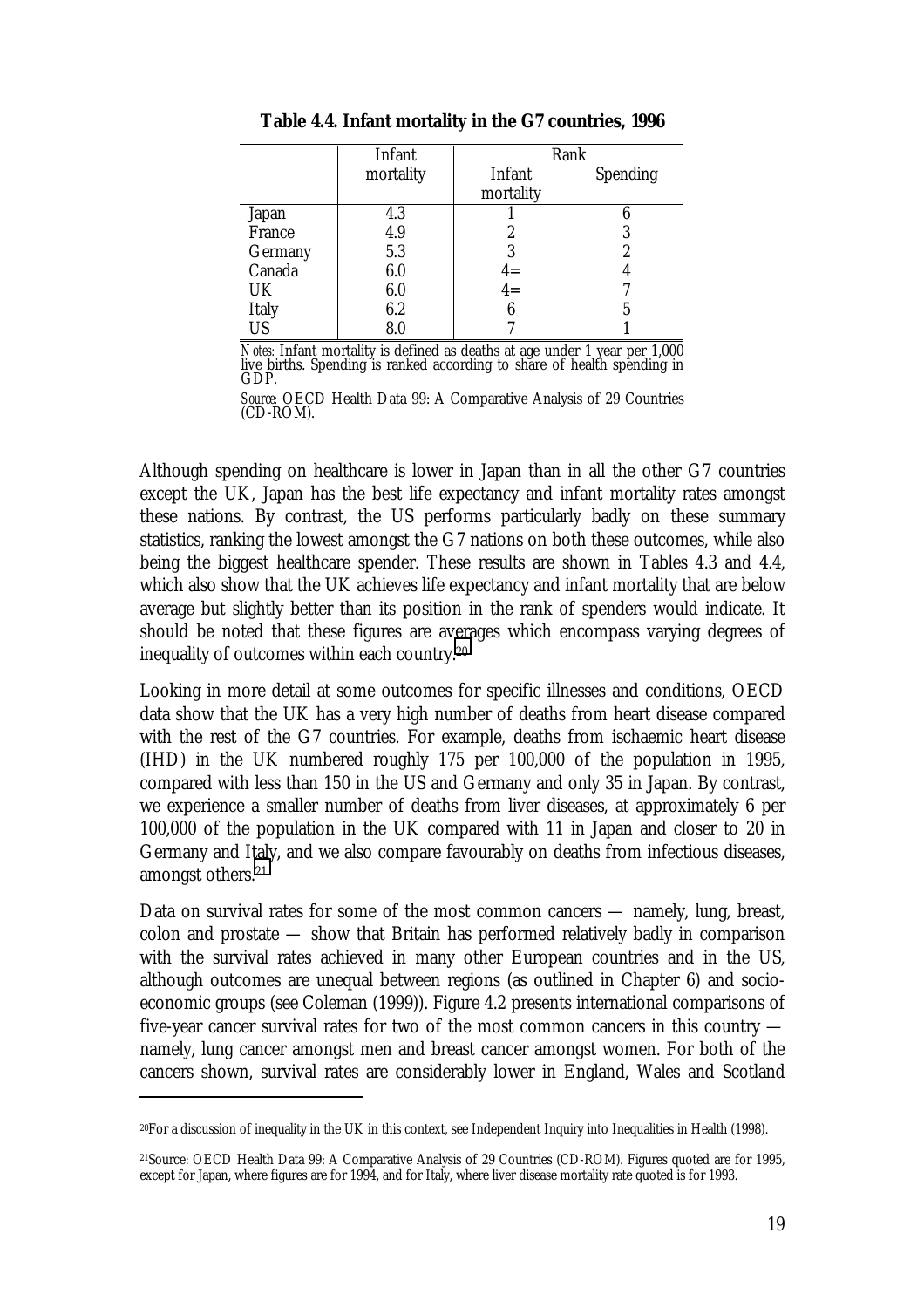**Table 4.4. Infant mortality in the G7 countries, 1996**

| | Infant mortality | Rank | |
|---|---|---|---|
| | | Infant mortality | Spending |
| Japan | 4.3 | 1 | 6 |
| France | 4.9 | 2 | 3 |
| Germany | 5.3 | 3 | 2 |
| Canada | 6.0 | 4= | 4 |
| UK | 6.0 | 4= | 7 |
| Italy | 6.2 | 6 | 5 |
| US | 8.0 | 7 | 1 |

*Notes:* Infant mortality is defined as deaths at age under 1 year per 1,000 live births. Spending is ranked according to share of health spending in GDP.

*Source:* OECD Health Data 99: A Comparative Analysis of 29 Countries (CD-ROM).

Although spending on healthcare is lower in Japan than in all the other G7 countries except the UK, Japan has the best life expectancy and infant mortality rates amongst these nations. By contrast, the US performs particularly badly on these summary statistics, ranking the lowest amongst the G7 nations on both these outcomes, while also being the biggest healthcare spender. These results are shown in Tables 4.3 and 4.4, which also show that the UK achieves life expectancy and infant mortality that are below average but slightly better than its position in the rank of spenders would indicate. It should be noted that these figures are averages which encompass varying degrees of inequality of outcomes within each country.[20]

Looking in more detail at some outcomes for specific illnesses and conditions, OECD data show that the UK has a very high number of deaths from heart disease compared with the rest of the G7 countries. For example, deaths from ischaemic heart disease (IHD) in the UK numbered roughly 175 per 100,000 of the population in 1995, compared with less than 150 in the US and Germany and only 35 in Japan. By contrast, we experience a smaller number of deaths from liver diseases, at approximately 6 per 100,000 of the population in the UK compared with 11 in Japan and closer to 20 in Germany and Italy, and we also compare favourably on deaths from infectious diseases, amongst others.[21]

Data on survival rates for some of the most common cancers — namely, lung, breast, colon and prostate — show that Britain has performed relatively badly in comparison with the survival rates achieved in many other European countries and in the US, although outcomes are unequal between regions (as outlined in Chapter 6) and socio-economic groups (see Coleman (1999)). Figure 4.2 presents international comparisons of five-year cancer survival rates for two of the most common cancers in this country — namely, lung cancer amongst men and breast cancer amongst women. For both of the cancers shown, survival rates are considerably lower in England, Wales and Scotland

---

[20] For a discussion of inequality in the UK in this context, see Independent Inquiry into Inequalities in Health (1998).

[21] Source: OECD Health Data 99: A Comparative Analysis of 29 Countries (CD-ROM). Figures quoted are for 1995, except for Japan, where figures are for 1994, and for Italy, where liver disease mortality rate quoted is for 1993.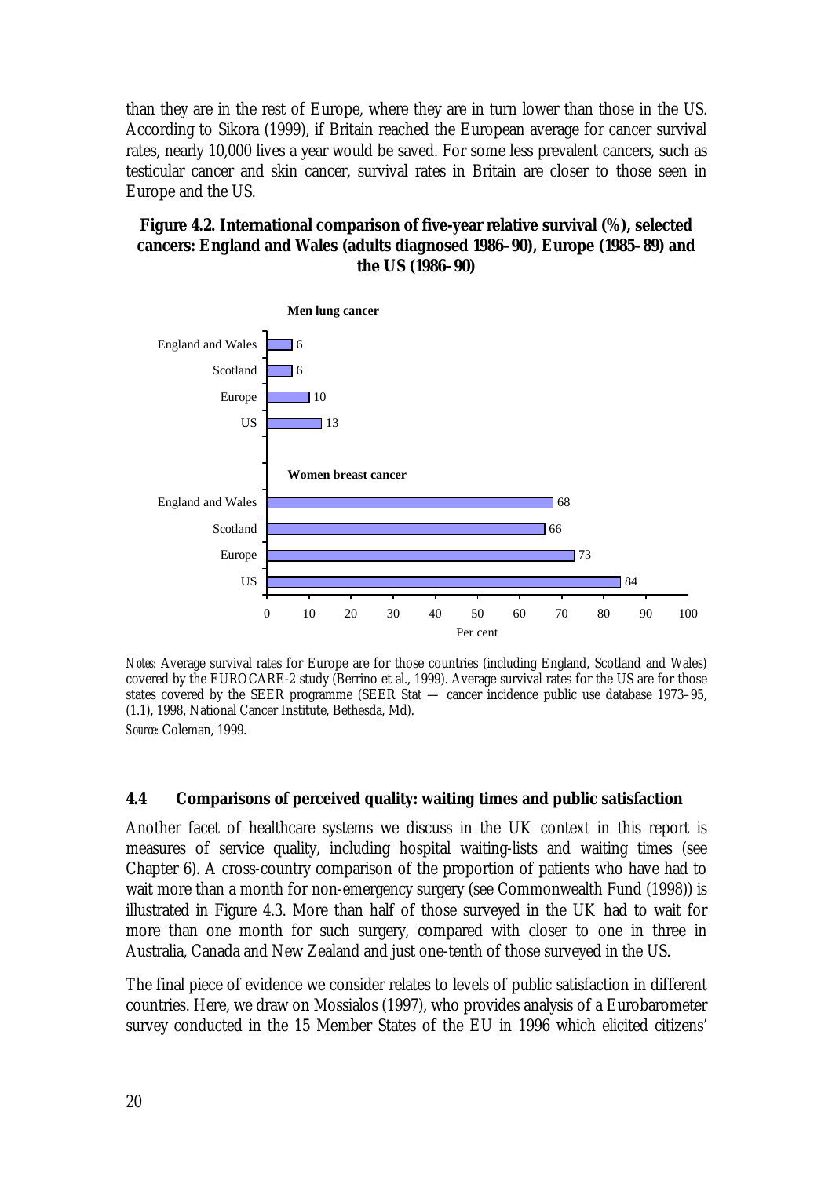than they are in the rest of Europe, where they are in turn lower than those in the US. According to Sikora (1999), if Britain reached the European average for cancer survival rates, nearly 10,000 lives a year would be saved. For some less prevalent cancers, such as testicular cancer and skin cancer, survival rates in Britain are closer to those seen in Europe and the US.

**Figure 4.2. International comparison of five-year relative survival (%), selected cancers: England and Wales (adults diagnosed 1986–90), Europe (1985–89) and the US (1986–90)**

| | Per cent |
|---|---|
| **Men lung cancer** | |
| England and Wales | 6 |
| Scotland | 6 |
| Europe | 10 |
| US | 13 |
| **Women breast cancer** | |
| England and Wales | 68 |
| Scotland | 66 |
| Europe | 73 |
| US | 84 |

*Notes*: Average survival rates for Europe are for those countries (including England, Scotland and Wales) covered by the EUROCARE-2 study (Berrino et al., 1999). Average survival rates for the US are for those states covered by the SEER programme (SEER Stat — cancer incidence public use database 1973–95, (1.1), 1998, National Cancer Institute, Bethesda, Md).

*Source*: Coleman, 1999.

## 4.4 Comparisons of perceived quality: waiting times and public satisfaction

Another facet of healthcare systems we discuss in the UK context in this report is measures of service quality, including hospital waiting-lists and waiting times (see Chapter 6). A cross-country comparison of the proportion of patients who have had to wait more than a month for non-emergency surgery (see Commonwealth Fund (1998)) is illustrated in Figure 4.3. More than half of those surveyed in the UK had to wait for more than one month for such surgery, compared with closer to one in three in Australia, Canada and New Zealand and just one-tenth of those surveyed in the US.

The final piece of evidence we consider relates to levels of public satisfaction in different countries. Here, we draw on Mossialos (1997), who provides analysis of a Eurobarometer survey conducted in the 15 Member States of the EU in 1996 which elicited citizens'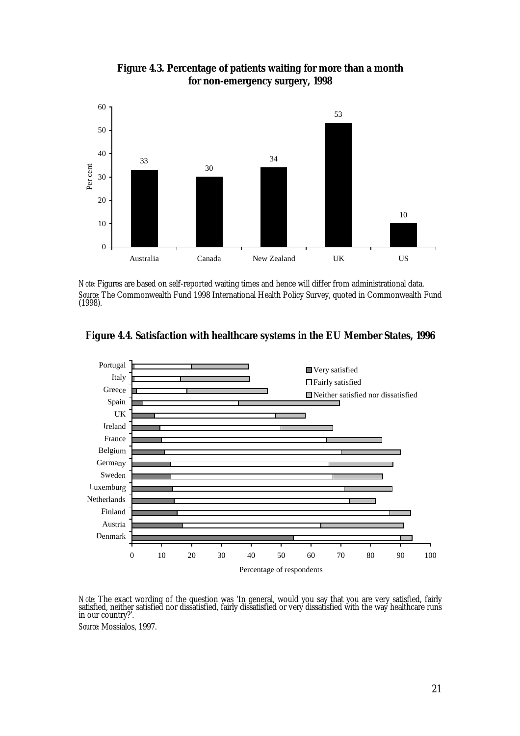**Figure 4.3. Percentage of patients waiting for more than a month for non-emergency surgery, 1998**

| Country | Per cent |
|---|---|
| Australia | 33 |
| Canada | 30 |
| New Zealand | 34 |
| UK | 53 |
| US | 10 |

*Note:* Figures are based on self-reported waiting times and hence will differ from administrational data.
*Source:* The Commonwealth Fund 1998 International Health Policy Survey, quoted in Commonwealth Fund (1998).

**Figure 4.4. Satisfaction with healthcare systems in the EU Member States, 1996**

Legend: Very satisfied; Fairly satisfied; Neither satisfied nor dissatisfied

Countries (top to bottom): Portugal, Italy, Greece, Spain, UK, Ireland, France, Belgium, Germany, Sweden, Luxemburg, Netherlands, Finland, Austria, Denmark

Percentage of respondents

*Note:* The exact wording of the question was 'In general, would you say that you are very satisfied, fairly satisfied, neither satisfied nor dissatisfied, fairly dissatisfied or very dissatisfied with the way healthcare runs in our country?'.

*Source:* Mossialos, 1997.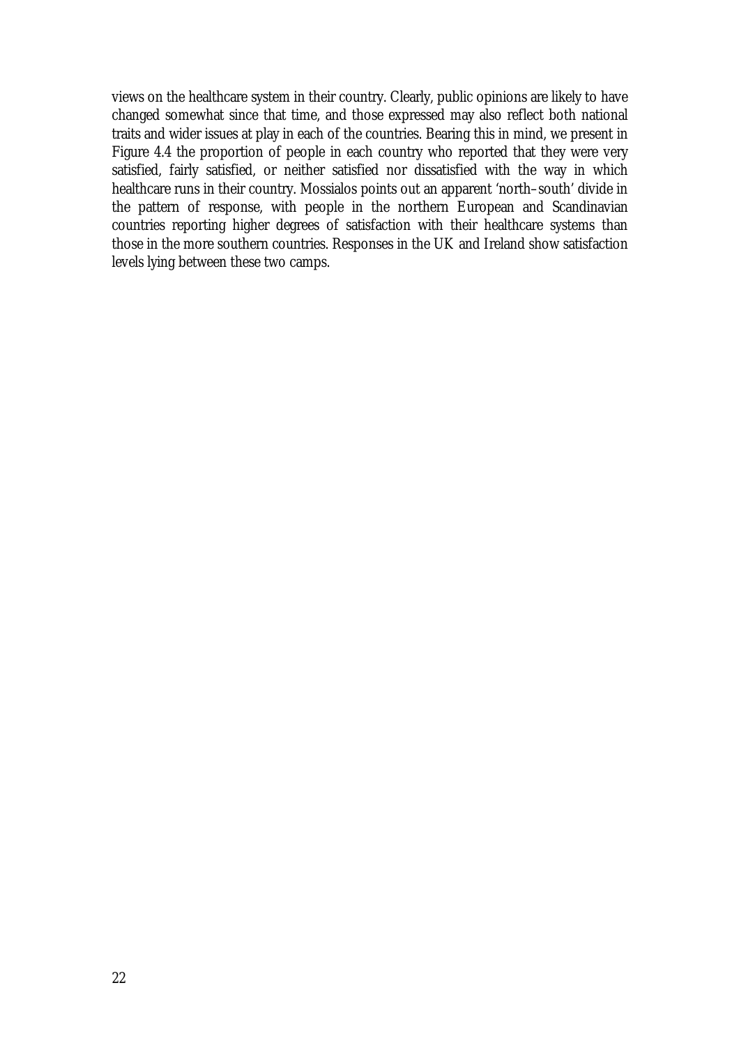views on the healthcare system in their country. Clearly, public opinions are likely to have changed somewhat since that time, and those expressed may also reflect both national traits and wider issues at play in each of the countries. Bearing this in mind, we present in Figure 4.4 the proportion of people in each country who reported that they were very satisfied, fairly satisfied, or neither satisfied nor dissatisfied with the way in which healthcare runs in their country. Mossialos points out an apparent 'north–south' divide in the pattern of response, with people in the northern European and Scandinavian countries reporting higher degrees of satisfaction with their healthcare systems than those in the more southern countries. Responses in the UK and Ireland show satisfaction levels lying between these two camps.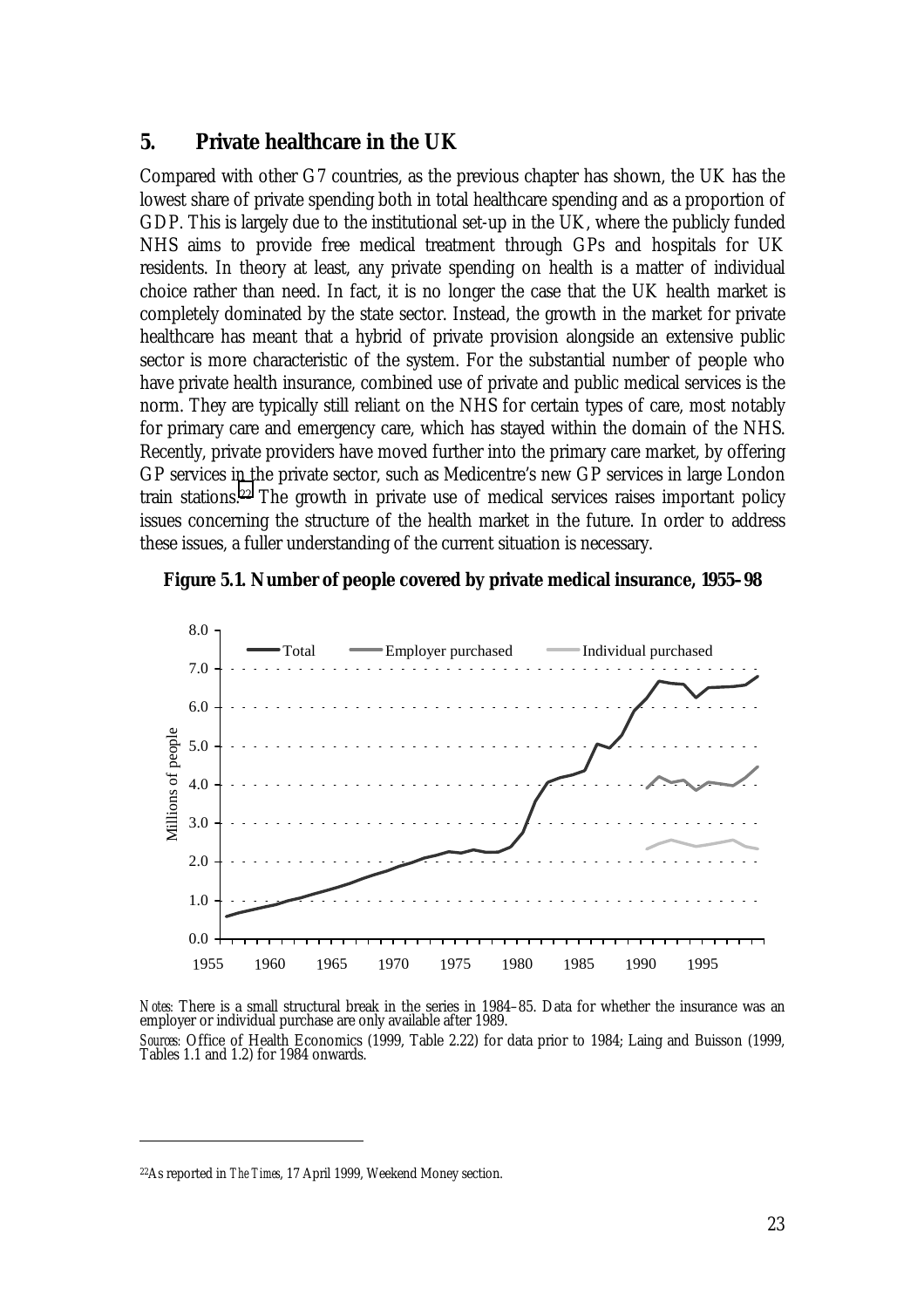## 5. Private healthcare in the UK

Compared with other G7 countries, as the previous chapter has shown, the UK has the lowest share of private spending both in total healthcare spending and as a proportion of GDP. This is largely due to the institutional set-up in the UK, where the publicly funded NHS aims to provide free medical treatment through GPs and hospitals for UK residents. In theory at least, any private spending on health is a matter of individual choice rather than need. In fact, it is no longer the case that the UK health market is completely dominated by the state sector. Instead, the growth in the market for private healthcare has meant that a hybrid of private provision alongside an extensive public sector is more characteristic of the system. For the substantial number of people who have private health insurance, combined use of private and public medical services is the norm. They are typically still reliant on the NHS for certain types of care, most notably for primary care and emergency care, which has stayed within the domain of the NHS. Recently, private providers have moved further into the primary care market, by offering GP services in the private sector, such as Medicentre's new GP services in large London train stations.[22] The growth in private use of medical services raises important policy issues concerning the structure of the health market in the future. In order to address these issues, a fuller understanding of the current situation is necessary.

**Figure 5.1. Number of people covered by private medical insurance, 1955–98**

*Notes:* There is a small structural break in the series in 1984–85. Data for whether the insurance was an employer or individual purchase are only available after 1989.

*Sources:* Office of Health Economics (1999, Table 2.22) for data prior to 1984; Laing and Buisson (1999, Tables 1.1 and 1.2) for 1984 onwards.

---

[22] As reported in *The Times*, 17 April 1999, Weekend Money section.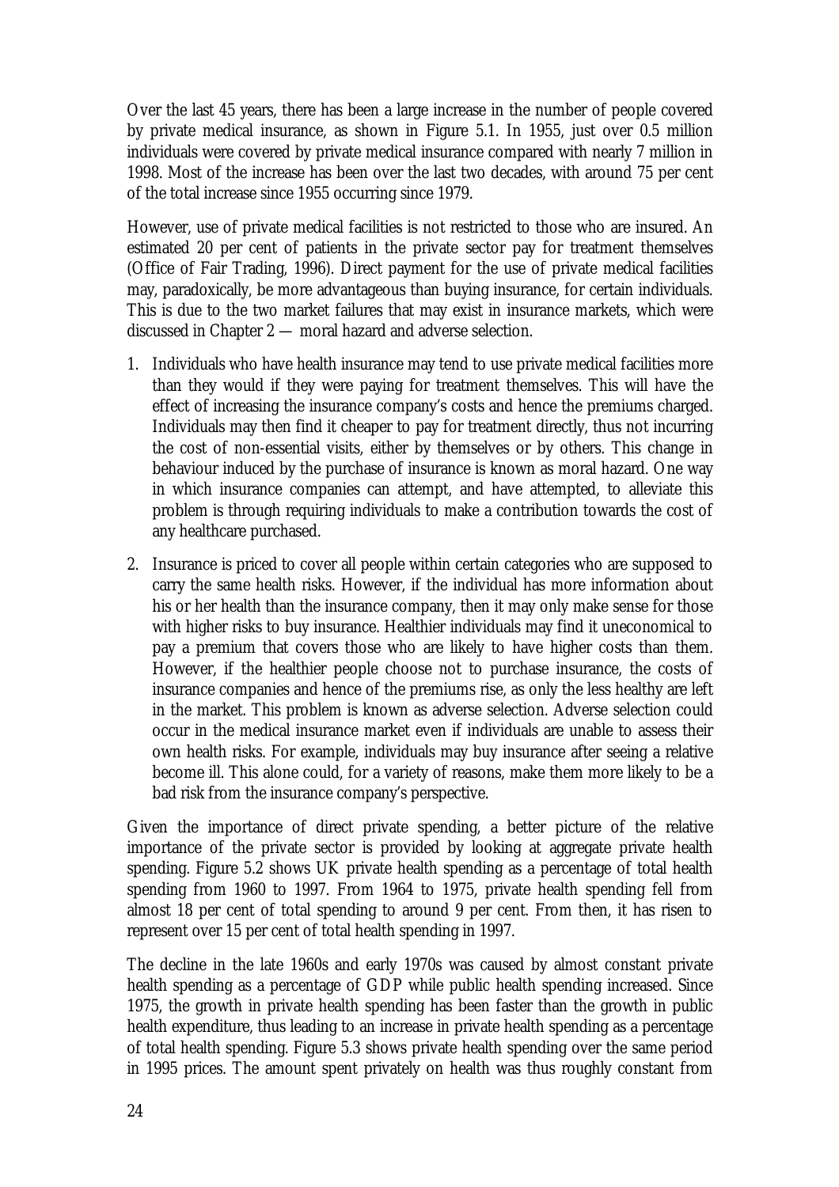Over the last 45 years, there has been a large increase in the number of people covered by private medical insurance, as shown in Figure 5.1. In 1955, just over 0.5 million individuals were covered by private medical insurance compared with nearly 7 million in 1998. Most of the increase has been over the last two decades, with around 75 per cent of the total increase since 1955 occurring since 1979.

However, use of private medical facilities is not restricted to those who are insured. An estimated 20 per cent of patients in the private sector pay for treatment themselves (Office of Fair Trading, 1996). Direct payment for the use of private medical facilities may, paradoxically, be more advantageous than buying insurance, for certain individuals. This is due to the two market failures that may exist in insurance markets, which were discussed in Chapter 2 — moral hazard and adverse selection.

1. Individuals who have health insurance may tend to use private medical facilities more than they would if they were paying for treatment themselves. This will have the effect of increasing the insurance company's costs and hence the premiums charged. Individuals may then find it cheaper to pay for treatment directly, thus not incurring the cost of non-essential visits, either by themselves or by others. This change in behaviour induced by the purchase of insurance is known as moral hazard. One way in which insurance companies can attempt, and have attempted, to alleviate this problem is through requiring individuals to make a contribution towards the cost of any healthcare purchased.
2. Insurance is priced to cover all people within certain categories who are supposed to carry the same health risks. However, if the individual has more information about his or her health than the insurance company, then it may only make sense for those with higher risks to buy insurance. Healthier individuals may find it uneconomical to pay a premium that covers those who are likely to have higher costs than them. However, if the healthier people choose not to purchase insurance, the costs of insurance companies and hence of the premiums rise, as only the less healthy are left in the market. This problem is known as adverse selection. Adverse selection could occur in the medical insurance market even if individuals are unable to assess their own health risks. For example, individuals may buy insurance after seeing a relative become ill. This alone could, for a variety of reasons, make them more likely to be a bad risk from the insurance company's perspective.

Given the importance of direct private spending, a better picture of the relative importance of the private sector is provided by looking at aggregate private health spending. Figure 5.2 shows UK private health spending as a percentage of total health spending from 1960 to 1997. From 1964 to 1975, private health spending fell from almost 18 per cent of total spending to around 9 per cent. From then, it has risen to represent over 15 per cent of total health spending in 1997.

The decline in the late 1960s and early 1970s was caused by almost constant private health spending as a percentage of GDP while public health spending increased. Since 1975, the growth in private health spending has been faster than the growth in public health expenditure, thus leading to an increase in private health spending as a percentage of total health spending. Figure 5.3 shows private health spending over the same period in 1995 prices. The amount spent privately on health was thus roughly constant from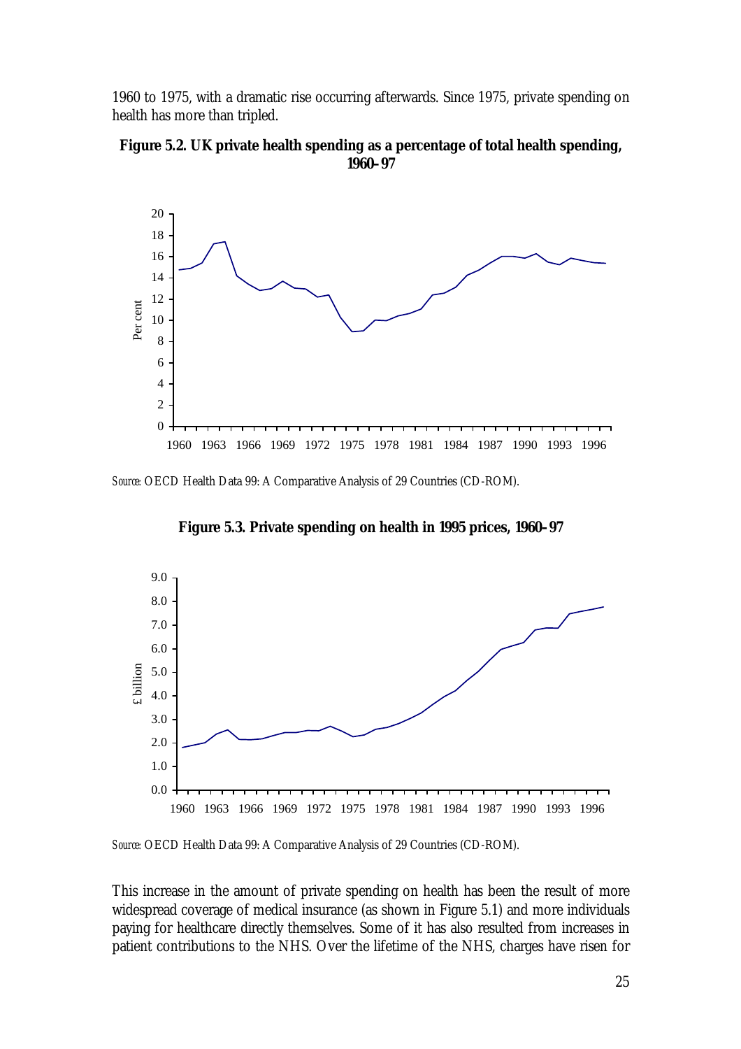1960 to 1975, with a dramatic rise occurring afterwards. Since 1975, private spending on health has more than tripled.

**Figure 5.2. UK private health spending as a percentage of total health spending, 1960–97**

*Source:* OECD Health Data 99: A Comparative Analysis of 29 Countries (CD-ROM).

**Figure 5.3. Private spending on health in 1995 prices, 1960–97**

*Source:* OECD Health Data 99: A Comparative Analysis of 29 Countries (CD-ROM).

This increase in the amount of private spending on health has been the result of more widespread coverage of medical insurance (as shown in Figure 5.1) and more individuals paying for healthcare directly themselves. Some of it has also resulted from increases in patient contributions to the NHS. Over the lifetime of the NHS, charges have risen for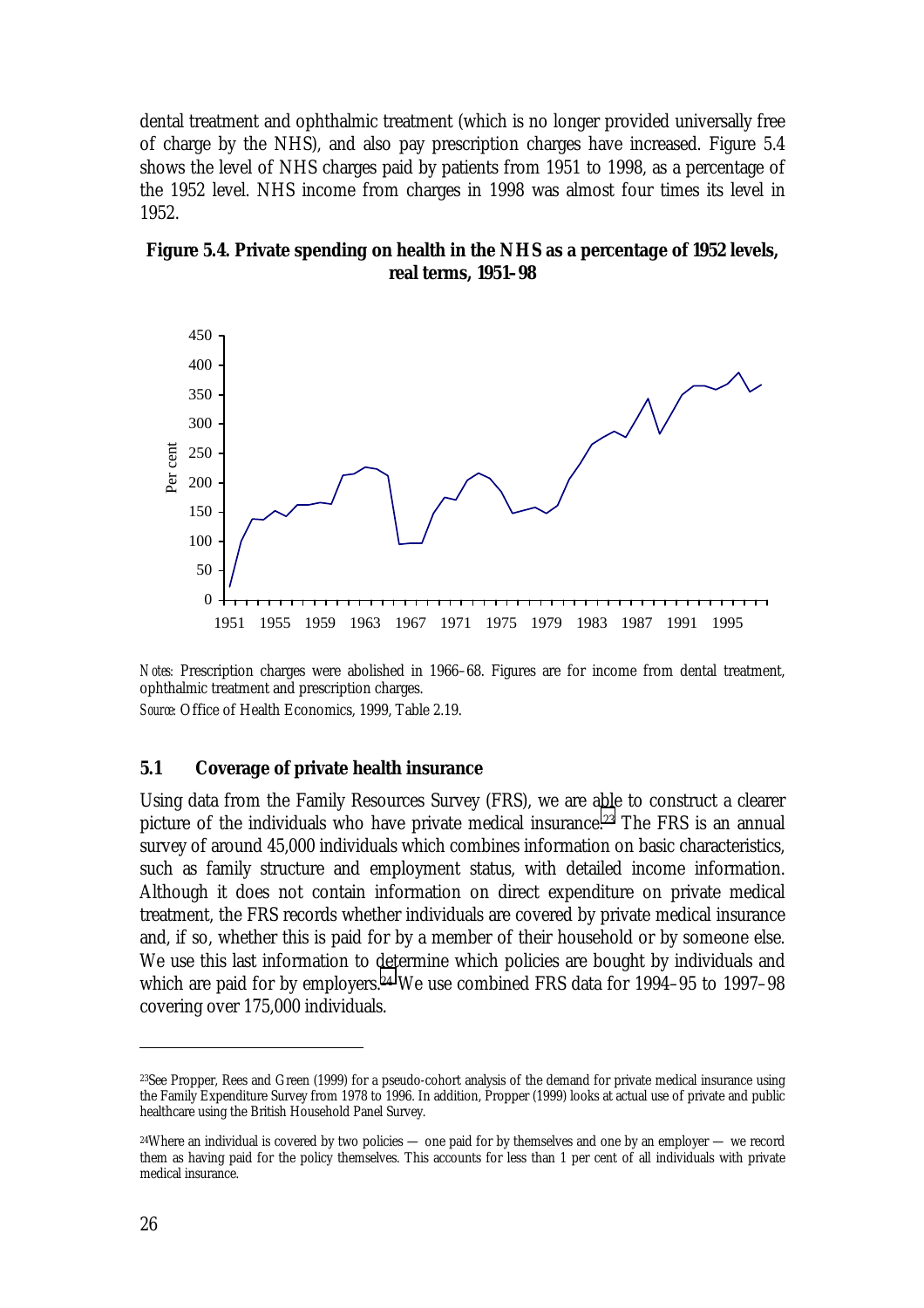dental treatment and ophthalmic treatment (which is no longer provided universally free of charge by the NHS), and also pay prescription charges have increased. Figure 5.4 shows the level of NHS charges paid by patients from 1951 to 1998, as a percentage of the 1952 level. NHS income from charges in 1998 was almost four times its level in 1952.

**Figure 5.4. Private spending on health in the NHS as a percentage of 1952 levels, real terms, 1951–98**

*Notes:* Prescription charges were abolished in 1966–68. Figures are for income from dental treatment, ophthalmic treatment and prescription charges.

*Source:* Office of Health Economics, 1999, Table 2.19.

## 5.1 Coverage of private health insurance

Using data from the Family Resources Survey (FRS), we are able to construct a clearer picture of the individuals who have private medical insurance.[23] The FRS is an annual survey of around 45,000 individuals which combines information on basic characteristics, such as family structure and employment status, with detailed income information. Although it does not contain information on direct expenditure on private medical treatment, the FRS records whether individuals are covered by private medical insurance and, if so, whether this is paid for by a member of their household or by someone else. We use this last information to determine which policies are bought by individuals and which are paid for by employers.[24] We use combined FRS data for 1994–95 to 1997–98 covering over 175,000 individuals.

---

[23] See Propper, Rees and Green (1999) for a pseudo-cohort analysis of the demand for private medical insurance using the Family Expenditure Survey from 1978 to 1996. In addition, Propper (1999) looks at actual use of private and public healthcare using the British Household Panel Survey.

[24] Where an individual is covered by two policies — one paid for by themselves and one by an employer — we record them as having paid for the policy themselves. This accounts for less than 1 per cent of all individuals with private medical insurance.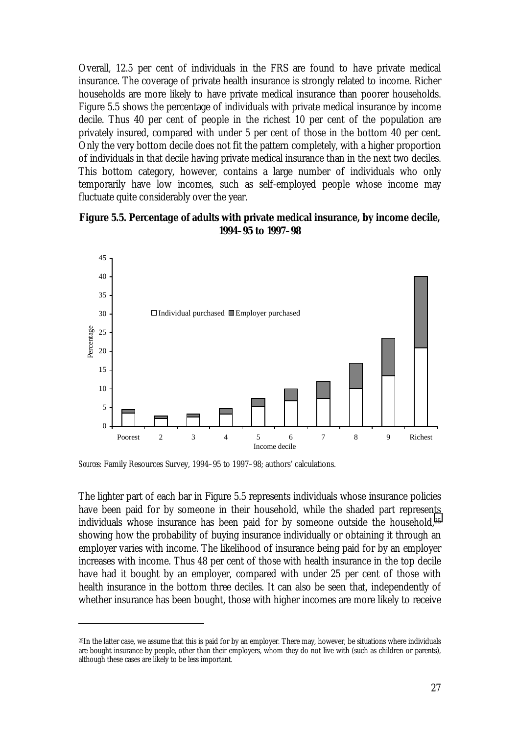Overall, 12.5 per cent of individuals in the FRS are found to have private medical insurance. The coverage of private health insurance is strongly related to income. Richer households are more likely to have private medical insurance than poorer households. Figure 5.5 shows the percentage of individuals with private medical insurance by income decile. Thus 40 per cent of people in the richest 10 per cent of the population are privately insured, compared with under 5 per cent of those in the bottom 40 per cent. Only the very bottom decile does not fit the pattern completely, with a higher proportion of individuals in that decile having private medical insurance than in the next two deciles. This bottom category, however, contains a large number of individuals who only temporarily have low incomes, such as self-employed people whose income may fluctuate quite considerably over the year.

**Figure 5.5. Percentage of adults with private medical insurance, by income decile, 1994–95 to 1997–98**

*Sources:* Family Resources Survey, 1994–95 to 1997–98; authors' calculations.

The lighter part of each bar in Figure 5.5 represents individuals whose insurance policies have been paid for by someone in their household, while the shaded part represents individuals whose insurance has been paid for by someone outside the household,[25] showing how the probability of buying insurance individually or obtaining it through an employer varies with income. The likelihood of insurance being paid for by an employer increases with income. Thus 48 per cent of those with health insurance in the top decile have had it bought by an employer, compared with under 25 per cent of those with health insurance in the bottom three deciles. It can also be seen that, independently of whether insurance has been bought, those with higher incomes are more likely to receive

[25] In the latter case, we assume that this is paid for by an employer. There may, however, be situations where individuals are bought insurance by people, other than their employers, whom they do not live with (such as children or parents), although these cases are likely to be less important.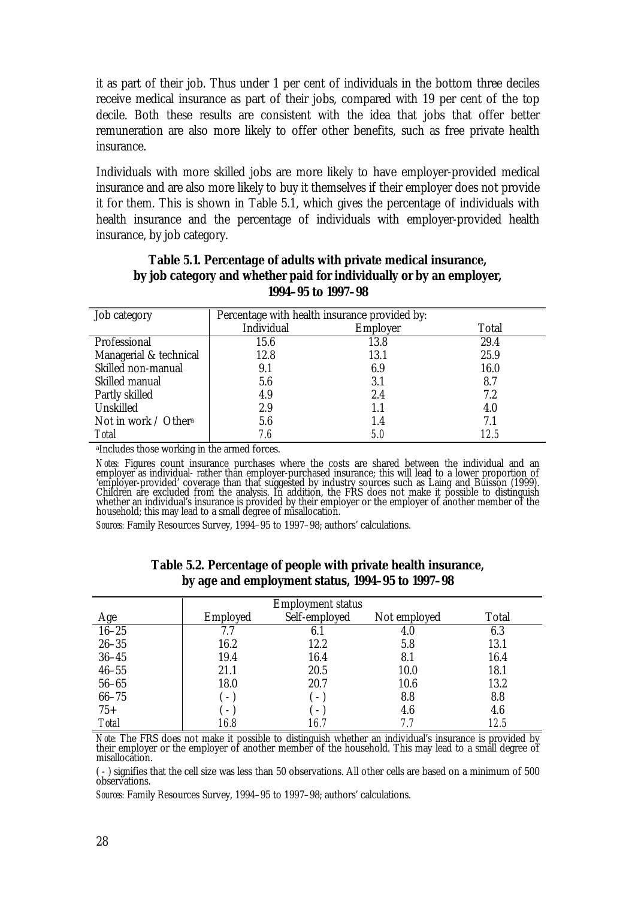it as part of their job. Thus under 1 per cent of individuals in the bottom three deciles receive medical insurance as part of their jobs, compared with 19 per cent of the top decile. Both these results are consistent with the idea that jobs that offer better remuneration are also more likely to offer other benefits, such as free private health insurance.

Individuals with more skilled jobs are more likely to have employer-provided medical insurance and are also more likely to buy it themselves if their employer does not provide it for them. This is shown in Table 5.1, which gives the percentage of individuals with health insurance and the percentage of individuals with employer-provided health insurance, by job category.

**Table 5.1. Percentage of adults with private medical insurance, by job category and whether paid for individually or by an employer, 1994–95 to 1997–98**

| Job category | Percentage with health insurance provided by: | | |
|---|---|---|---|
| | Individual | Employer | Total |
| Professional | 15.6 | 13.8 | 29.4 |
| Managerial & technical | 12.8 | 13.1 | 25.9 |
| Skilled non-manual | 9.1 | 6.9 | 16.0 |
| Skilled manual | 5.6 | 3.1 | 8.7 |
| Partly skilled | 4.9 | 2.4 | 7.2 |
| Unskilled | 2.9 | 1.1 | 4.0 |
| Not in work / Other[a] | 5.6 | 1.4 | 7.1 |
| *Total* | *7.6* | *5.0* | *12.5* |

[a]Includes those working in the armed forces.

*Notes:* Figures count insurance purchases where the costs are shared between the individual and an employer as individual- rather than employer-purchased insurance; this will lead to a lower proportion of 'employer-provided' coverage than that suggested by industry sources such as Laing and Buisson (1999). Children are excluded from the analysis. In addition, the FRS does not make it possible to distinguish whether an individual's insurance is provided by their employer or the employer of another member of the household; this may lead to a small degree of misallocation.

*Sources:* Family Resources Survey, 1994–95 to 1997–98; authors' calculations.

**Table 5.2. Percentage of people with private health insurance, by age and employment status, 1994–95 to 1997–98**

| | Employment status | | | |
|---|---|---|---|---|
| Age | Employed | Self-employed | Not employed | Total |
| 16–25 | 7.7 | 6.1 | 4.0 | 6.3 |
| 26–35 | 16.2 | 12.2 | 5.8 | 13.1 |
| 36–45 | 19.4 | 16.4 | 8.1 | 16.4 |
| 46–55 | 21.1 | 20.5 | 10.0 | 18.1 |
| 56–65 | 18.0 | 20.7 | 10.6 | 13.2 |
| 66–75 | ( - ) | ( - ) | 8.8 | 8.8 |
| 75+ | ( - ) | ( - ) | 4.6 | 4.6 |
| *Total* | *16.8* | *16.7* | *7.7* | *12.5* |

*Note*: The FRS does not make it possible to distinguish whether an individual's insurance is provided by their employer or the employer of another member of the household. This may lead to a small degree of misallocation.

( - ) signifies that the cell size was less than 50 observations. All other cells are based on a minimum of 500 observations.

*Sources:* Family Resources Survey, 1994–95 to 1997–98; authors' calculations.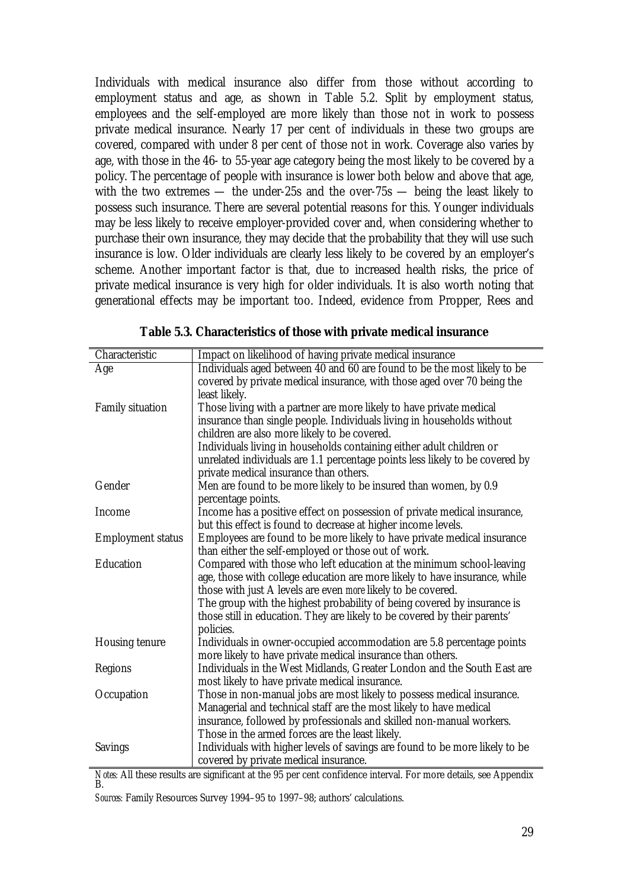Individuals with medical insurance also differ from those without according to employment status and age, as shown in Table 5.2. Split by employment status, employees and the self-employed are more likely than those not in work to possess private medical insurance. Nearly 17 per cent of individuals in these two groups are covered, compared with under 8 per cent of those not in work. Coverage also varies by age, with those in the 46- to 55-year age category being the most likely to be covered by a policy. The percentage of people with insurance is lower both below and above that age, with the two extremes — the under-25s and the over-75s — being the least likely to possess such insurance. There are several potential reasons for this. Younger individuals may be less likely to receive employer-provided cover and, when considering whether to purchase their own insurance, they may decide that the probability that they will use such insurance is low. Older individuals are clearly less likely to be covered by an employer's scheme. Another important factor is that, due to increased health risks, the price of private medical insurance is very high for older individuals. It is also worth noting that generational effects may be important too. Indeed, evidence from Propper, Rees and

**Table 5.3. Characteristics of those with private medical insurance**

| Characteristic | Impact on likelihood of having private medical insurance |
|---|---|
| Age | Individuals aged between 40 and 60 are found to be the most likely to be covered by private medical insurance, with those aged over 70 being the least likely. |
| Family situation | Those living with a partner are more likely to have private medical insurance than single people. Individuals living in households without children are also more likely to be covered. Individuals living in households containing either adult children or unrelated individuals are 1.1 percentage points less likely to be covered by private medical insurance than others. |
| Gender | Men are found to be more likely to be insured than women, by 0.9 percentage points. |
| Income | Income has a positive effect on possession of private medical insurance, but this effect is found to decrease at higher income levels. |
| Employment status | Employees are found to be more likely to have private medical insurance than either the self-employed or those out of work. |
| Education | Compared with those who left education at the minimum school-leaving age, those with college education are more likely to have insurance, while those with just A levels are even *more* likely to be covered. The group with the highest probability of being covered by insurance is those still in education. They are likely to be covered by their parents' policies. |
| Housing tenure | Individuals in owner-occupied accommodation are 5.8 percentage points more likely to have private medical insurance than others. |
| Regions | Individuals in the West Midlands, Greater London and the South East are most likely to have private medical insurance. |
| Occupation | Those in non-manual jobs are most likely to possess medical insurance. Managerial and technical staff are the most likely to have medical insurance, followed by professionals and skilled non-manual workers. Those in the armed forces are the least likely. |
| Savings | Individuals with higher levels of savings are found to be more likely to be covered by private medical insurance. |

*Notes:* All these results are significant at the 95 per cent confidence interval. For more details, see Appendix B.

*Sources:* Family Resources Survey 1994–95 to 1997–98; authors' calculations.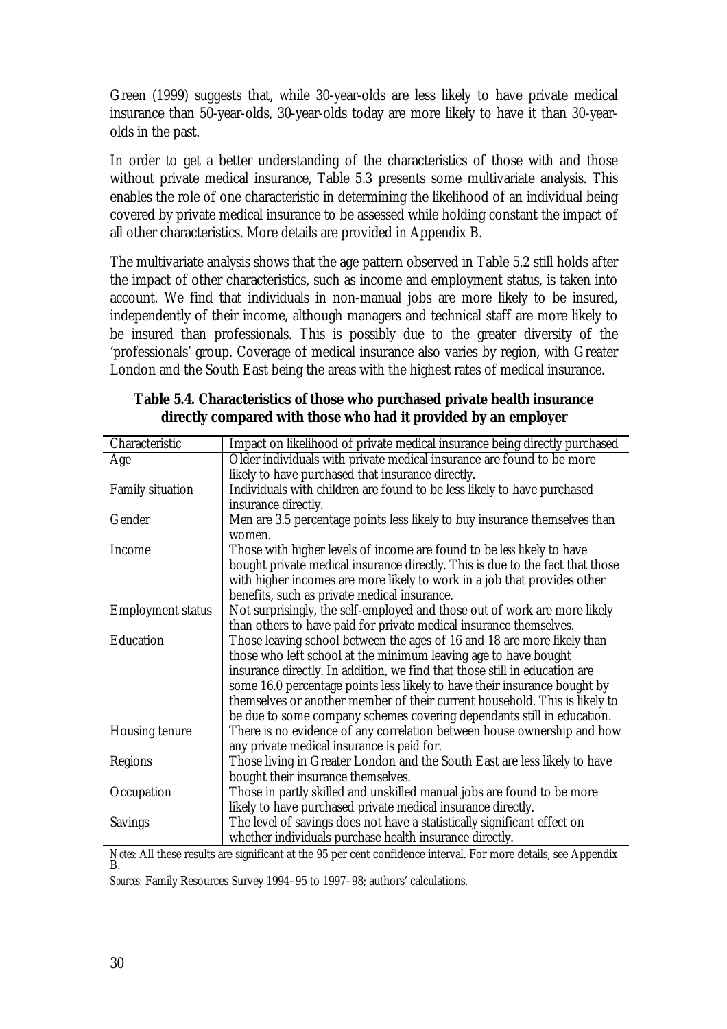Green (1999) suggests that, while 30-year-olds are less likely to have private medical insurance than 50-year-olds, 30-year-olds today are more likely to have it than 30-year-olds in the past.

In order to get a better understanding of the characteristics of those with and those without private medical insurance, Table 5.3 presents some multivariate analysis. This enables the role of one characteristic in determining the likelihood of an individual being covered by private medical insurance to be assessed while holding constant the impact of all other characteristics. More details are provided in Appendix B.

The multivariate analysis shows that the age pattern observed in Table 5.2 still holds after the impact of other characteristics, such as income and employment status, is taken into account. We find that individuals in non-manual jobs are more likely to be insured, independently of their income, although managers and technical staff are more likely to be insured than professionals. This is possibly due to the greater diversity of the 'professionals' group. Coverage of medical insurance also varies by region, with Greater London and the South East being the areas with the highest rates of medical insurance.

**Table 5.4. Characteristics of those who purchased private health insurance directly compared with those who had it provided by an employer**

| Characteristic | Impact on likelihood of private medical insurance being directly purchased |
|---|---|
| Age | Older individuals with private medical insurance are found to be more likely to have purchased that insurance directly. |
| Family situation | Individuals with children are found to be less likely to have purchased insurance directly. |
| Gender | Men are 3.5 percentage points less likely to buy insurance themselves than women. |
| Income | Those with higher levels of income are found to be *less* likely to have bought private medical insurance directly. This is due to the fact that those with higher incomes are more likely to work in a job that provides other benefits, such as private medical insurance. |
| Employment status | Not surprisingly, the self-employed and those out of work are more likely than others to have paid for private medical insurance themselves. |
| Education | Those leaving school between the ages of 16 and 18 are more likely than those who left school at the minimum leaving age to have bought insurance directly. In addition, we find that those still in education are some 16.0 percentage points less likely to have their insurance bought by themselves or another member of their current household. This is likely to be due to some company schemes covering dependants still in education. |
| Housing tenure | There is no evidence of any correlation between house ownership and how any private medical insurance is paid for. |
| Regions | Those living in Greater London and the South East are less likely to have bought their insurance themselves. |
| Occupation | Those in partly skilled and unskilled manual jobs are found to be more likely to have purchased private medical insurance directly. |
| Savings | The level of savings does not have a statistically significant effect on whether individuals purchase health insurance directly. |

*Notes*: All these results are significant at the 95 per cent confidence interval. For more details, see Appendix B.

*Sources*: Family Resources Survey 1994–95 to 1997–98; authors' calculations.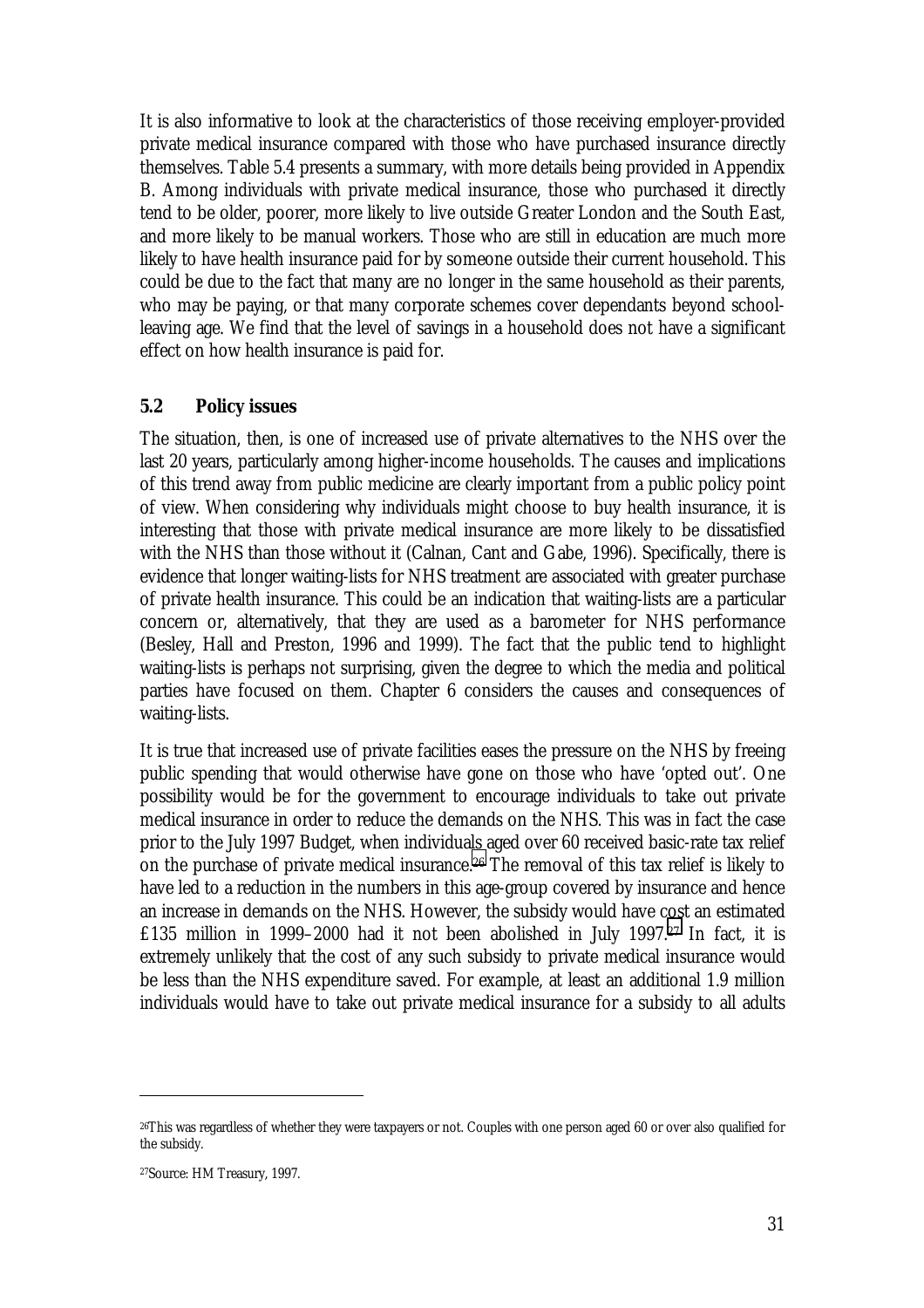It is also informative to look at the characteristics of those receiving employer-provided private medical insurance compared with those who have purchased insurance directly themselves. Table 5.4 presents a summary, with more details being provided in Appendix B. Among individuals with private medical insurance, those who purchased it directly tend to be older, poorer, more likely to live outside Greater London and the South East, and more likely to be manual workers. Those who are still in education are much more likely to have health insurance paid for by someone outside their current household. This could be due to the fact that many are no longer in the same household as their parents, who may be paying, or that many corporate schemes cover dependants beyond school-leaving age. We find that the level of savings in a household does not have a significant effect on how health insurance is paid for.

## 5.2 Policy issues

The situation, then, is one of increased use of private alternatives to the NHS over the last 20 years, particularly among higher-income households. The causes and implications of this trend away from public medicine are clearly important from a public policy point of view. When considering why individuals might choose to buy health insurance, it is interesting that those with private medical insurance are more likely to be dissatisfied with the NHS than those without it (Calnan, Cant and Gabe, 1996). Specifically, there is evidence that longer waiting-lists for NHS treatment are associated with greater purchase of private health insurance. This could be an indication that waiting-lists are a particular concern or, alternatively, that they are used as a barometer for NHS performance (Besley, Hall and Preston, 1996 and 1999). The fact that the public tend to highlight waiting-lists is perhaps not surprising, given the degree to which the media and political parties have focused on them. Chapter 6 considers the causes and consequences of waiting-lists.

It is true that increased use of private facilities eases the pressure on the NHS by freeing public spending that would otherwise have gone on those who have 'opted out'. One possibility would be for the government to encourage individuals to take out private medical insurance in order to reduce the demands on the NHS. This was in fact the case prior to the July 1997 Budget, when individuals aged over 60 received basic-rate tax relief on the purchase of private medical insurance.[26] The removal of this tax relief is likely to have led to a reduction in the numbers in this age-group covered by insurance and hence an increase in demands on the NHS. However, the subsidy would have cost an estimated £135 million in 1999–2000 had it not been abolished in July 1997.[27] In fact, it is extremely unlikely that the cost of any such subsidy to private medical insurance would be less than the NHS expenditure saved. For example, at least an additional 1.9 million individuals would have to take out private medical insurance for a subsidy to all adults

---

[26] This was regardless of whether they were taxpayers or not. Couples with one person aged 60 or over also qualified for the subsidy.

[27] Source: HM Treasury, 1997.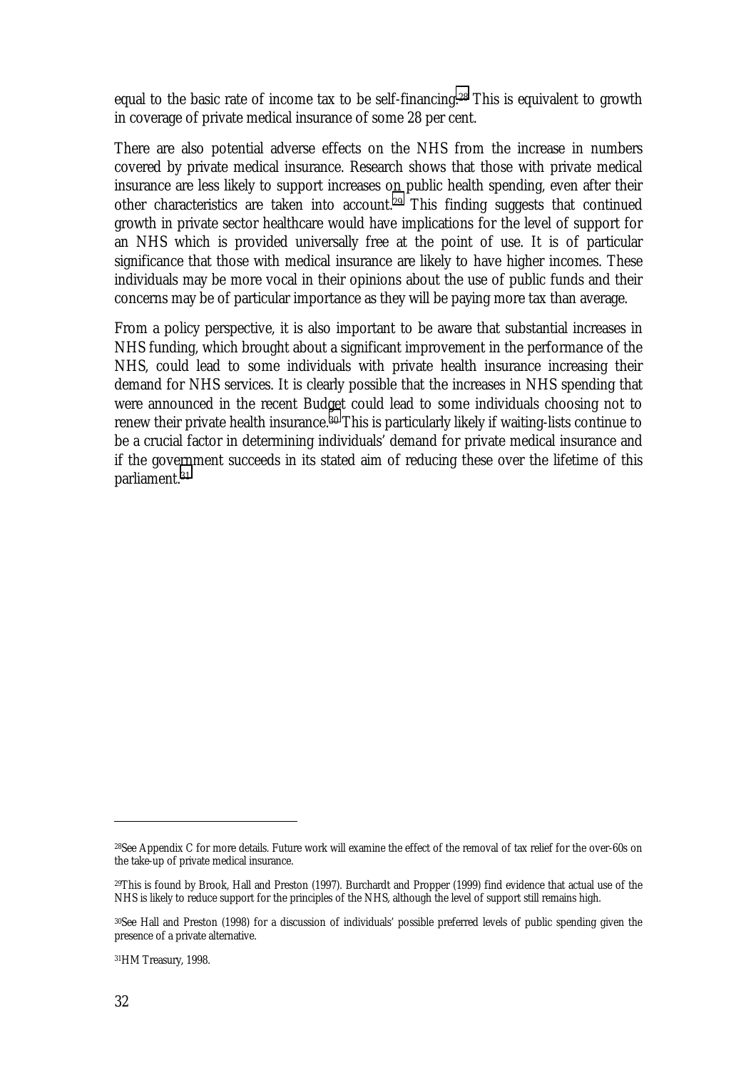equal to the basic rate of income tax to be self-financing.[28] This is equivalent to growth in coverage of private medical insurance of some 28 per cent.

There are also potential adverse effects on the NHS from the increase in numbers covered by private medical insurance. Research shows that those with private medical insurance are less likely to support increases on public health spending, even after their other characteristics are taken into account.[29] This finding suggests that continued growth in private sector healthcare would have implications for the level of support for an NHS which is provided universally free at the point of use. It is of particular significance that those with medical insurance are likely to have higher incomes. These individuals may be more vocal in their opinions about the use of public funds and their concerns may be of particular importance as they will be paying more tax than average.

From a policy perspective, it is also important to be aware that substantial increases in NHS funding, which brought about a significant improvement in the performance of the NHS, could lead to some individuals with private health insurance increasing their demand for NHS services. It is clearly possible that the increases in NHS spending that were announced in the recent Budget could lead to some individuals choosing not to renew their private health insurance.[30] This is particularly likely if waiting-lists continue to be a crucial factor in determining individuals' demand for private medical insurance and if the government succeeds in its stated aim of reducing these over the lifetime of this parliament.[31]

---

[28]See Appendix C for more details. Future work will examine the effect of the removal of tax relief for the over-60s on the take-up of private medical insurance.

[29]This is found by Brook, Hall and Preston (1997). Burchardt and Propper (1999) find evidence that actual use of the NHS is likely to reduce support for the principles of the NHS, although the level of support still remains high.

[30]See Hall and Preston (1998) for a discussion of individuals' possible preferred levels of public spending given the presence of a private alternative.

[31]HM Treasury, 1998.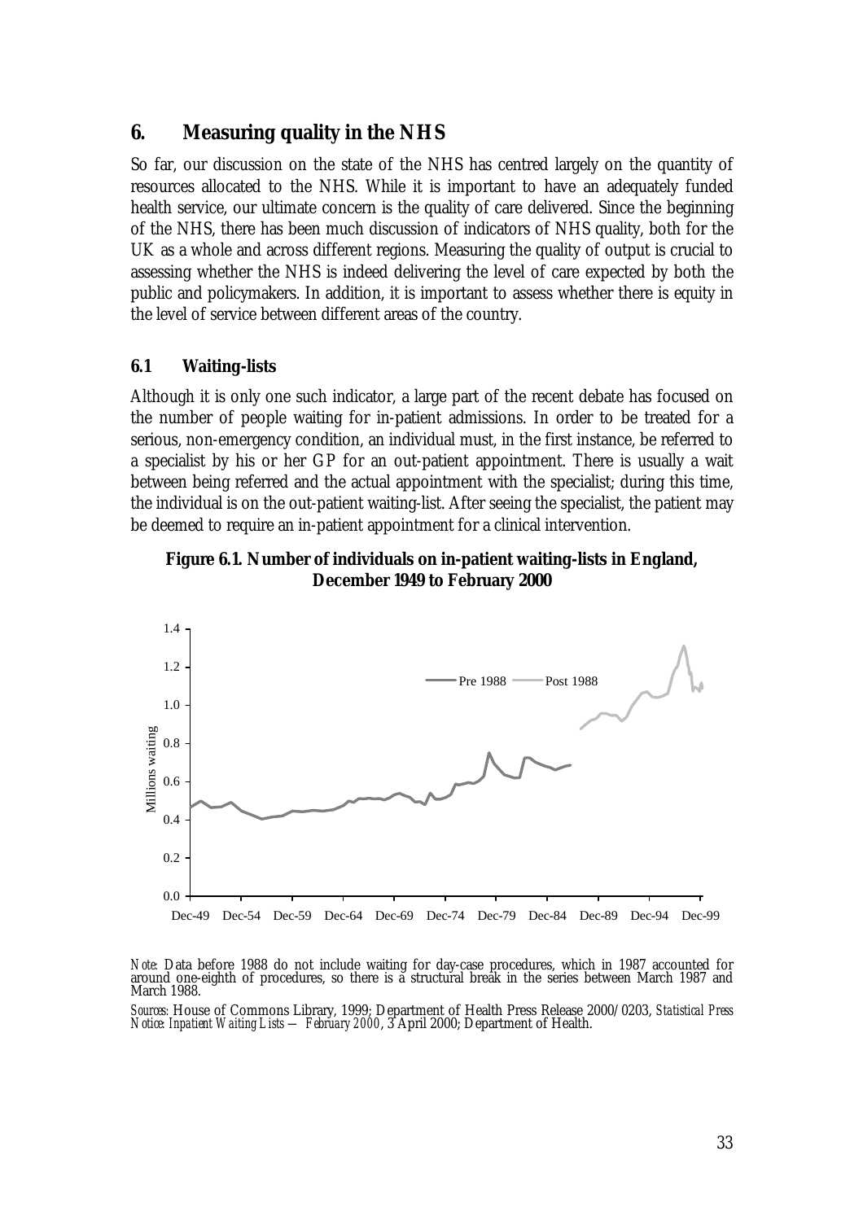## 6. Measuring quality in the NHS

So far, our discussion on the state of the NHS has centred largely on the quantity of resources allocated to the NHS. While it is important to have an adequately funded health service, our ultimate concern is the quality of care delivered. Since the beginning of the NHS, there has been much discussion of indicators of NHS quality, both for the UK as a whole and across different regions. Measuring the quality of output is crucial to assessing whether the NHS is indeed delivering the level of care expected by both the public and policymakers. In addition, it is important to assess whether there is equity in the level of service between different areas of the country.

### 6.1 Waiting-lists

Although it is only one such indicator, a large part of the recent debate has focused on the number of people waiting for in-patient admissions. In order to be treated for a serious, non-emergency condition, an individual must, in the first instance, be referred to a specialist by his or her GP for an out-patient appointment. There is usually a wait between being referred and the actual appointment with the specialist; during this time, the individual is on the out-patient waiting-list. After seeing the specialist, the patient may be deemed to require an in-patient appointment for a clinical intervention.

**Figure 6.1. Number of individuals on in-patient waiting-lists in England, December 1949 to February 2000**

*Note:* Data before 1988 do not include waiting for day-case procedures, which in 1987 accounted for around one-eighth of procedures, so there is a structural break in the series between March 1987 and March 1988.

*Sources:* House of Commons Library, 1999; Department of Health Press Release 2000/0203, *Statistical Press Notice: Inpatient Waiting Lists — February 2000*, 3 April 2000; Department of Health.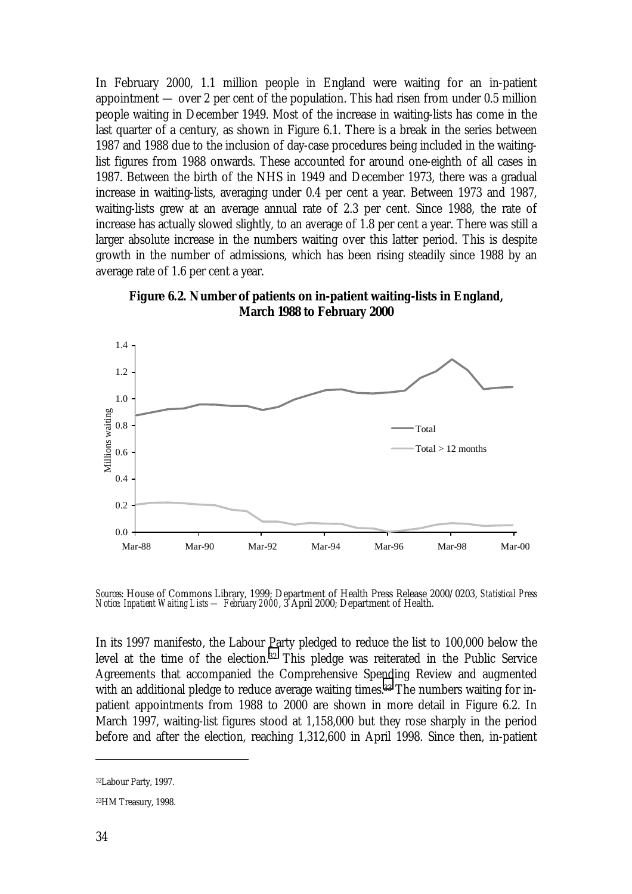In February 2000, 1.1 million people in England were waiting for an in-patient appointment — over 2 per cent of the population. This had risen from under 0.5 million people waiting in December 1949. Most of the increase in waiting-lists has come in the last quarter of a century, as shown in Figure 6.1. There is a break in the series between 1987 and 1988 due to the inclusion of day-case procedures being included in the waiting-list figures from 1988 onwards. These accounted for around one-eighth of all cases in 1987. Between the birth of the NHS in 1949 and December 1973, there was a gradual increase in waiting-lists, averaging under 0.4 per cent a year. Between 1973 and 1987, waiting-lists grew at an average annual rate of 2.3 per cent. Since 1988, the rate of increase has actually slowed slightly, to an average of 1.8 per cent a year. There was still a larger absolute increase in the numbers waiting over this latter period. This is despite growth in the number of admissions, which has been rising steadily since 1988 by an average rate of 1.6 per cent a year.

**Figure 6.2. Number of patients on in-patient waiting-lists in England, March 1988 to February 2000**

*Sources:* House of Commons Library, 1999; Department of Health Press Release 2000/0203, *Statistical Press Notice: Inpatient Waiting Lists — February 2000*, 3 April 2000; Department of Health.

In its 1997 manifesto, the Labour Party pledged to reduce the list to 100,000 below the level at the time of the election.[32] This pledge was reiterated in the Public Service Agreements that accompanied the Comprehensive Spending Review and augmented with an additional pledge to reduce average waiting times.[33] The numbers waiting for in-patient appointments from 1988 to 2000 are shown in more detail in Figure 6.2. In March 1997, waiting-list figures stood at 1,158,000 but they rose sharply in the period before and after the election, reaching 1,312,600 in April 1998. Since then, in-patient

[32] Labour Party, 1997.

[33] HM Treasury, 1998.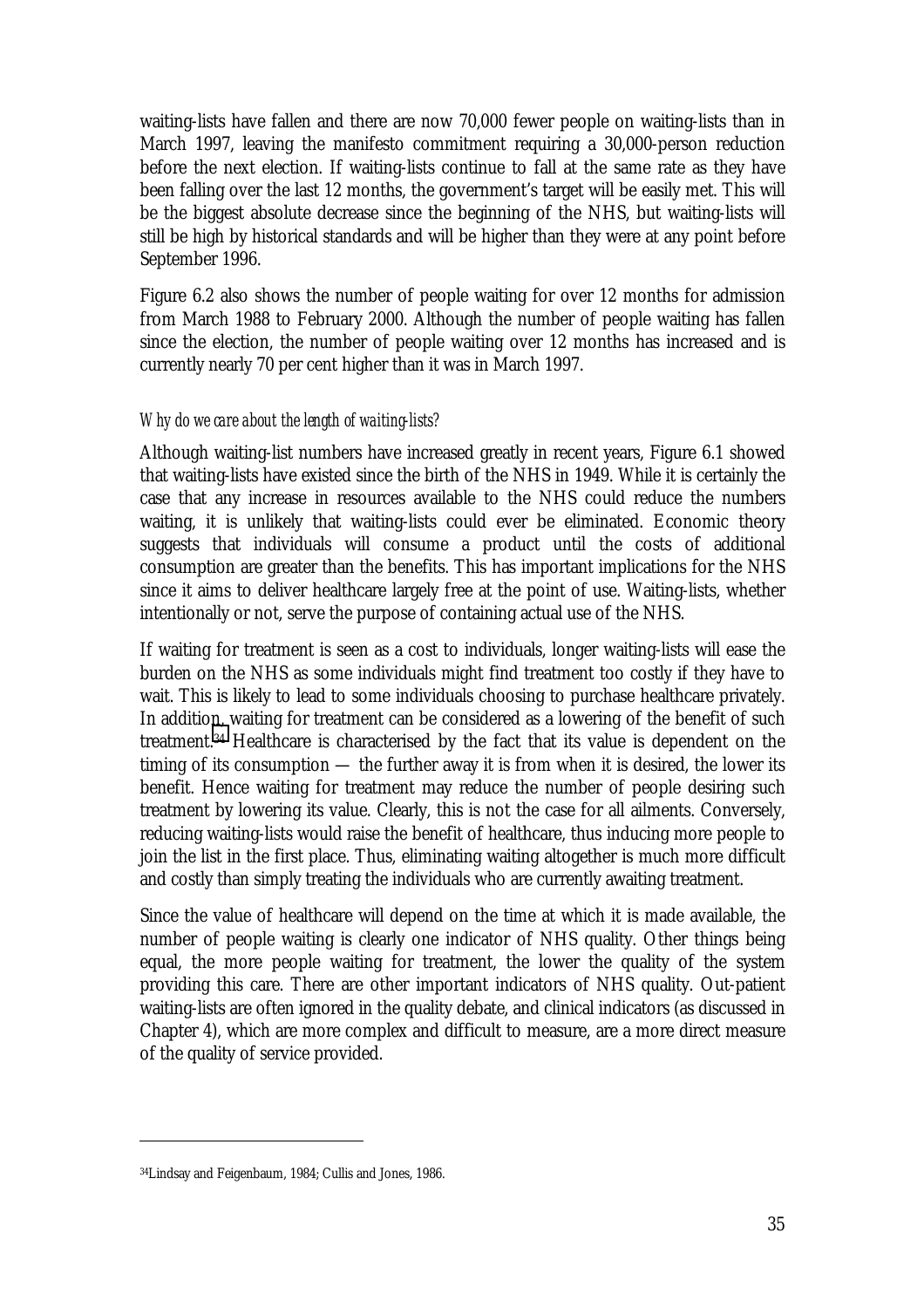waiting-lists have fallen and there are now 70,000 fewer people on waiting-lists than in March 1997, leaving the manifesto commitment requiring a 30,000-person reduction before the next election. If waiting-lists continue to fall at the same rate as they have been falling over the last 12 months, the government's target will be easily met. This will be the biggest absolute decrease since the beginning of the NHS, but waiting-lists will still be high by historical standards and will be higher than they were at any point before September 1996.

Figure 6.2 also shows the number of people waiting for over 12 months for admission from March 1988 to February 2000. Although the number of people waiting has fallen since the election, the number of people waiting over 12 months has increased and is currently nearly 70 per cent higher than it was in March 1997.

*Why do we care about the length of waiting-lists?*

Although waiting-list numbers have increased greatly in recent years, Figure 6.1 showed that waiting-lists have existed since the birth of the NHS in 1949. While it is certainly the case that any increase in resources available to the NHS could reduce the numbers waiting, it is unlikely that waiting-lists could ever be eliminated. Economic theory suggests that individuals will consume a product until the costs of additional consumption are greater than the benefits. This has important implications for the NHS since it aims to deliver healthcare largely free at the point of use. Waiting-lists, whether intentionally or not, serve the purpose of containing actual use of the NHS.

If waiting for treatment is seen as a cost to individuals, longer waiting-lists will ease the burden on the NHS as some individuals might find treatment too costly if they have to wait. This is likely to lead to some individuals choosing to purchase healthcare privately. In addition, waiting for treatment can be considered as a lowering of the benefit of such treatment.[34] Healthcare is characterised by the fact that its value is dependent on the timing of its consumption — the further away it is from when it is desired, the lower its benefit. Hence waiting for treatment may reduce the number of people desiring such treatment by lowering its value. Clearly, this is not the case for all ailments. Conversely, reducing waiting-lists would raise the benefit of healthcare, thus inducing more people to join the list in the first place. Thus, eliminating waiting altogether is much more difficult and costly than simply treating the individuals who are currently awaiting treatment.

Since the value of healthcare will depend on the time at which it is made available, the number of people waiting is clearly one indicator of NHS quality. Other things being equal, the more people waiting for treatment, the lower the quality of the system providing this care. There are other important indicators of NHS quality. Out-patient waiting-lists are often ignored in the quality debate, and clinical indicators (as discussed in Chapter 4), which are more complex and difficult to measure, are a more direct measure of the quality of service provided.

---

[34] Lindsay and Feigenbaum, 1984; Cullis and Jones, 1986.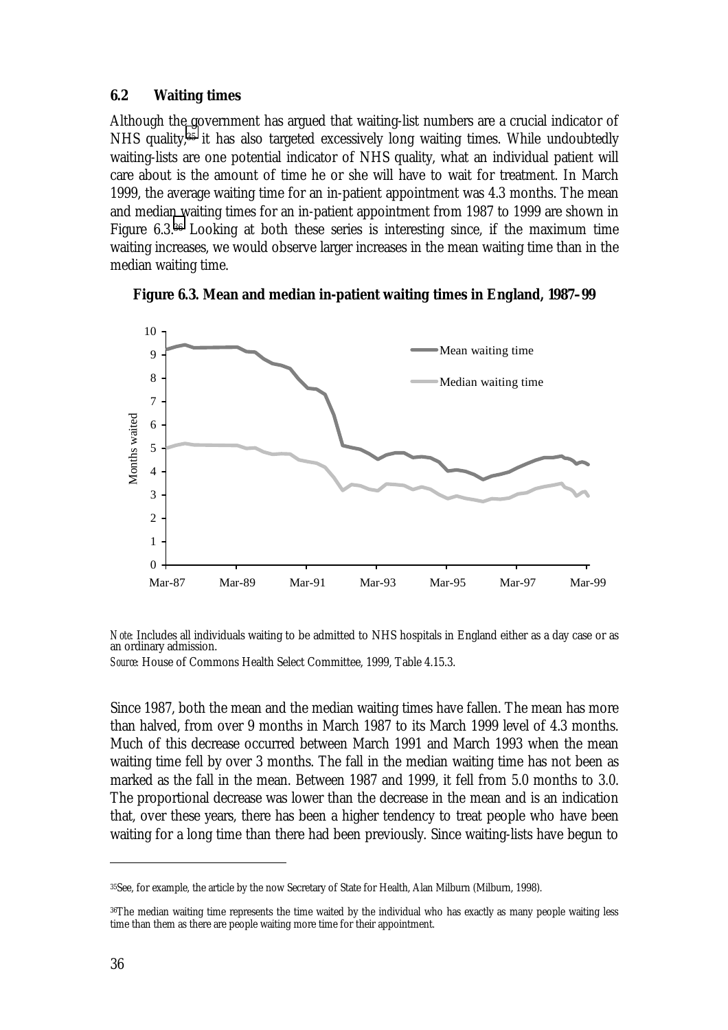### 6.2 Waiting times

Although the government has argued that waiting-list numbers are a crucial indicator of NHS quality,[35] it has also targeted excessively long waiting times. While undoubtedly waiting-lists are one potential indicator of NHS quality, what an individual patient will care about is the amount of time he or she will have to wait for treatment. In March 1999, the average waiting time for an in-patient appointment was 4.3 months. The mean and median waiting times for an in-patient appointment from 1987 to 1999 are shown in Figure 6.3.[36] Looking at both these series is interesting since, if the maximum time waiting increases, we would observe larger increases in the mean waiting time than in the median waiting time.

**Figure 6.3. Mean and median in-patient waiting times in England, 1987–99**

*Note:* Includes all individuals waiting to be admitted to NHS hospitals in England either as a day case or as an ordinary admission.

*Source:* House of Commons Health Select Committee, 1999, Table 4.15.3.

Since 1987, both the mean and the median waiting times have fallen. The mean has more than halved, from over 9 months in March 1987 to its March 1999 level of 4.3 months. Much of this decrease occurred between March 1991 and March 1993 when the mean waiting time fell by over 3 months. The fall in the median waiting time has not been as marked as the fall in the mean. Between 1987 and 1999, it fell from 5.0 months to 3.0. The proportional decrease was lower than the decrease in the mean and is an indication that, over these years, there has been a higher tendency to treat people who have been waiting for a long time than there had been previously. Since waiting-lists have begun to

---

[35] See, for example, the article by the now Secretary of State for Health, Alan Milburn (Milburn, 1998).

[36] The median waiting time represents the time waited by the individual who has exactly as many people waiting less time than them as there are people waiting more time for their appointment.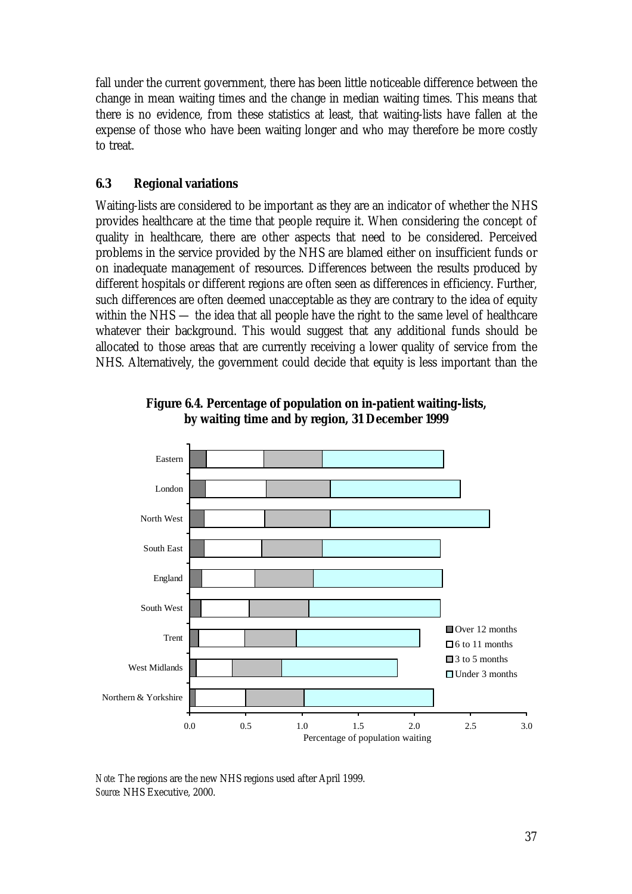fall under the current government, there has been little noticeable difference between the change in mean waiting times and the change in median waiting times. This means that there is no evidence, from these statistics at least, that waiting-lists have fallen at the expense of those who have been waiting longer and who may therefore be more costly to treat.

### 6.3 Regional variations

Waiting-lists are considered to be important as they are an indicator of whether the NHS provides healthcare at the time that people require it. When considering the concept of quality in healthcare, there are other aspects that need to be considered. Perceived problems in the service provided by the NHS are blamed either on insufficient funds or on inadequate management of resources. Differences between the results produced by different hospitals or different regions are often seen as differences in efficiency. Further, such differences are often deemed unacceptable as they are contrary to the idea of equity within the NHS — the idea that all people have the right to the same level of healthcare whatever their background. This would suggest that any additional funds should be allocated to those areas that are currently receiving a lower quality of service from the NHS. Alternatively, the government could decide that equity is less important than the

**Figure 6.4. Percentage of population on in-patient waiting-lists, by waiting time and by region, 31 December 1999**

*Note:* The regions are the new NHS regions used after April 1999.
*Source:* NHS Executive, 2000.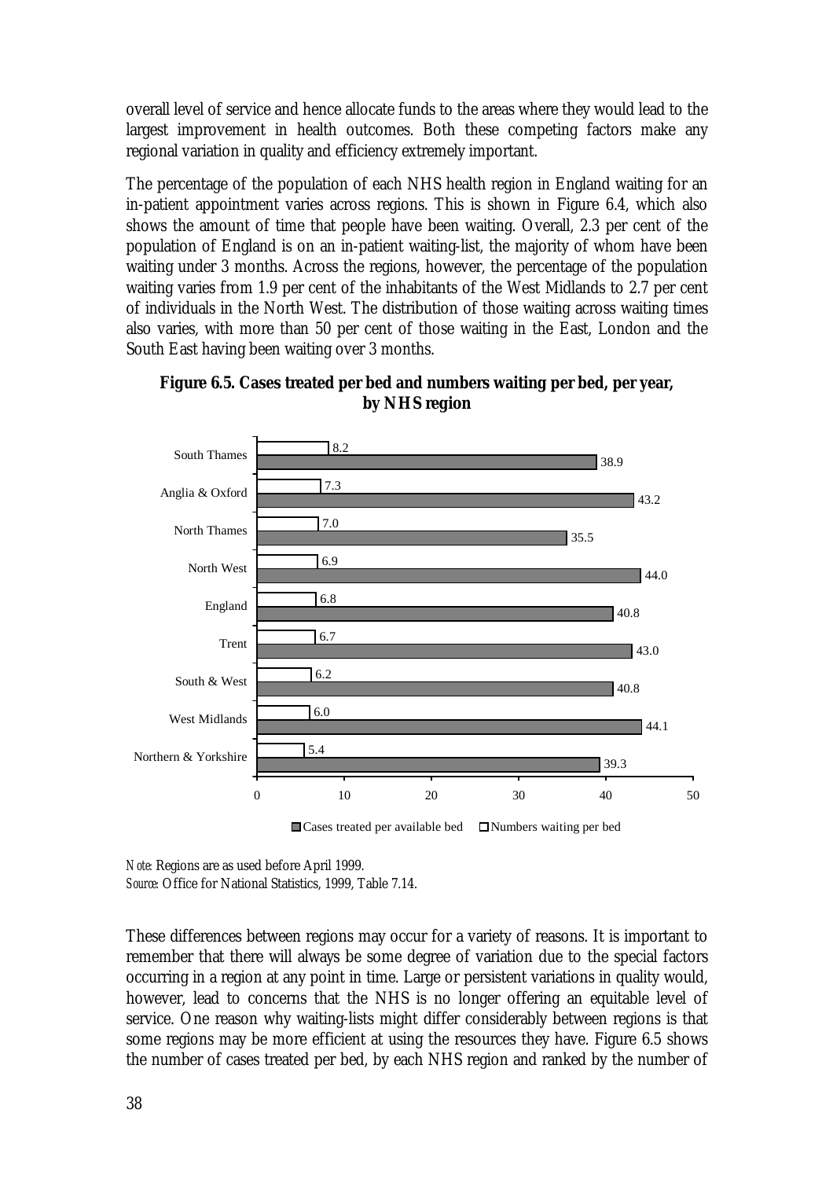overall level of service and hence allocate funds to the areas where they would lead to the largest improvement in health outcomes. Both these competing factors make any regional variation in quality and efficiency extremely important.

The percentage of the population of each NHS health region in England waiting for an in-patient appointment varies across regions. This is shown in Figure 6.4, which also shows the amount of time that people have been waiting. Overall, 2.3 per cent of the population of England is on an in-patient waiting-list, the majority of whom have been waiting under 3 months. Across the regions, however, the percentage of the population waiting varies from 1.9 per cent of the inhabitants of the West Midlands to 2.7 per cent of individuals in the North West. The distribution of those waiting across waiting times also varies, with more than 50 per cent of those waiting in the East, London and the South East having been waiting over 3 months.

**Figure 6.5. Cases treated per bed and numbers waiting per bed, per year, by NHS region**

| Region | Numbers waiting per bed | Cases treated per available bed |
|---|---|---|
| South Thames | 8.2 | 38.9 |
| Anglia & Oxford | 7.3 | 43.2 |
| North Thames | 7.0 | 35.5 |
| North West | 6.9 | 44.0 |
| England | 6.8 | 40.8 |
| Trent | 6.7 | 43.0 |
| South & West | 6.2 | 40.8 |
| West Midlands | 6.0 | 44.1 |
| Northern & Yorkshire | 5.4 | 39.3 |

*Note:* Regions are as used before April 1999.
*Source:* Office for National Statistics, 1999, Table 7.14.

These differences between regions may occur for a variety of reasons. It is important to remember that there will always be some degree of variation due to the special factors occurring in a region at any point in time. Large or persistent variations in quality would, however, lead to concerns that the NHS is no longer offering an equitable level of service. One reason why waiting-lists might differ considerably between regions is that some regions may be more efficient at using the resources they have. Figure 6.5 shows the number of cases treated per bed, by each NHS region and ranked by the number of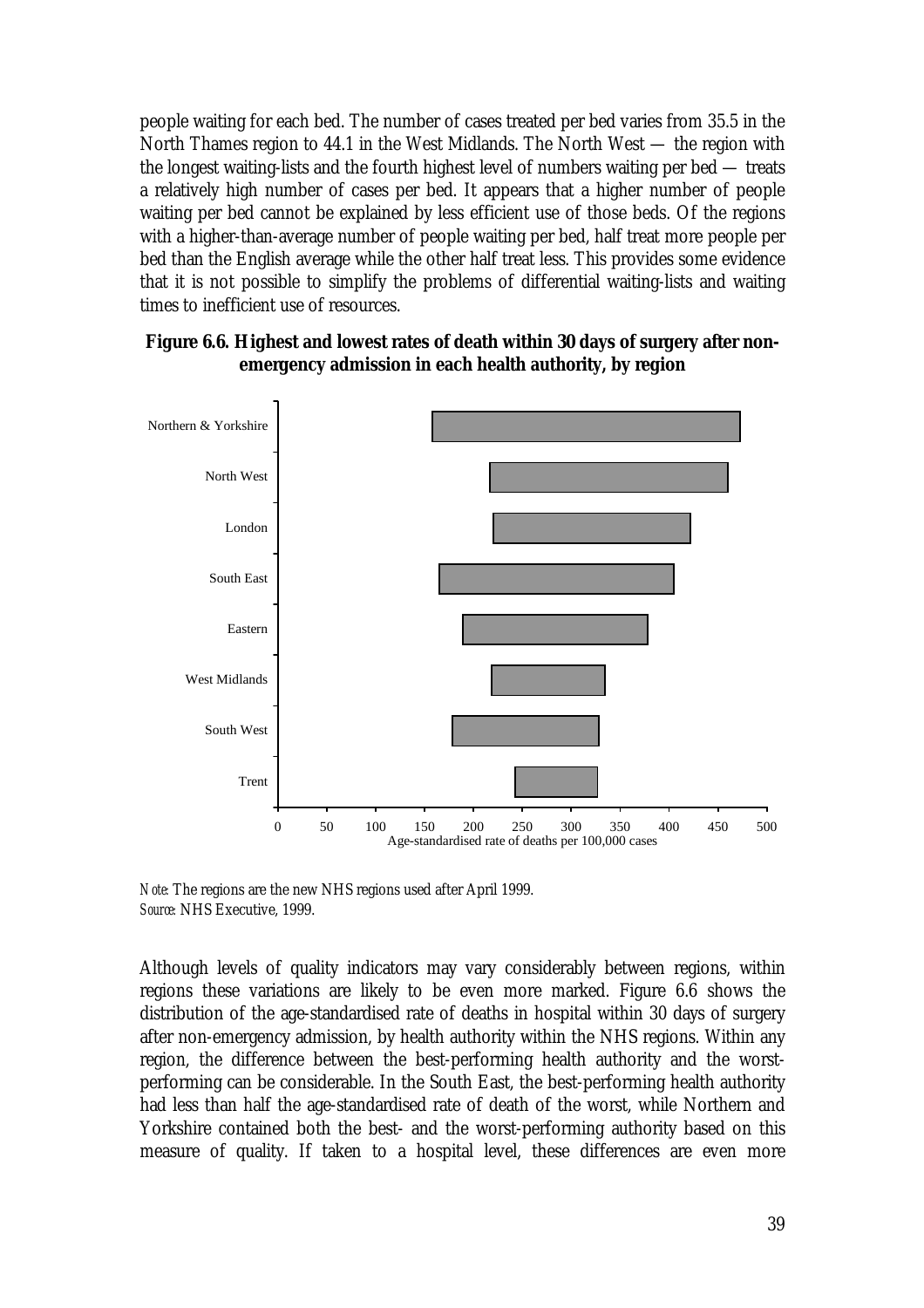people waiting for each bed. The number of cases treated per bed varies from 35.5 in the North Thames region to 44.1 in the West Midlands. The North West — the region with the longest waiting-lists and the fourth highest level of numbers waiting per bed — treats a relatively high number of cases per bed. It appears that a higher number of people waiting per bed cannot be explained by less efficient use of those beds. Of the regions with a higher-than-average number of people waiting per bed, half treat more people per bed than the English average while the other half treat less. This provides some evidence that it is not possible to simplify the problems of differential waiting-lists and waiting times to inefficient use of resources.

**Figure 6.6. Highest and lowest rates of death within 30 days of surgery after non-emergency admission in each health authority, by region**

*Note:* The regions are the new NHS regions used after April 1999.
*Source:* NHS Executive, 1999.

Although levels of quality indicators may vary considerably between regions, within regions these variations are likely to be even more marked. Figure 6.6 shows the distribution of the age-standardised rate of deaths in hospital within 30 days of surgery after non-emergency admission, by health authority within the NHS regions. Within any region, the difference between the best-performing health authority and the worst-performing can be considerable. In the South East, the best-performing health authority had less than half the age-standardised rate of death of the worst, while Northern and Yorkshire contained both the best- and the worst-performing authority based on this measure of quality. If taken to a hospital level, these differences are even more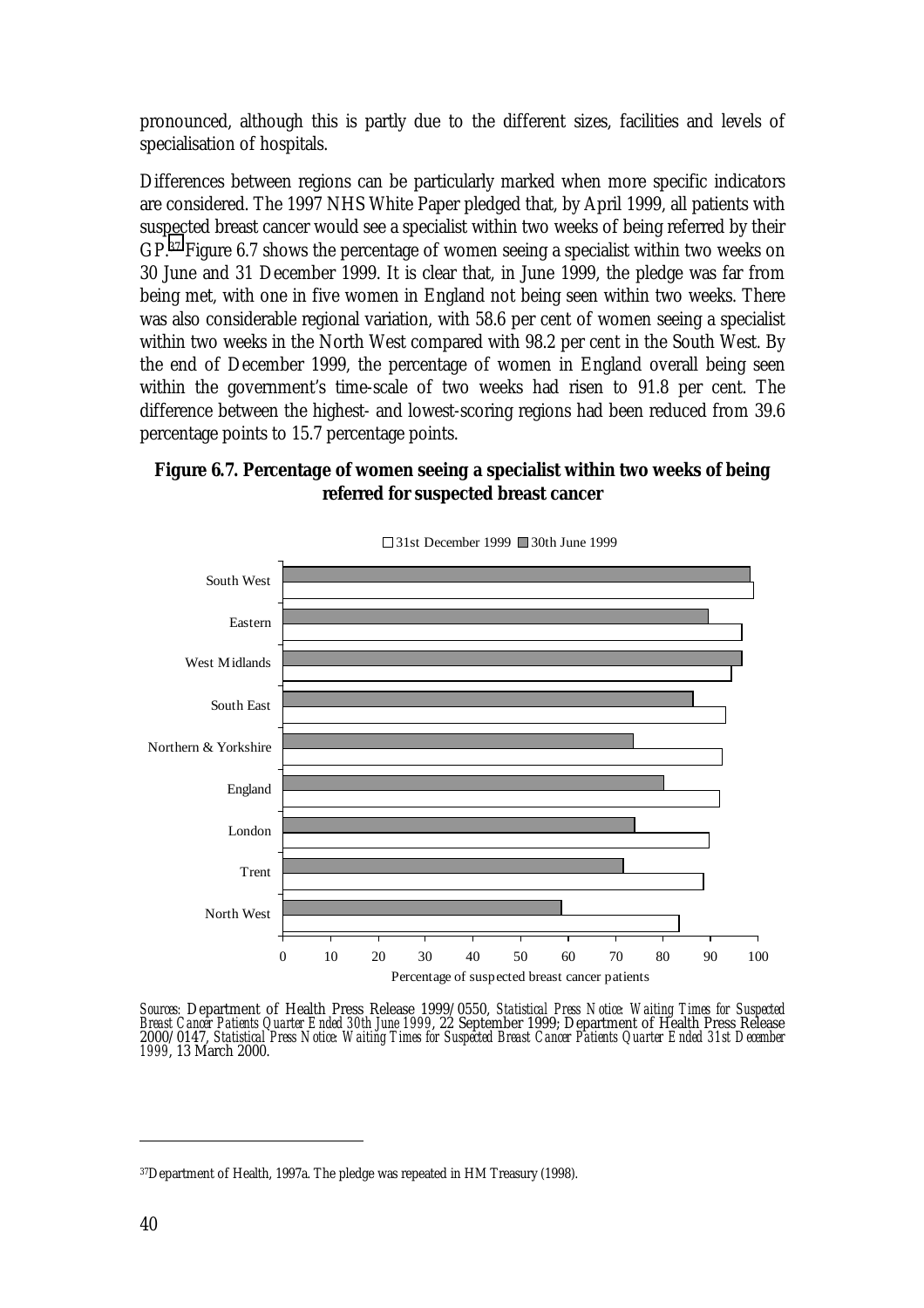pronounced, although this is partly due to the different sizes, facilities and levels of specialisation of hospitals.

Differences between regions can be particularly marked when more specific indicators are considered. The 1997 NHS White Paper pledged that, by April 1999, all patients with suspected breast cancer would see a specialist within two weeks of being referred by their GP.[37] Figure 6.7 shows the percentage of women seeing a specialist within two weeks on 30 June and 31 December 1999. It is clear that, in June 1999, the pledge was far from being met, with one in five women in England not being seen within two weeks. There was also considerable regional variation, with 58.6 per cent of women seeing a specialist within two weeks in the North West compared with 98.2 per cent in the South West. By the end of December 1999, the percentage of women in England overall being seen within the government's time-scale of two weeks had risen to 91.8 per cent. The difference between the highest- and lowest-scoring regions had been reduced from 39.6 percentage points to 15.7 percentage points.

**Figure 6.7. Percentage of women seeing a specialist within two weeks of being referred for suspected breast cancer**

*Sources*: Department of Health Press Release 1999/0550, *Statistical Press Notice: Waiting Times for Suspected Breast Cancer Patients Quarter Ended 30th June 1999*, 22 September 1999; Department of Health Press Release 2000/0147, *Statistical Press Notice: Waiting Times for Suspected Breast Cancer Patients Quarter Ended 31st December 1999*, 13 March 2000.

---

[37] Department of Health, 1997a. The pledge was repeated in HM Treasury (1998).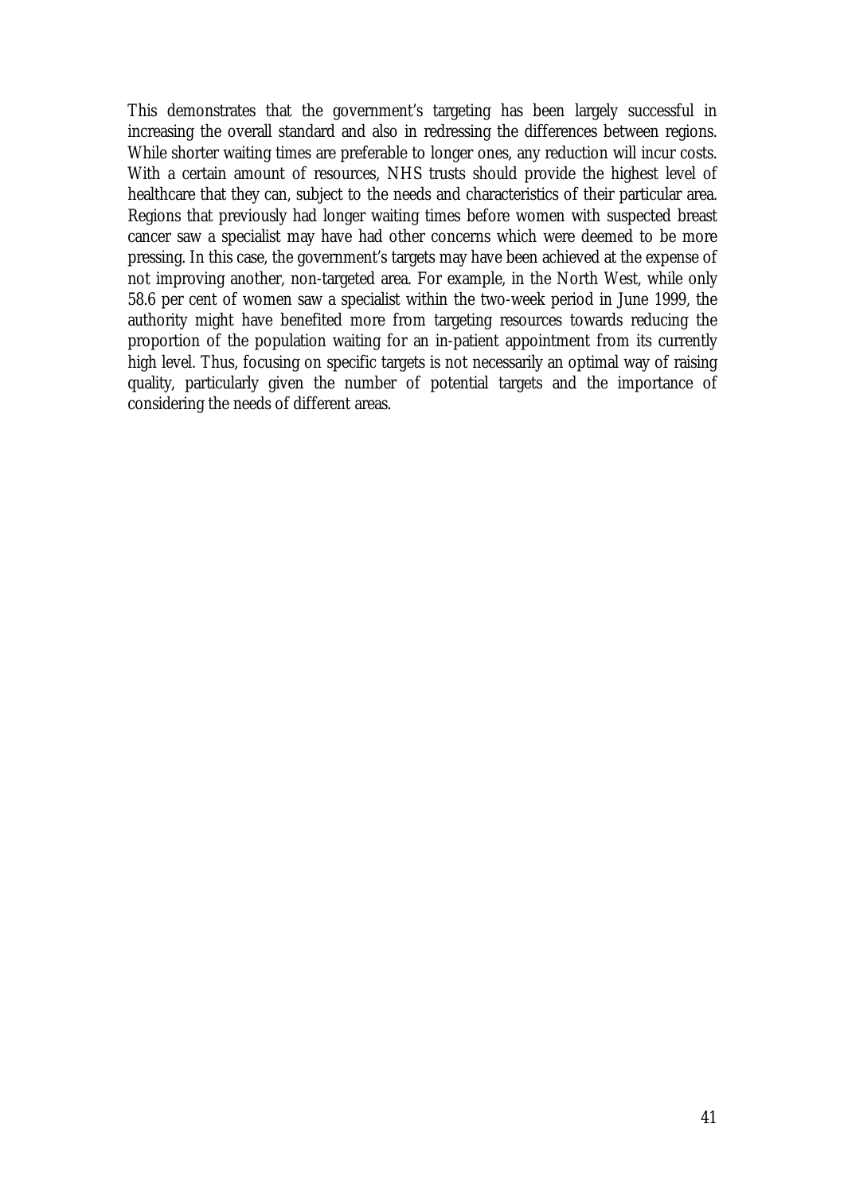This demonstrates that the government's targeting has been largely successful in increasing the overall standard and also in redressing the differences between regions. While shorter waiting times are preferable to longer ones, any reduction will incur costs. With a certain amount of resources, NHS trusts should provide the highest level of healthcare that they can, subject to the needs and characteristics of their particular area. Regions that previously had longer waiting times before women with suspected breast cancer saw a specialist may have had other concerns which were deemed to be more pressing. In this case, the government's targets may have been achieved at the expense of not improving another, non-targeted area. For example, in the North West, while only 58.6 per cent of women saw a specialist within the two-week period in June 1999, the authority might have benefited more from targeting resources towards reducing the proportion of the population waiting for an in-patient appointment from its currently high level. Thus, focusing on specific targets is not necessarily an optimal way of raising quality, particularly given the number of potential targets and the importance of considering the needs of different areas.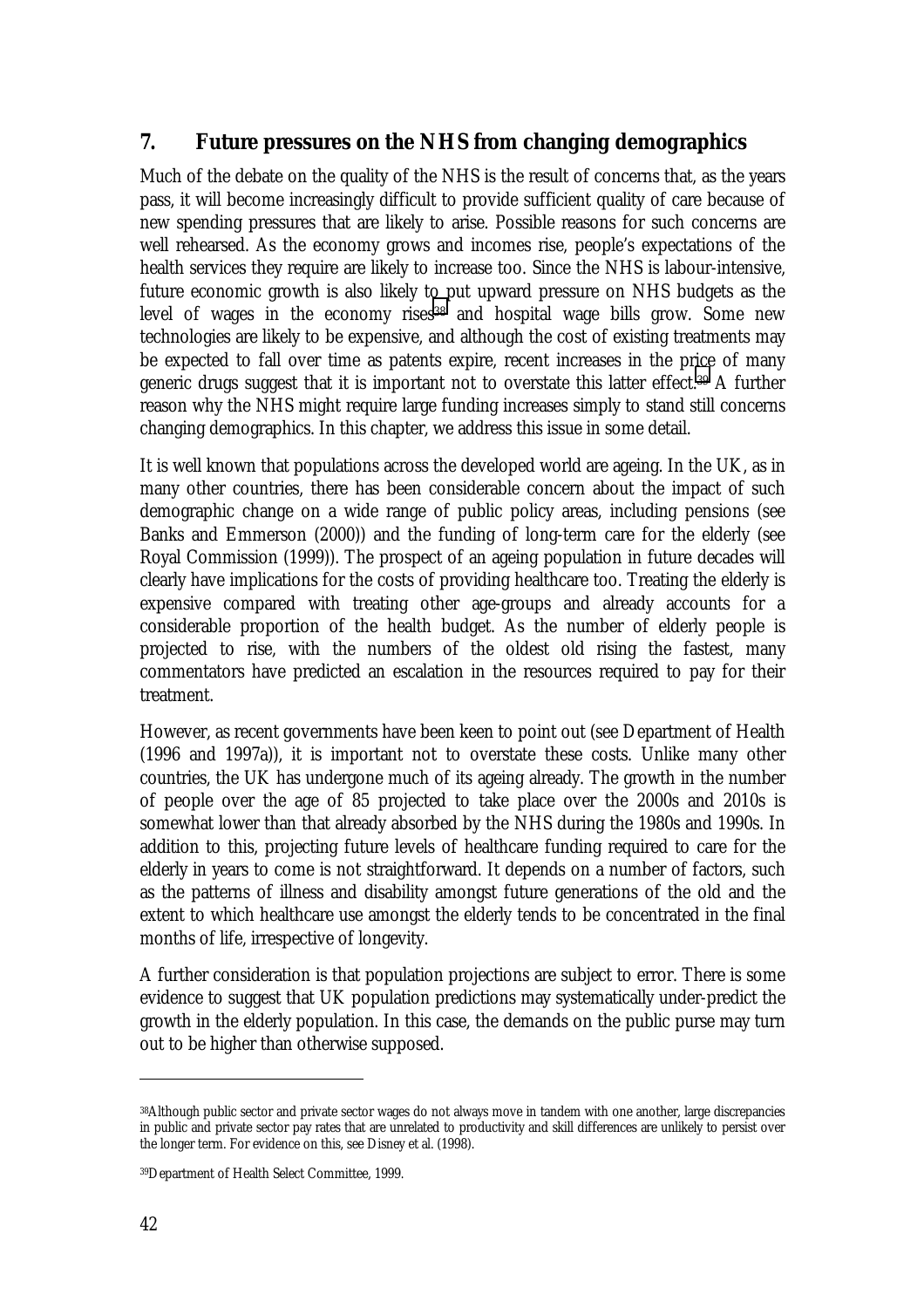## 7. Future pressures on the NHS from changing demographics

Much of the debate on the quality of the NHS is the result of concerns that, as the years pass, it will become increasingly difficult to provide sufficient quality of care because of new spending pressures that are likely to arise. Possible reasons for such concerns are well rehearsed. As the economy grows and incomes rise, people's expectations of the health services they require are likely to increase too. Since the NHS is labour-intensive, future economic growth is also likely to put upward pressure on NHS budgets as the level of wages in the economy rises[38] and hospital wage bills grow. Some new technologies are likely to be expensive, and although the cost of existing treatments may be expected to fall over time as patents expire, recent increases in the price of many generic drugs suggest that it is important not to overstate this latter effect.[39] A further reason why the NHS might require large funding increases simply to stand still concerns changing demographics. In this chapter, we address this issue in some detail.

It is well known that populations across the developed world are ageing. In the UK, as in many other countries, there has been considerable concern about the impact of such demographic change on a wide range of public policy areas, including pensions (see Banks and Emmerson (2000)) and the funding of long-term care for the elderly (see Royal Commission (1999)). The prospect of an ageing population in future decades will clearly have implications for the costs of providing healthcare too. Treating the elderly is expensive compared with treating other age-groups and already accounts for a considerable proportion of the health budget. As the number of elderly people is projected to rise, with the numbers of the oldest old rising the fastest, many commentators have predicted an escalation in the resources required to pay for their treatment.

However, as recent governments have been keen to point out (see Department of Health (1996 and 1997a)), it is important not to overstate these costs. Unlike many other countries, the UK has undergone much of its ageing already. The growth in the number of people over the age of 85 projected to take place over the 2000s and 2010s is somewhat lower than that already absorbed by the NHS during the 1980s and 1990s. In addition to this, projecting future levels of healthcare funding required to care for the elderly in years to come is not straightforward. It depends on a number of factors, such as the patterns of illness and disability amongst future generations of the old and the extent to which healthcare use amongst the elderly tends to be concentrated in the final months of life, irrespective of longevity.

A further consideration is that population projections are subject to error. There is some evidence to suggest that UK population predictions may systematically under-predict the growth in the elderly population. In this case, the demands on the public purse may turn out to be higher than otherwise supposed.

---

[38] Although public sector and private sector wages do not always move in tandem with one another, large discrepancies in public and private sector pay rates that are unrelated to productivity and skill differences are unlikely to persist over the longer term. For evidence on this, see Disney et al. (1998).

[39] Department of Health Select Committee, 1999.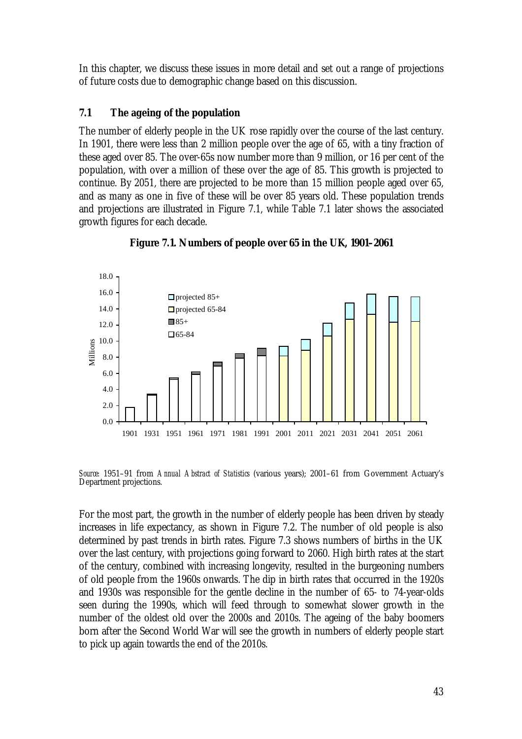In this chapter, we discuss these issues in more detail and set out a range of projections of future costs due to demographic change based on this discussion.

## 7.1 The ageing of the population

The number of elderly people in the UK rose rapidly over the course of the last century. In 1901, there were less than 2 million people over the age of 65, with a tiny fraction of these aged over 85. The over-65s now number more than 9 million, or 16 per cent of the population, with over a million of these over the age of 85. This growth is projected to continue. By 2051, there are projected to be more than 15 million people aged over 65, and as many as one in five of these will be over 85 years old. These population trends and projections are illustrated in Figure 7.1, while Table 7.1 later shows the associated growth figures for each decade.

**Figure 7.1. Numbers of people over 65 in the UK, 1901–2061**

*Source*: 1951–91 from *Annual Abstract of Statistics* (various years); 2001–61 from Government Actuary's Department projections.

For the most part, the growth in the number of elderly people has been driven by steady increases in life expectancy, as shown in Figure 7.2. The number of old people is also determined by past trends in birth rates. Figure 7.3 shows numbers of births in the UK over the last century, with projections going forward to 2060. High birth rates at the start of the century, combined with increasing longevity, resulted in the burgeoning numbers of old people from the 1960s onwards. The dip in birth rates that occurred in the 1920s and 1930s was responsible for the gentle decline in the number of 65- to 74-year-olds seen during the 1990s, which will feed through to somewhat slower growth in the number of the oldest old over the 2000s and 2010s. The ageing of the baby boomers born after the Second World War will see the growth in numbers of elderly people start to pick up again towards the end of the 2010s.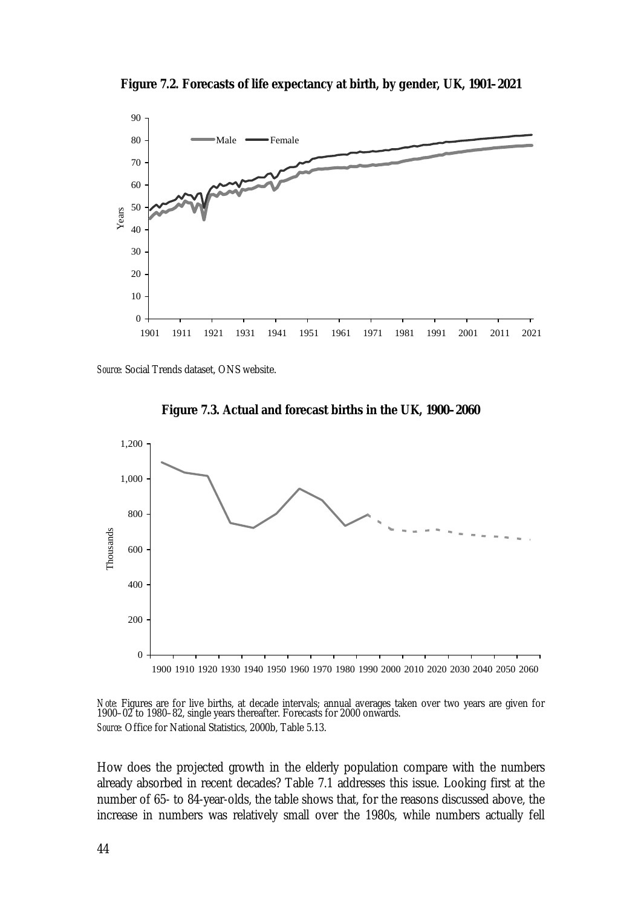**Figure 7.2. Forecasts of life expectancy at birth, by gender, UK, 1901–2021**

*Source:* Social Trends dataset, ONS website.

**Figure 7.3. Actual and forecast births in the UK, 1900–2060**

*Note:* Figures are for live births, at decade intervals; annual averages taken over two years are given for 1900–02 to 1980–82, single years thereafter. Forecasts for 2000 onwards.
*Source:* Office for National Statistics, 2000b, Table 5.13.

How does the projected growth in the elderly population compare with the numbers already absorbed in recent decades? Table 7.1 addresses this issue. Looking first at the number of 65- to 84-year-olds, the table shows that, for the reasons discussed above, the increase in numbers was relatively small over the 1980s, while numbers actually fell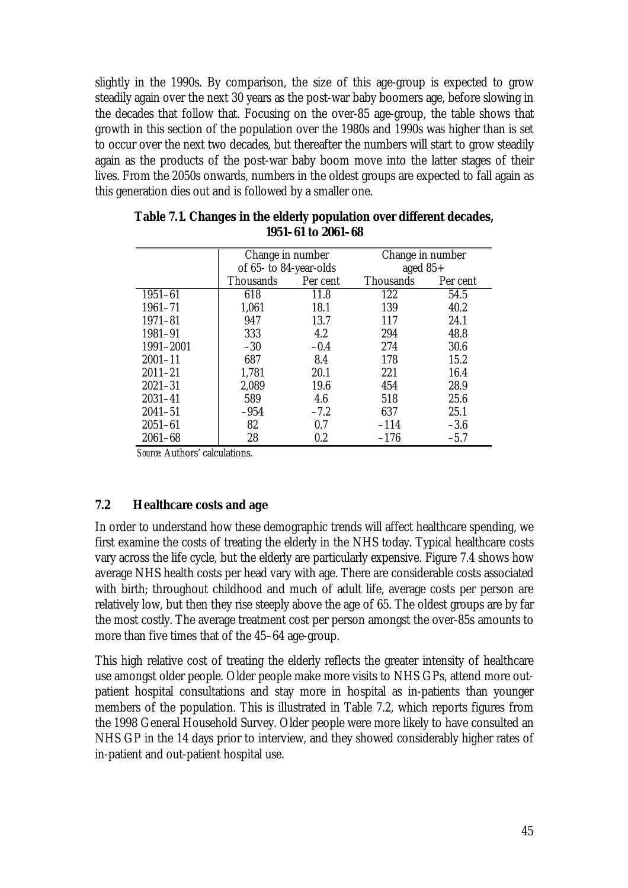slightly in the 1990s. By comparison, the size of this age-group is expected to grow steadily again over the next 30 years as the post-war baby boomers age, before slowing in the decades that follow that. Focusing on the over-85 age-group, the table shows that growth in this section of the population over the 1980s and 1990s was higher than is set to occur over the next two decades, but thereafter the numbers will start to grow steadily again as the products of the post-war baby boom move into the latter stages of their lives. From the 2050s onwards, numbers in the oldest groups are expected to fall again as this generation dies out and is followed by a smaller one.

**Table 7.1. Changes in the elderly population over different decades, 1951–61 to 2061–68**

| | Change in number of 65- to 84-year-olds | | Change in number aged 85+ | |
|---|---|---|---|---|
| | Thousands | Per cent | Thousands | Per cent |
| 1951–61 | 618 | 11.8 | 122 | 54.5 |
| 1961–71 | 1,061 | 18.1 | 139 | 40.2 |
| 1971–81 | 947 | 13.7 | 117 | 24.1 |
| 1981–91 | 333 | 4.2 | 294 | 48.8 |
| 1991–2001 | –30 | –0.4 | 274 | 30.6 |
| 2001–11 | 687 | 8.4 | 178 | 15.2 |
| 2011–21 | 1,781 | 20.1 | 221 | 16.4 |
| 2021–31 | 2,089 | 19.6 | 454 | 28.9 |
| 2031–41 | 589 | 4.6 | 518 | 25.6 |
| 2041–51 | –954 | –7.2 | 637 | 25.1 |
| 2051–61 | 82 | 0.7 | –114 | –3.6 |
| 2061–68 | 28 | 0.2 | –176 | –5.7 |

*Source:* Authors' calculations.

## 7.2 Healthcare costs and age

In order to understand how these demographic trends will affect healthcare spending, we first examine the costs of treating the elderly in the NHS today. Typical healthcare costs vary across the life cycle, but the elderly are particularly expensive. Figure 7.4 shows how average NHS health costs per head vary with age. There are considerable costs associated with birth; throughout childhood and much of adult life, average costs per person are relatively low, but then they rise steeply above the age of 65. The oldest groups are by far the most costly. The average treatment cost per person amongst the over-85s amounts to more than five times that of the 45–64 age-group.

This high relative cost of treating the elderly reflects the greater intensity of healthcare use amongst older people. Older people make more visits to NHS GPs, attend more out-patient hospital consultations and stay more in hospital as in-patients than younger members of the population. This is illustrated in Table 7.2, which reports figures from the 1998 General Household Survey. Older people were more likely to have consulted an NHS GP in the 14 days prior to interview, and they showed considerably higher rates of in-patient and out-patient hospital use.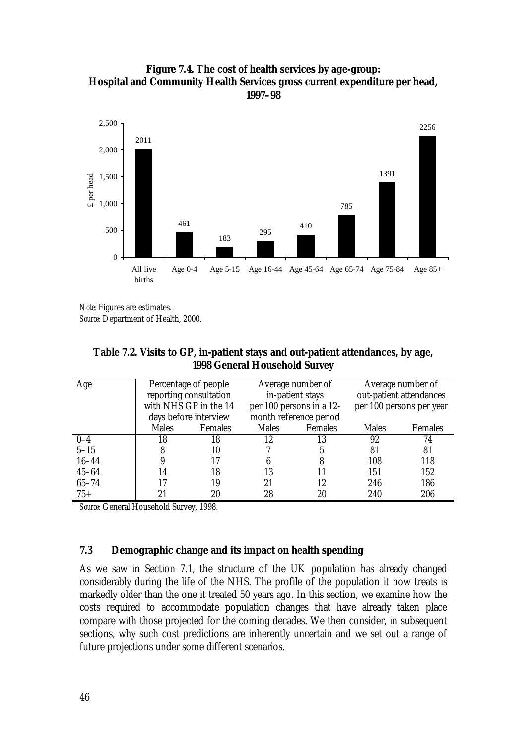**Figure 7.4. The cost of health services by age-group: Hospital and Community Health Services gross current expenditure per head, 1997–98**

| | £ per head |
|---|---|
| All live births | 2011 |
| Age 0-4 | 461 |
| Age 5-15 | 183 |
| Age 16-44 | 295 |
| Age 45-64 | 410 |
| Age 65-74 | 785 |
| Age 75-84 | 1391 |
| Age 85+ | 2256 |

*Note:* Figures are estimates.
*Source:* Department of Health, 2000.

**Table 7.2. Visits to GP, in-patient stays and out-patient attendances, by age, 1998 General Household Survey**

| Age | Percentage of people reporting consultation with NHS GP in the 14 days before interview | | Average number of in-patient stays per 100 persons in a 12-month reference period | | Average number of out-patient attendances per 100 persons per year | |
|---|---|---|---|---|---|---|
| | Males | Females | Males | Females | Males | Females |
| 0–4 | 18 | 18 | 12 | 13 | 92 | 74 |
| 5–15 | 8 | 10 | 7 | 5 | 81 | 81 |
| 16–44 | 9 | 17 | 6 | 8 | 108 | 118 |
| 45–64 | 14 | 18 | 13 | 11 | 151 | 152 |
| 65–74 | 17 | 19 | 21 | 12 | 246 | 186 |
| 75+ | 21 | 20 | 28 | 20 | 240 | 206 |

*Source:* General Household Survey, 1998.

## 7.3 Demographic change and its impact on health spending

As we saw in Section 7.1, the structure of the UK population has already changed considerably during the life of the NHS. The profile of the population it now treats is markedly older than the one it treated 50 years ago. In this section, we examine how the costs required to accommodate population changes that have already taken place compare with those projected for the coming decades. We then consider, in subsequent sections, why such cost predictions are inherently uncertain and we set out a range of future projections under some different scenarios.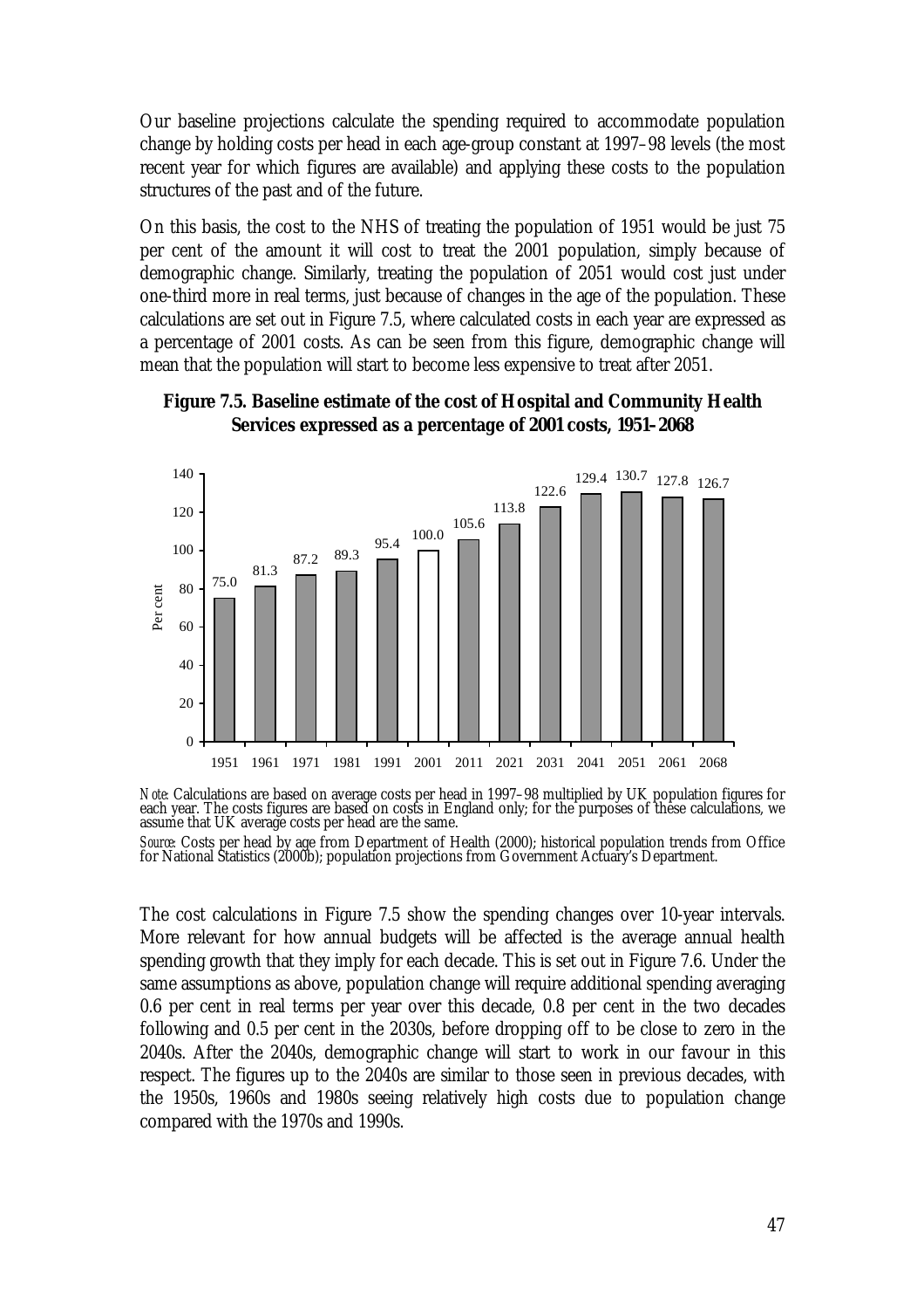Our baseline projections calculate the spending required to accommodate population change by holding costs per head in each age-group constant at 1997–98 levels (the most recent year for which figures are available) and applying these costs to the population structures of the past and of the future.

On this basis, the cost to the NHS of treating the population of 1951 would be just 75 per cent of the amount it will cost to treat the 2001 population, simply because of demographic change. Similarly, treating the population of 2051 would cost just under one-third more in real terms, just because of changes in the age of the population. These calculations are set out in Figure 7.5, where calculated costs in each year are expressed as a percentage of 2001 costs. As can be seen from this figure, demographic change will mean that the population will start to become less expensive to treat after 2051.

**Figure 7.5. Baseline estimate of the cost of Hospital and Community Health Services expressed as a percentage of 2001 costs, 1951–2068**

| Year | Per cent |
|---|---|
| 1951 | 75.0 |
| 1961 | 81.3 |
| 1971 | 87.2 |
| 1981 | 89.3 |
| 1991 | 95.4 |
| 2001 | 100.0 |
| 2011 | 105.6 |
| 2021 | 113.8 |
| 2031 | 122.6 |
| 2041 | 129.4 |
| 2051 | 130.7 |
| 2061 | 127.8 |
| 2068 | 126.7 |

*Note*: Calculations are based on average costs per head in 1997–98 multiplied by UK population figures for each year. The costs figures are based on costs in England only; for the purposes of these calculations, we assume that UK average costs per head are the same.

*Source*: Costs per head by age from Department of Health (2000); historical population trends from Office for National Statistics (2000b); population projections from Government Actuary's Department.

The cost calculations in Figure 7.5 show the spending changes over 10-year intervals. More relevant for how annual budgets will be affected is the average annual health spending growth that they imply for each decade. This is set out in Figure 7.6. Under the same assumptions as above, population change will require additional spending averaging 0.6 per cent in real terms per year over this decade, 0.8 per cent in the two decades following and 0.5 per cent in the 2030s, before dropping off to be close to zero in the 2040s. After the 2040s, demographic change will start to work in our favour in this respect. The figures up to the 2040s are similar to those seen in previous decades, with the 1950s, 1960s and 1980s seeing relatively high costs due to population change compared with the 1970s and 1990s.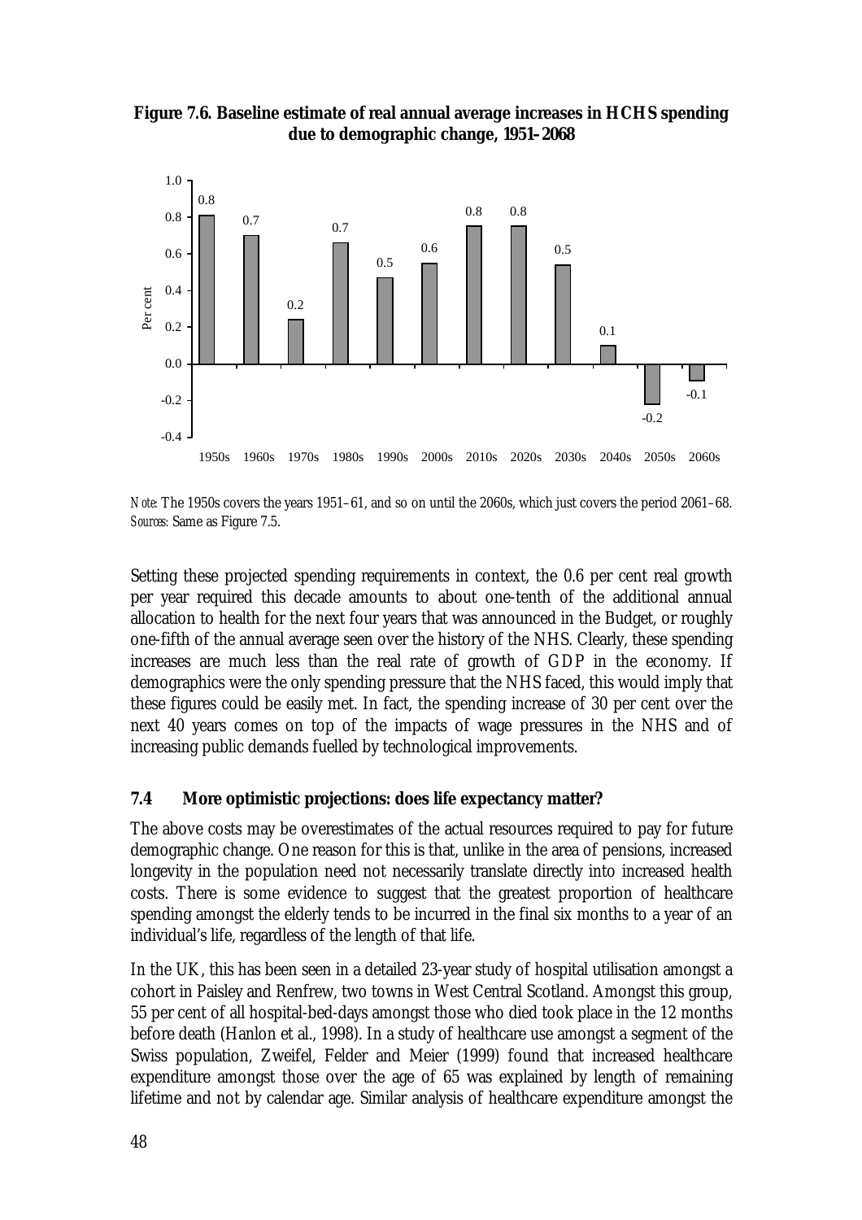**Figure 7.6. Baseline estimate of real annual average increases in HCHS spending due to demographic change, 1951–2068**

| Decade | Per cent |
|---|---|
| 1950s | 0.8 |
| 1960s | 0.7 |
| 1970s | 0.2 |
| 1980s | 0.7 |
| 1990s | 0.5 |
| 2000s | 0.6 |
| 2010s | 0.8 |
| 2020s | 0.8 |
| 2030s | 0.5 |
| 2040s | 0.1 |
| 2050s | -0.2 |
| 2060s | -0.1 |

*Note:* The 1950s covers the years 1951–61, and so on until the 2060s, which just covers the period 2061–68.
*Sources:* Same as Figure 7.5.

Setting these projected spending requirements in context, the 0.6 per cent real growth per year required this decade amounts to about one-tenth of the additional annual allocation to health for the next four years that was announced in the Budget, or roughly one-fifth of the annual average seen over the history of the NHS. Clearly, these spending increases are much less than the real rate of growth of GDP in the economy. If demographics were the only spending pressure that the NHS faced, this would imply that these figures could be easily met. In fact, the spending increase of 30 per cent over the next 40 years comes on top of the impacts of wage pressures in the NHS and of increasing public demands fuelled by technological improvements.

## 7.4 More optimistic projections: does life expectancy matter?

The above costs may be overestimates of the actual resources required to pay for future demographic change. One reason for this is that, unlike in the area of pensions, increased longevity in the population need not necessarily translate directly into increased health costs. There is some evidence to suggest that the greatest proportion of healthcare spending amongst the elderly tends to be incurred in the final six months to a year of an individual's life, regardless of the length of that life.

In the UK, this has been seen in a detailed 23-year study of hospital utilisation amongst a cohort in Paisley and Renfrew, two towns in West Central Scotland. Amongst this group, 55 per cent of all hospital-bed-days amongst those who died took place in the 12 months before death (Hanlon et al., 1998). In a study of healthcare use amongst a segment of the Swiss population, Zweifel, Felder and Meier (1999) found that increased healthcare expenditure amongst those over the age of 65 was explained by length of remaining lifetime and not by calendar age. Similar analysis of healthcare expenditure amongst the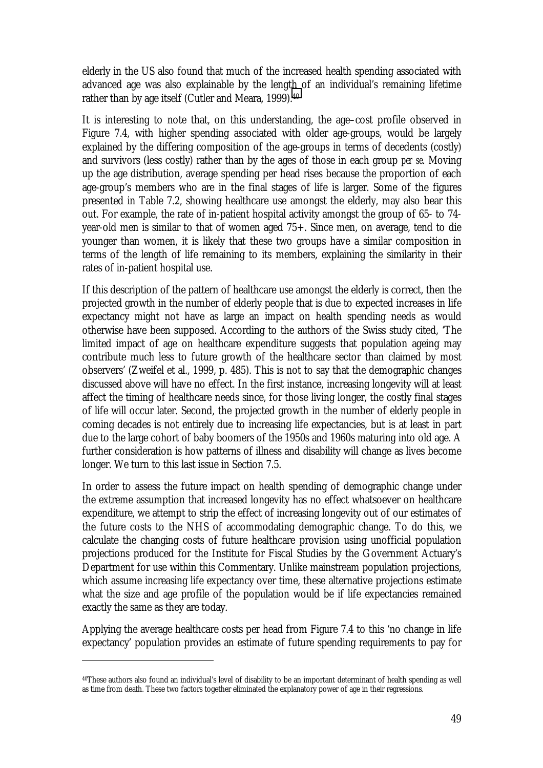elderly in the US also found that much of the increased health spending associated with advanced age was also explainable by the length of an individual's remaining lifetime rather than by age itself (Cutler and Meara, 1999).[40]

It is interesting to note that, on this understanding, the age–cost profile observed in Figure 7.4, with higher spending associated with older age-groups, would be largely explained by the differing composition of the age-groups in terms of decedents (costly) and survivors (less costly) rather than by the ages of those in each group *per se*. Moving up the age distribution, average spending per head rises because the proportion of each age-group's members who are in the final stages of life is larger. Some of the figures presented in Table 7.2, showing healthcare use amongst the elderly, may also bear this out. For example, the rate of in-patient hospital activity amongst the group of 65- to 74-year-old men is similar to that of women aged 75+. Since men, on average, tend to die younger than women, it is likely that these two groups have a similar composition in terms of the length of life remaining to its members, explaining the similarity in their rates of in-patient hospital use.

If this description of the pattern of healthcare use amongst the elderly is correct, then the projected growth in the number of elderly people that is due to expected increases in life expectancy might not have as large an impact on health spending needs as would otherwise have been supposed. According to the authors of the Swiss study cited, 'The limited impact of age on healthcare expenditure suggests that population ageing may contribute much less to future growth of the healthcare sector than claimed by most observers' (Zweifel et al., 1999, p. 485). This is not to say that the demographic changes discussed above will have no effect. In the first instance, increasing longevity will at least affect the timing of healthcare needs since, for those living longer, the costly final stages of life will occur later. Second, the projected growth in the number of elderly people in coming decades is not entirely due to increasing life expectancies, but is at least in part due to the large cohort of baby boomers of the 1950s and 1960s maturing into old age. A further consideration is how patterns of illness and disability will change as lives become longer. We turn to this last issue in Section 7.5.

In order to assess the future impact on health spending of demographic change under the extreme assumption that increased longevity has no effect whatsoever on healthcare expenditure, we attempt to strip the effect of increasing longevity out of our estimates of the future costs to the NHS of accommodating demographic change. To do this, we calculate the changing costs of future healthcare provision using unofficial population projections produced for the Institute for Fiscal Studies by the Government Actuary's Department for use within this Commentary. Unlike mainstream population projections, which assume increasing life expectancy over time, these alternative projections estimate what the size and age profile of the population would be if life expectancies remained exactly the same as they are today.

Applying the average healthcare costs per head from Figure 7.4 to this 'no change in life expectancy' population provides an estimate of future spending requirements to pay for

[40]These authors also found an individual's level of disability to be an important determinant of health spending as well as time from death. These two factors together eliminated the explanatory power of age in their regressions.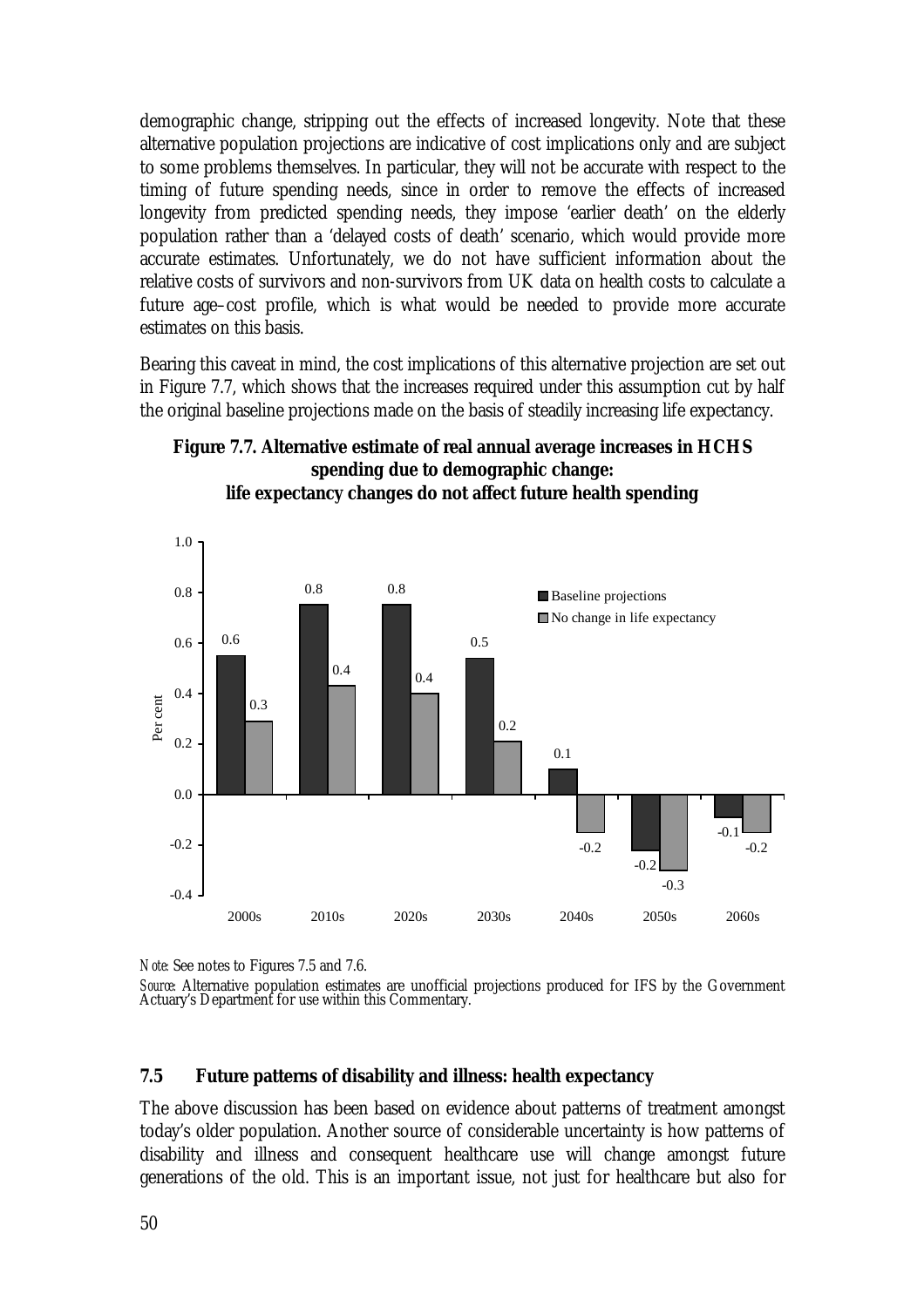demographic change, stripping out the effects of increased longevity. Note that these alternative population projections are indicative of cost implications only and are subject to some problems themselves. In particular, they will not be accurate with respect to the timing of future spending needs, since in order to remove the effects of increased longevity from predicted spending needs, they impose 'earlier death' on the elderly population rather than a 'delayed costs of death' scenario, which would provide more accurate estimates. Unfortunately, we do not have sufficient information about the relative costs of survivors and non-survivors from UK data on health costs to calculate a future age–cost profile, which is what would be needed to provide more accurate estimates on this basis.

Bearing this caveat in mind, the cost implications of this alternative projection are set out in Figure 7.7, which shows that the increases required under this assumption cut by half the original baseline projections made on the basis of steadily increasing life expectancy.

**Figure 7.7. Alternative estimate of real annual average increases in HCHS spending due to demographic change: life expectancy changes do not affect future health spending**

| | Baseline projections | No change in life expectancy |
|---|---|---|
| 2000s | 0.6 | 0.3 |
| 2010s | 0.8 | 0.4 |
| 2020s | 0.8 | 0.4 |
| 2030s | 0.5 | 0.2 |
| 2040s | 0.1 | -0.2 |
| 2050s | -0.2 | -0.3 |
| 2060s | -0.1 | -0.2 |

*Note:* See notes to Figures 7.5 and 7.6.

*Source:* Alternative population estimates are unofficial projections produced for IFS by the Government Actuary's Department for use within this Commentary.

## 7.5 Future patterns of disability and illness: health expectancy

The above discussion has been based on evidence about patterns of treatment amongst today's older population. Another source of considerable uncertainty is how patterns of disability and illness and consequent healthcare use will change amongst future generations of the old. This is an important issue, not just for healthcare but also for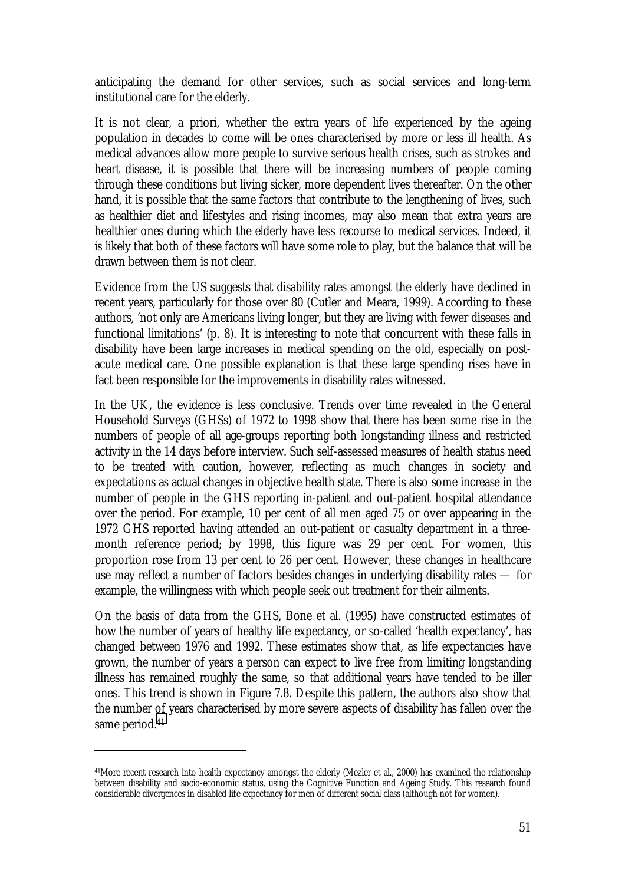anticipating the demand for other services, such as social services and long-term institutional care for the elderly.

It is not clear, a priori, whether the extra years of life experienced by the ageing population in decades to come will be ones characterised by more or less ill health. As medical advances allow more people to survive serious health crises, such as strokes and heart disease, it is possible that there will be increasing numbers of people coming through these conditions but living sicker, more dependent lives thereafter. On the other hand, it is possible that the same factors that contribute to the lengthening of lives, such as healthier diet and lifestyles and rising incomes, may also mean that extra years are healthier ones during which the elderly have less recourse to medical services. Indeed, it is likely that both of these factors will have some role to play, but the balance that will be drawn between them is not clear.

Evidence from the US suggests that disability rates amongst the elderly have declined in recent years, particularly for those over 80 (Cutler and Meara, 1999). According to these authors, 'not only are Americans living longer, but they are living with fewer diseases and functional limitations' (p. 8). It is interesting to note that concurrent with these falls in disability have been large increases in medical spending on the old, especially on post-acute medical care. One possible explanation is that these large spending rises have in fact been responsible for the improvements in disability rates witnessed.

In the UK, the evidence is less conclusive. Trends over time revealed in the General Household Surveys (GHSs) of 1972 to 1998 show that there has been some rise in the numbers of people of all age-groups reporting both longstanding illness and restricted activity in the 14 days before interview. Such self-assessed measures of health status need to be treated with caution, however, reflecting as much changes in society and expectations as actual changes in objective health state. There is also some increase in the number of people in the GHS reporting in-patient and out-patient hospital attendance over the period. For example, 10 per cent of all men aged 75 or over appearing in the 1972 GHS reported having attended an out-patient or casualty department in a three-month reference period; by 1998, this figure was 29 per cent. For women, this proportion rose from 13 per cent to 26 per cent. However, these changes in healthcare use may reflect a number of factors besides changes in underlying disability rates — for example, the willingness with which people seek out treatment for their ailments.

On the basis of data from the GHS, Bone et al. (1995) have constructed estimates of how the number of years of healthy life expectancy, or so-called 'health expectancy', has changed between 1976 and 1992. These estimates show that, as life expectancies have grown, the number of years a person can expect to live free from limiting longstanding illness has remained roughly the same, so that additional years have tended to be iller ones. This trend is shown in Figure 7.8. Despite this pattern, the authors also show that the number of years characterised by more severe aspects of disability has fallen over the same period.[41]

[41] More recent research into health expectancy amongst the elderly (Mezler et al., 2000) has examined the relationship between disability and socio-economic status, using the Cognitive Function and Ageing Study. This research found considerable divergences in disabled life expectancy for men of different social class (although not for women).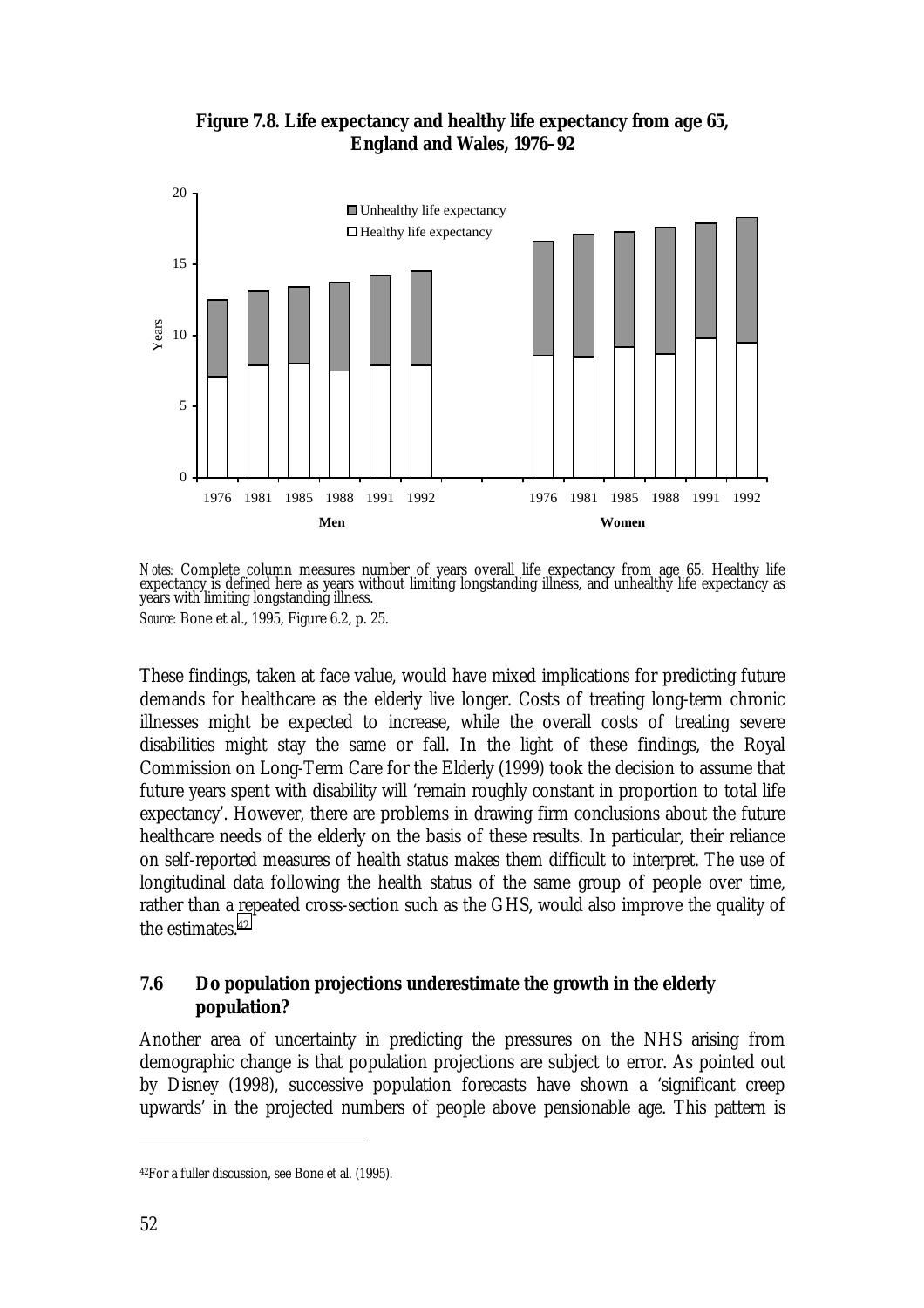**Figure 7.8. Life expectancy and healthy life expectancy from age 65, England and Wales, 1976–92**

*Notes*: Complete column measures number of years overall life expectancy from age 65. Healthy life expectancy is defined here as years without limiting longstanding illness, and unhealthy life expectancy as years with limiting longstanding illness.

*Source*: Bone et al., 1995, Figure 6.2, p. 25.

These findings, taken at face value, would have mixed implications for predicting future demands for healthcare as the elderly live longer. Costs of treating long-term chronic illnesses might be expected to increase, while the overall costs of treating severe disabilities might stay the same or fall. In the light of these findings, the Royal Commission on Long-Term Care for the Elderly (1999) took the decision to assume that future years spent with disability will 'remain roughly constant in proportion to total life expectancy'. However, there are problems in drawing firm conclusions about the future healthcare needs of the elderly on the basis of these results. In particular, their reliance on self-reported measures of health status makes them difficult to interpret. The use of longitudinal data following the health status of the same group of people over time, rather than a repeated cross-section such as the GHS, would also improve the quality of the estimates.[42]

## 7.6 Do population projections underestimate the growth in the elderly population?

Another area of uncertainty in predicting the pressures on the NHS arising from demographic change is that population projections are subject to error. As pointed out by Disney (1998), successive population forecasts have shown a 'significant creep upwards' in the projected numbers of people above pensionable age. This pattern is

[42] For a fuller discussion, see Bone et al. (1995).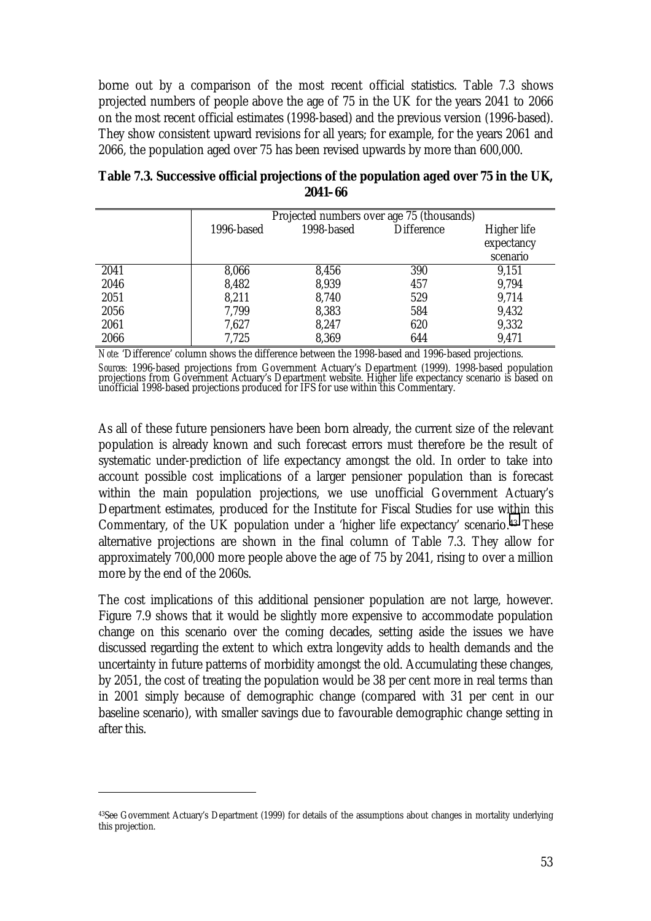borne out by a comparison of the most recent official statistics. Table 7.3 shows projected numbers of people above the age of 75 in the UK for the years 2041 to 2066 on the most recent official estimates (1998-based) and the previous version (1996-based). They show consistent upward revisions for all years; for example, for the years 2061 and 2066, the population aged over 75 has been revised upwards by more than 600,000.

**Table 7.3. Successive official projections of the population aged over 75 in the UK, 2041–66**

| | Projected numbers over age 75 (thousands) | | | |
|---|---|---|---|---|
| | 1996-based | 1998-based | Difference | Higher life expectancy scenario |
| 2041 | 8,066 | 8,456 | 390 | 9,151 |
| 2046 | 8,482 | 8,939 | 457 | 9,794 |
| 2051 | 8,211 | 8,740 | 529 | 9,714 |
| 2056 | 7,799 | 8,383 | 584 | 9,432 |
| 2061 | 7,627 | 8,247 | 620 | 9,332 |
| 2066 | 7,725 | 8,369 | 644 | 9,471 |

*Note:* 'Difference' column shows the difference between the 1998-based and 1996-based projections.

*Sources:* 1996-based projections from Government Actuary's Department (1999). 1998-based population projections from Government Actuary's Department website. Higher life expectancy scenario is based on unofficial 1998-based projections produced for IFS for use within this Commentary.

As all of these future pensioners have been born already, the current size of the relevant population is already known and such forecast errors must therefore be the result of systematic under-prediction of life expectancy amongst the old. In order to take into account possible cost implications of a larger pensioner population than is forecast within the main population projections, we use unofficial Government Actuary's Department estimates, produced for the Institute for Fiscal Studies for use within this Commentary, of the UK population under a 'higher life expectancy' scenario.[43] These alternative projections are shown in the final column of Table 7.3. They allow for approximately 700,000 more people above the age of 75 by 2041, rising to over a million more by the end of the 2060s.

The cost implications of this additional pensioner population are not large, however. Figure 7.9 shows that it would be slightly more expensive to accommodate population change on this scenario over the coming decades, setting aside the issues we have discussed regarding the extent to which extra longevity adds to health demands and the uncertainty in future patterns of morbidity amongst the old. Accumulating these changes, by 2051, the cost of treating the population would be 38 per cent more in real terms than in 2001 simply because of demographic change (compared with 31 per cent in our baseline scenario), with smaller savings due to favourable demographic change setting in after this.

[43] See Government Actuary's Department (1999) for details of the assumptions about changes in mortality underlying this projection.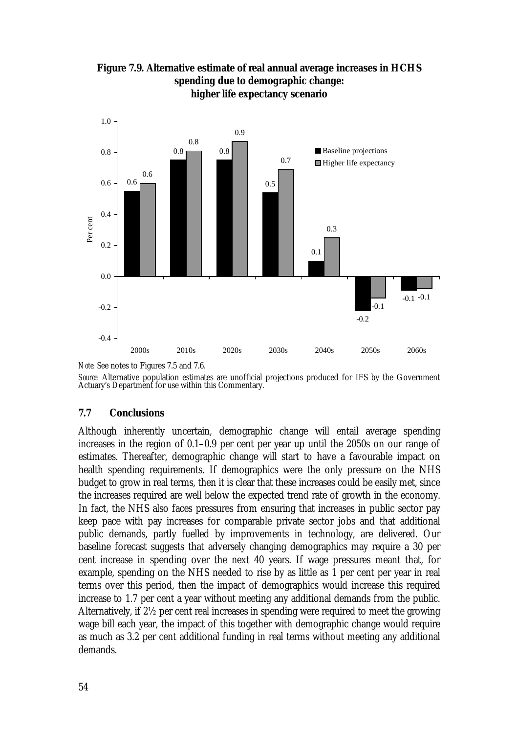**Figure 7.9. Alternative estimate of real annual average increases in HCHS spending due to demographic change: higher life expectancy scenario**

| | Baseline projections | Higher life expectancy |
|---|---|---|
| 2000s | 0.6 | 0.6 |
| 2010s | 0.8 | 0.8 |
| 2020s | 0.8 | 0.9 |
| 2030s | 0.5 | 0.7 |
| 2040s | 0.1 | 0.3 |
| 2050s | -0.2 | -0.1 |
| 2060s | -0.1 | -0.1 |

*Note:* See notes to Figures 7.5 and 7.6.

*Source:* Alternative population estimates are unofficial projections produced for IFS by the Government Actuary's Department for use within this Commentary.

## 7.7 Conclusions

Although inherently uncertain, demographic change will entail average spending increases in the region of 0.1–0.9 per cent per year up until the 2050s on our range of estimates. Thereafter, demographic change will start to have a favourable impact on health spending requirements. If demographics were the only pressure on the NHS budget to grow in real terms, then it is clear that these increases could be easily met, since the increases required are well below the expected trend rate of growth in the economy. In fact, the NHS also faces pressures from ensuring that increases in public sector pay keep pace with pay increases for comparable private sector jobs and that additional public demands, partly fuelled by improvements in technology, are delivered. Our baseline forecast suggests that adversely changing demographics may require a 30 per cent increase in spending over the next 40 years. If wage pressures meant that, for example, spending on the NHS needed to rise by as little as 1 per cent per year in real terms over this period, then the impact of demographics would increase this required increase to 1.7 per cent a year without meeting any additional demands from the public. Alternatively, if 2½ per cent real increases in spending were required to meet the growing wage bill each year, the impact of this together with demographic change would require as much as 3.2 per cent additional funding in real terms without meeting any additional demands.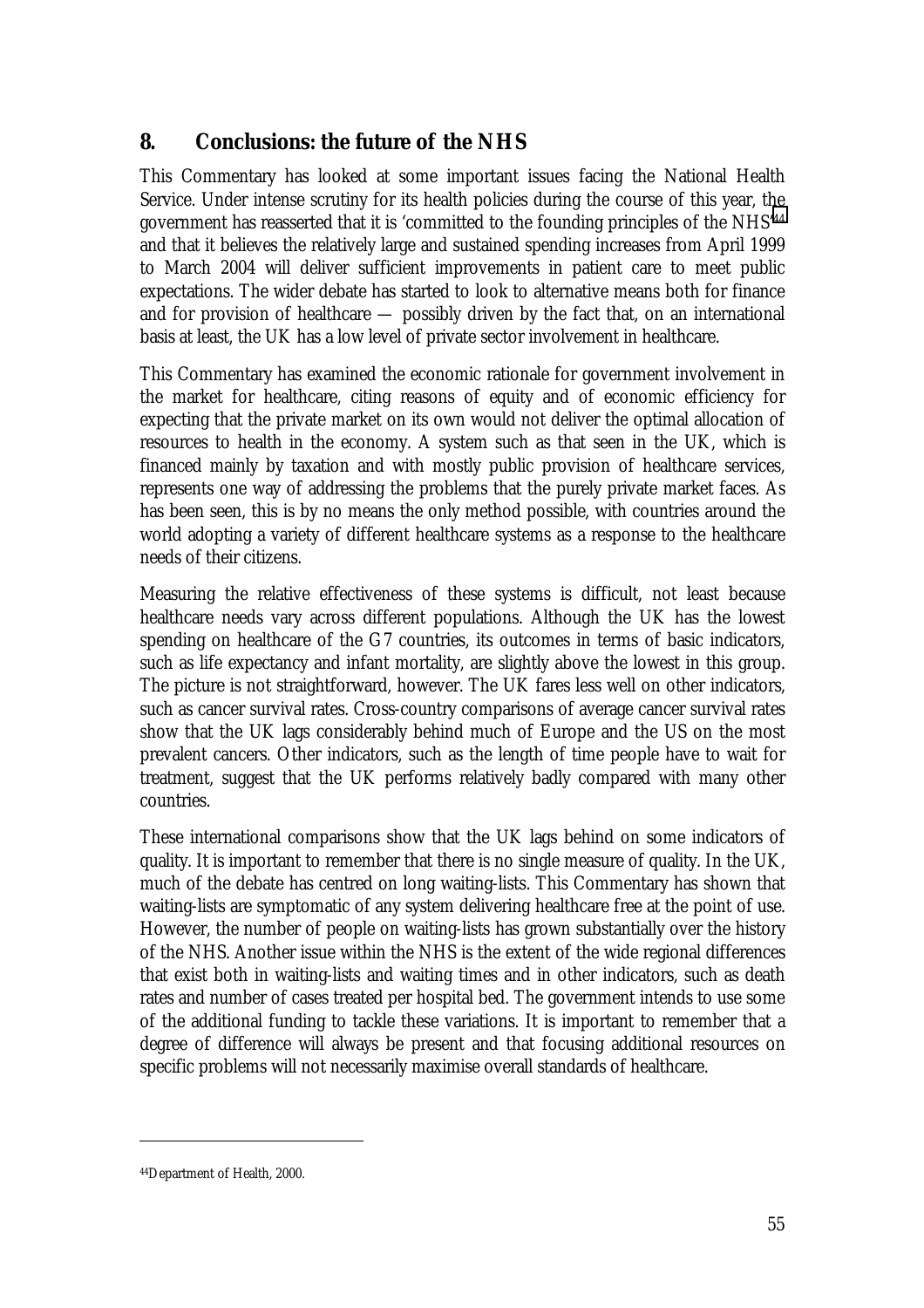## 8. Conclusions: the future of the NHS

This Commentary has looked at some important issues facing the National Health Service. Under intense scrutiny for its health policies during the course of this year, the government has reasserted that it is 'committed to the founding principles of the NHS'[44] and that it believes the relatively large and sustained spending increases from April 1999 to March 2004 will deliver sufficient improvements in patient care to meet public expectations. The wider debate has started to look to alternative means both for finance and for provision of healthcare — possibly driven by the fact that, on an international basis at least, the UK has a low level of private sector involvement in healthcare.

This Commentary has examined the economic rationale for government involvement in the market for healthcare, citing reasons of equity and of economic efficiency for expecting that the private market on its own would not deliver the optimal allocation of resources to health in the economy. A system such as that seen in the UK, which is financed mainly by taxation and with mostly public provision of healthcare services, represents one way of addressing the problems that the purely private market faces. As has been seen, this is by no means the only method possible, with countries around the world adopting a variety of different healthcare systems as a response to the healthcare needs of their citizens.

Measuring the relative effectiveness of these systems is difficult, not least because healthcare needs vary across different populations. Although the UK has the lowest spending on healthcare of the G7 countries, its outcomes in terms of basic indicators, such as life expectancy and infant mortality, are slightly above the lowest in this group. The picture is not straightforward, however. The UK fares less well on other indicators, such as cancer survival rates. Cross-country comparisons of average cancer survival rates show that the UK lags considerably behind much of Europe and the US on the most prevalent cancers. Other indicators, such as the length of time people have to wait for treatment, suggest that the UK performs relatively badly compared with many other countries.

These international comparisons show that the UK lags behind on some indicators of quality. It is important to remember that there is no single measure of quality. In the UK, much of the debate has centred on long waiting-lists. This Commentary has shown that waiting-lists are symptomatic of any system delivering healthcare free at the point of use. However, the number of people on waiting-lists has grown substantially over the history of the NHS. Another issue within the NHS is the extent of the wide regional differences that exist both in waiting-lists and waiting times and in other indicators, such as death rates and number of cases treated per hospital bed. The government intends to use some of the additional funding to tackle these variations. It is important to remember that a degree of difference will always be present and that focusing additional resources on specific problems will not necessarily maximise overall standards of healthcare.

---

[44] Department of Health, 2000.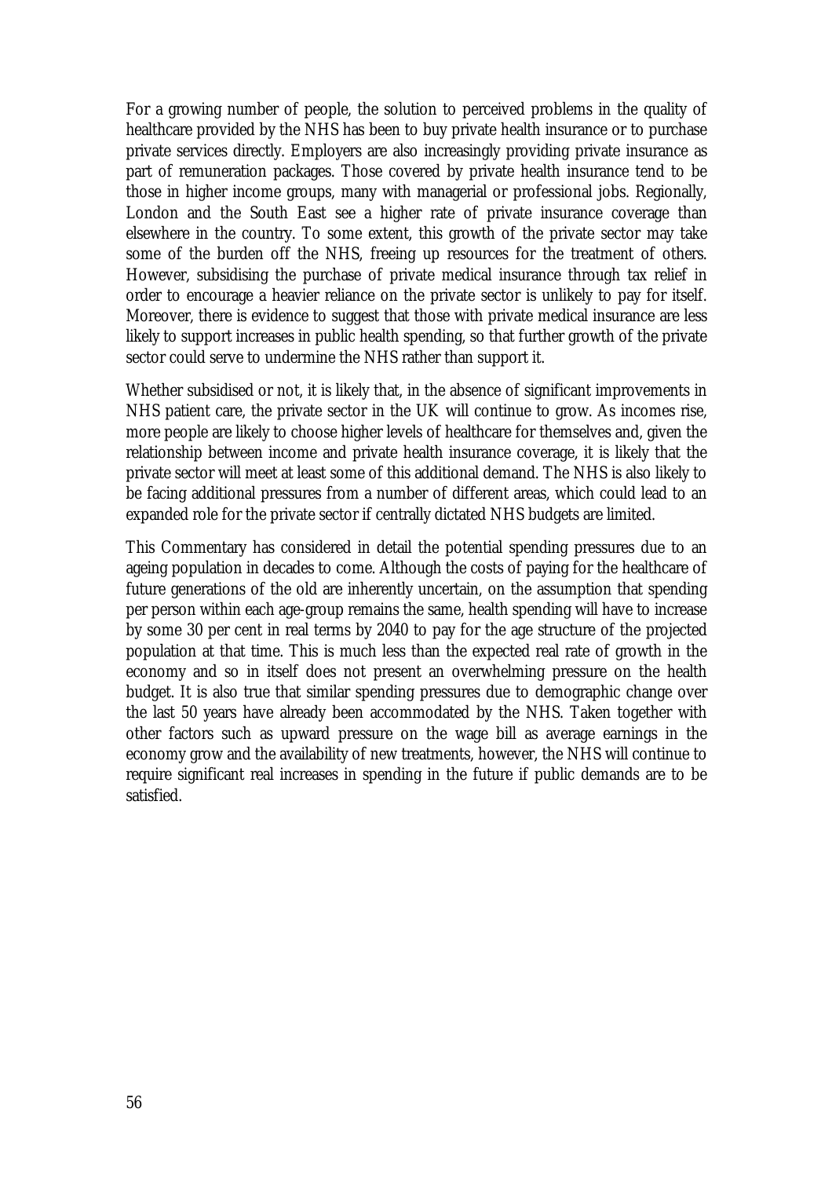For a growing number of people, the solution to perceived problems in the quality of healthcare provided by the NHS has been to buy private health insurance or to purchase private services directly. Employers are also increasingly providing private insurance as part of remuneration packages. Those covered by private health insurance tend to be those in higher income groups, many with managerial or professional jobs. Regionally, London and the South East see a higher rate of private insurance coverage than elsewhere in the country. To some extent, this growth of the private sector may take some of the burden off the NHS, freeing up resources for the treatment of others. However, subsidising the purchase of private medical insurance through tax relief in order to encourage a heavier reliance on the private sector is unlikely to pay for itself. Moreover, there is evidence to suggest that those with private medical insurance are less likely to support increases in public health spending, so that further growth of the private sector could serve to undermine the NHS rather than support it.

Whether subsidised or not, it is likely that, in the absence of significant improvements in NHS patient care, the private sector in the UK will continue to grow. As incomes rise, more people are likely to choose higher levels of healthcare for themselves and, given the relationship between income and private health insurance coverage, it is likely that the private sector will meet at least some of this additional demand. The NHS is also likely to be facing additional pressures from a number of different areas, which could lead to an expanded role for the private sector if centrally dictated NHS budgets are limited.

This Commentary has considered in detail the potential spending pressures due to an ageing population in decades to come. Although the costs of paying for the healthcare of future generations of the old are inherently uncertain, on the assumption that spending per person within each age-group remains the same, health spending will have to increase by some 30 per cent in real terms by 2040 to pay for the age structure of the projected population at that time. This is much less than the expected real rate of growth in the economy and so in itself does not present an overwhelming pressure on the health budget. It is also true that similar spending pressures due to demographic change over the last 50 years have already been accommodated by the NHS. Taken together with other factors such as upward pressure on the wage bill as average earnings in the economy grow and the availability of new treatments, however, the NHS will continue to require significant real increases in spending in the future if public demands are to be satisfied.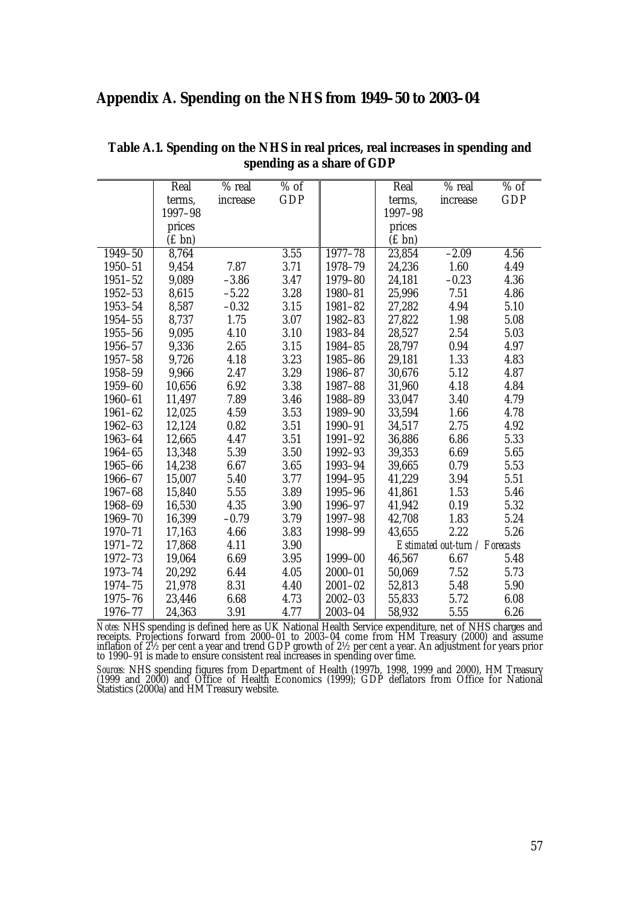## Appendix A. Spending on the NHS from 1949–50 to 2003–04

**Table A.1. Spending on the NHS in real prices, real increases in spending and spending as a share of GDP**

| | Real terms, 1997–98 prices (£ bn) | % real increase | % of GDP | | Real terms, 1997–98 prices (£ bn) | % real increase | % of GDP |
|---|---|---|---|---|---|---|---|
| 1949–50 | 8,764 | | 3.55 | 1977–78 | 23,854 | –2.09 | 4.56 |
| 1950–51 | 9,454 | 7.87 | 3.71 | 1978–79 | 24,236 | 1.60 | 4.49 |
| 1951–52 | 9,089 | –3.86 | 3.47 | 1979–80 | 24,181 | –0.23 | 4.36 |
| 1952–53 | 8,615 | –5.22 | 3.28 | 1980–81 | 25,996 | 7.51 | 4.86 |
| 1953–54 | 8,587 | –0.32 | 3.15 | 1981–82 | 27,282 | 4.94 | 5.10 |
| 1954–55 | 8,737 | 1.75 | 3.07 | 1982–83 | 27,822 | 1.98 | 5.08 |
| 1955–56 | 9,095 | 4.10 | 3.10 | 1983–84 | 28,527 | 2.54 | 5.03 |
| 1956–57 | 9,336 | 2.65 | 3.15 | 1984–85 | 28,797 | 0.94 | 4.97 |
| 1957–58 | 9,726 | 4.18 | 3.23 | 1985–86 | 29,181 | 1.33 | 4.83 |
| 1958–59 | 9,966 | 2.47 | 3.29 | 1986–87 | 30,676 | 5.12 | 4.87 |
| 1959–60 | 10,656 | 6.92 | 3.38 | 1987–88 | 31,960 | 4.18 | 4.84 |
| 1960–61 | 11,497 | 7.89 | 3.46 | 1988–89 | 33,047 | 3.40 | 4.79 |
| 1961–62 | 12,025 | 4.59 | 3.53 | 1989–90 | 33,594 | 1.66 | 4.78 |
| 1962–63 | 12,124 | 0.82 | 3.51 | 1990–91 | 34,517 | 2.75 | 4.92 |
| 1963–64 | 12,665 | 4.47 | 3.51 | 1991–92 | 36,886 | 6.86 | 5.33 |
| 1964–65 | 13,348 | 5.39 | 3.50 | 1992–93 | 39,353 | 6.69 | 5.65 |
| 1965–66 | 14,238 | 6.67 | 3.65 | 1993–94 | 39,665 | 0.79 | 5.53 |
| 1966–67 | 15,007 | 5.40 | 3.77 | 1994–95 | 41,229 | 3.94 | 5.51 |
| 1967–68 | 15,840 | 5.55 | 3.89 | 1995–96 | 41,861 | 1.53 | 5.46 |
| 1968–69 | 16,530 | 4.35 | 3.90 | 1996–97 | 41,942 | 0.19 | 5.32 |
| 1969–70 | 16,399 | –0.79 | 3.79 | 1997–98 | 42,708 | 1.83 | 5.24 |
| 1970–71 | 17,163 | 4.66 | 3.83 | 1998–99 | 43,655 | 2.22 | 5.26 |
| 1971–72 | 17,868 | 4.11 | 3.90 | | *Estimated out-turn / Forecasts* | | |
| 1972–73 | 19,064 | 6.69 | 3.95 | 1999–00 | 46,567 | 6.67 | 5.48 |
| 1973–74 | 20,292 | 6.44 | 4.05 | 2000–01 | 50,069 | 7.52 | 5.73 |
| 1974–75 | 21,978 | 8.31 | 4.40 | 2001–02 | 52,813 | 5.48 | 5.90 |
| 1975–76 | 23,446 | 6.68 | 4.73 | 2002–03 | 55,833 | 5.72 | 6.08 |
| 1976–77 | 24,363 | 3.91 | 4.77 | 2003–04 | 58,932 | 5.55 | 6.26 |

*Notes:* NHS spending is defined here as UK National Health Service expenditure, net of NHS charges and receipts. Projections forward from 2000–01 to 2003–04 come from HM Treasury (2000) and assume inflation of 2½ per cent a year and trend GDP growth of 2½ per cent a year. An adjustment for years prior to 1990–91 is made to ensure consistent real increases in spending over time.

*Sources:* NHS spending figures from Department of Health (1997b, 1998, 1999 and 2000), HM Treasury (1999 and 2000) and Office of Health Economics (1999); GDP deflators from Office for National Statistics (2000a) and HM Treasury website.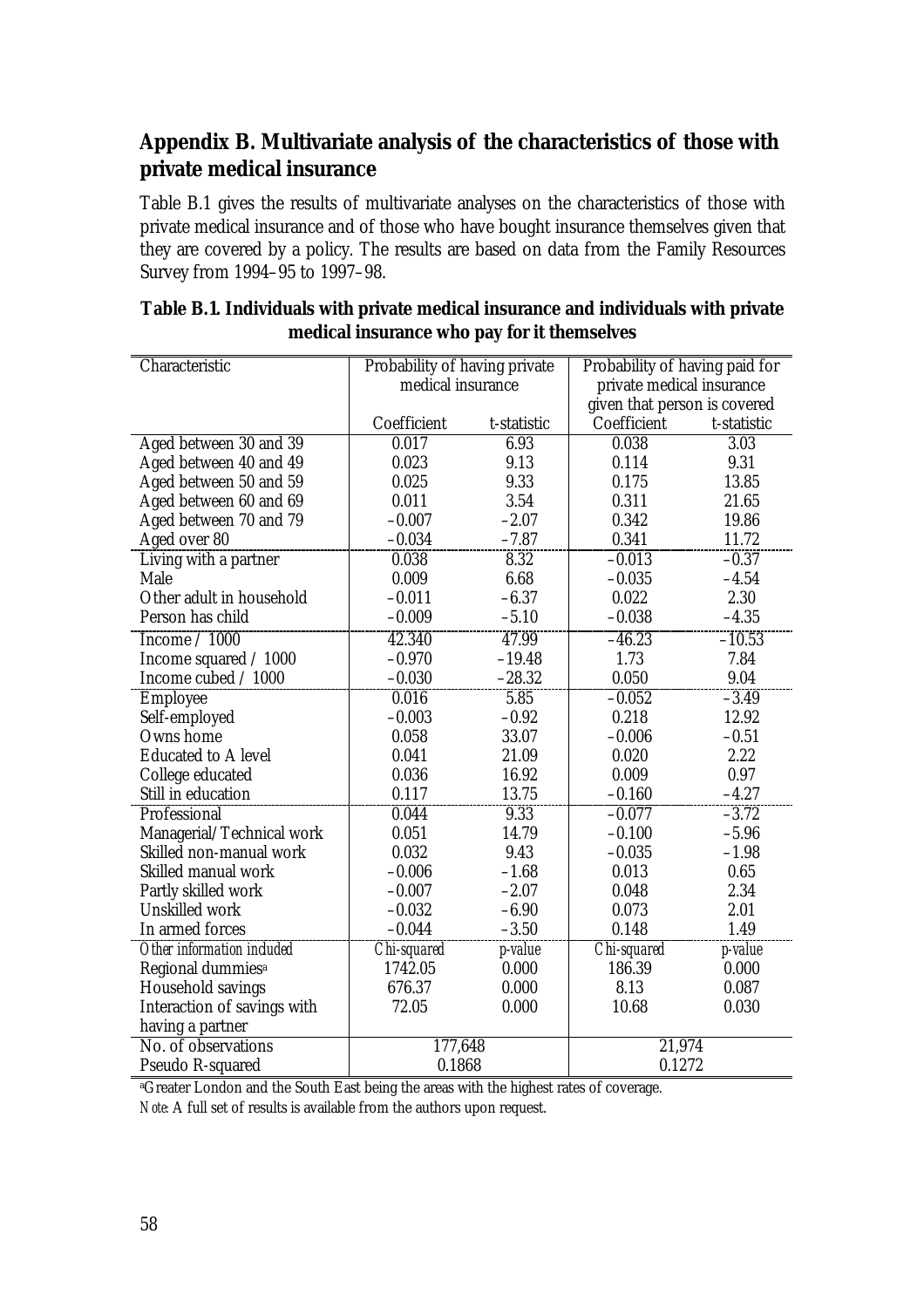## Appendix B. Multivariate analysis of the characteristics of those with private medical insurance

Table B.1 gives the results of multivariate analyses on the characteristics of those with private medical insurance and of those who have bought insurance themselves given that they are covered by a policy. The results are based on data from the Family Resources Survey from 1994–95 to 1997–98.

**Table B.1. Individuals with private medical insurance and individuals with private medical insurance who pay for it themselves**

| Characteristic | Probability of having private medical insurance | | Probability of having paid for private medical insurance given that person is covered | |
|---|---|---|---|---|
| | Coefficient | t-statistic | Coefficient | t-statistic |
| Aged between 30 and 39 | 0.017 | 6.93 | 0.038 | 3.03 |
| Aged between 40 and 49 | 0.023 | 9.13 | 0.114 | 9.31 |
| Aged between 50 and 59 | 0.025 | 9.33 | 0.175 | 13.85 |
| Aged between 60 and 69 | 0.011 | 3.54 | 0.311 | 21.65 |
| Aged between 70 and 79 | −0.007 | −2.07 | 0.342 | 19.86 |
| Aged over 80 | −0.034 | −7.87 | 0.341 | 11.72 |
| Living with a partner | 0.038 | 8.32 | −0.013 | −0.37 |
| Male | 0.009 | 6.68 | −0.035 | −4.54 |
| Other adult in household | −0.011 | −6.37 | 0.022 | 2.30 |
| Person has child | −0.009 | −5.10 | −0.038 | −4.35 |
| Income / 1000 | 42.340 | 47.99 | −46.23 | −10.53 |
| Income squared / 1000 | −0.970 | −19.48 | 1.73 | 7.84 |
| Income cubed / 1000 | −0.030 | −28.32 | 0.050 | 9.04 |
| Employee | 0.016 | 5.85 | −0.052 | −3.49 |
| Self-employed | −0.003 | −0.92 | 0.218 | 12.92 |
| Owns home | 0.058 | 33.07 | −0.006 | −0.51 |
| Educated to A level | 0.041 | 21.09 | 0.020 | 2.22 |
| College educated | 0.036 | 16.92 | 0.009 | 0.97 |
| Still in education | 0.117 | 13.75 | −0.160 | −4.27 |
| Professional | 0.044 | 9.33 | −0.077 | −3.72 |
| Managerial/Technical work | 0.051 | 14.79 | −0.100 | −5.96 |
| Skilled non-manual work | 0.032 | 9.43 | −0.035 | −1.98 |
| Skilled manual work | −0.006 | −1.68 | 0.013 | 0.65 |
| Partly skilled work | −0.007 | −2.07 | 0.048 | 2.34 |
| Unskilled work | −0.032 | −6.90 | 0.073 | 2.01 |
| In armed forces | −0.044 | −3.50 | 0.148 | 1.49 |
| *Other information included* | *Chi-squared* | *p-value* | *Chi-squared* | *p-value* |
| Regional dummies[a] | 1742.05 | 0.000 | 186.39 | 0.000 |
| Household savings | 676.37 | 0.000 | 8.13 | 0.087 |
| Interaction of savings with having a partner | 72.05 | 0.000 | 10.68 | 0.030 |
| No. of observations | 177,648 | | 21,974 | |
| Pseudo R-squared | 0.1868 | | 0.1272 | |

[a]Greater London and the South East being the areas with the highest rates of coverage.

*Note*: A full set of results is available from the authors upon request.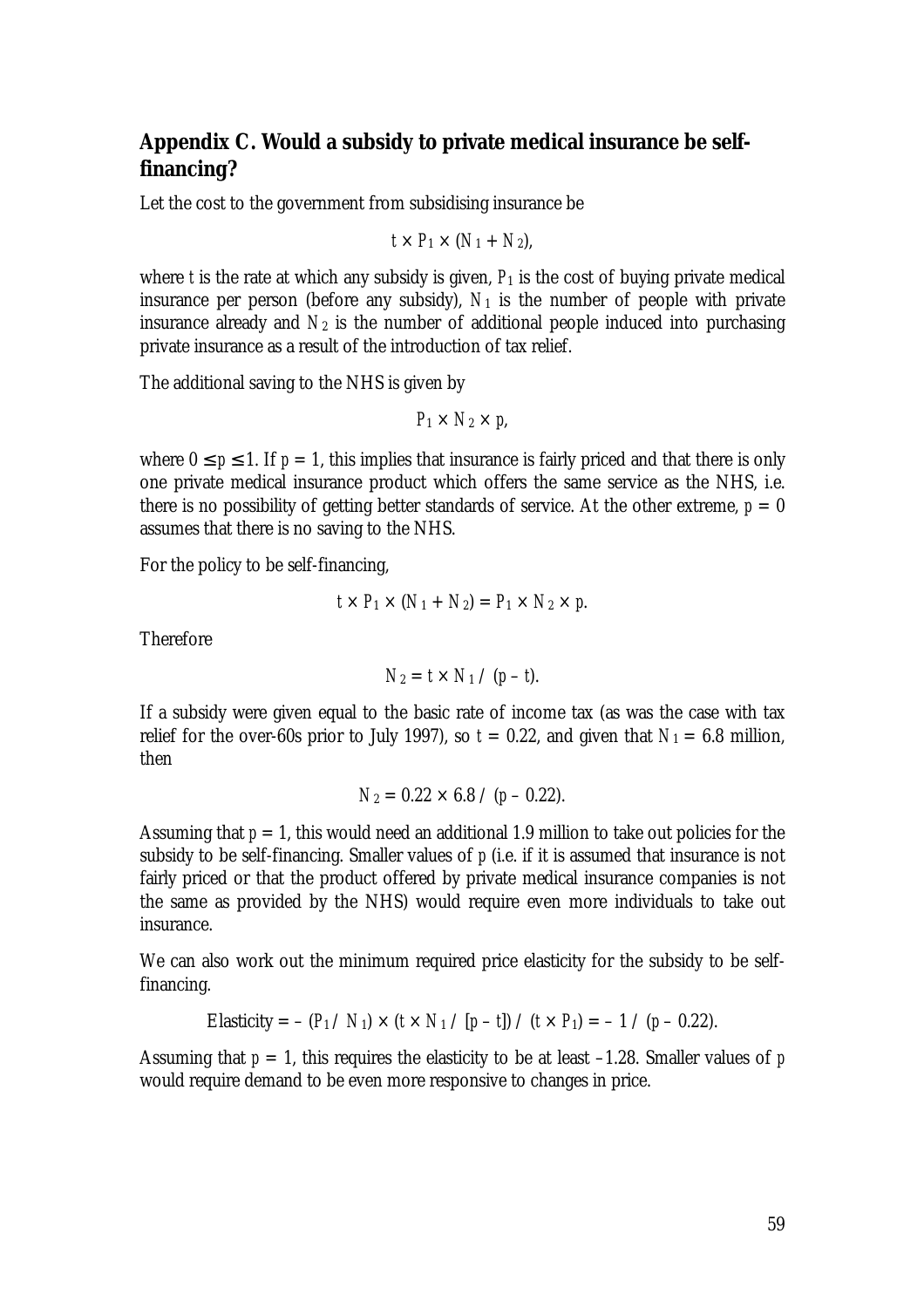## Appendix C. Would a subsidy to private medical insurance be self-financing?

Let the cost to the government from subsidising insurance be

$$t \times P_1 \times (N_1 + N_2),$$

where $t$ is the rate at which any subsidy is given, $P_1$ is the cost of buying private medical insurance per person (before any subsidy), $N_1$ is the number of people with private insurance already and $N_2$ is the number of additional people induced into purchasing private insurance as a result of the introduction of tax relief.

The additional saving to the NHS is given by

$$P_1 \times N_2 \times p,$$

where $0 \leq p \leq 1$. If $p = 1$, this implies that insurance is fairly priced and that there is only one private medical insurance product which offers the same service as the NHS, i.e. there is no possibility of getting better standards of service. At the other extreme, $p = 0$ assumes that there is no saving to the NHS.

For the policy to be self-financing,

$$t \times P_1 \times (N_1 + N_2) = P_1 \times N_2 \times p.$$

Therefore

$$N_2 = t \times N_1 / (p - t).$$

If a subsidy were given equal to the basic rate of income tax (as was the case with tax relief for the over-60s prior to July 1997), so $t = 0.22$, and given that $N_1 = 6.8$ million, then

$$N_2 = 0.22 \times 6.8 / (p - 0.22).$$

Assuming that $p = 1$, this would need an additional 1.9 million to take out policies for the subsidy to be self-financing. Smaller values of $p$ (i.e. if it is assumed that insurance is not fairly priced or that the product offered by private medical insurance companies is not the same as provided by the NHS) would require even more individuals to take out insurance.

We can also work out the minimum required price elasticity for the subsidy to be self-financing.

$$\text{Elasticity} = -(P_1 / N_1) \times (t \times N_1 / [p - t]) / (t \times P_1) = -1 / (p - 0.22).$$

Assuming that $p = 1$, this requires the elasticity to be at least –1.28. Smaller values of $p$ would require demand to be even more responsive to changes in price.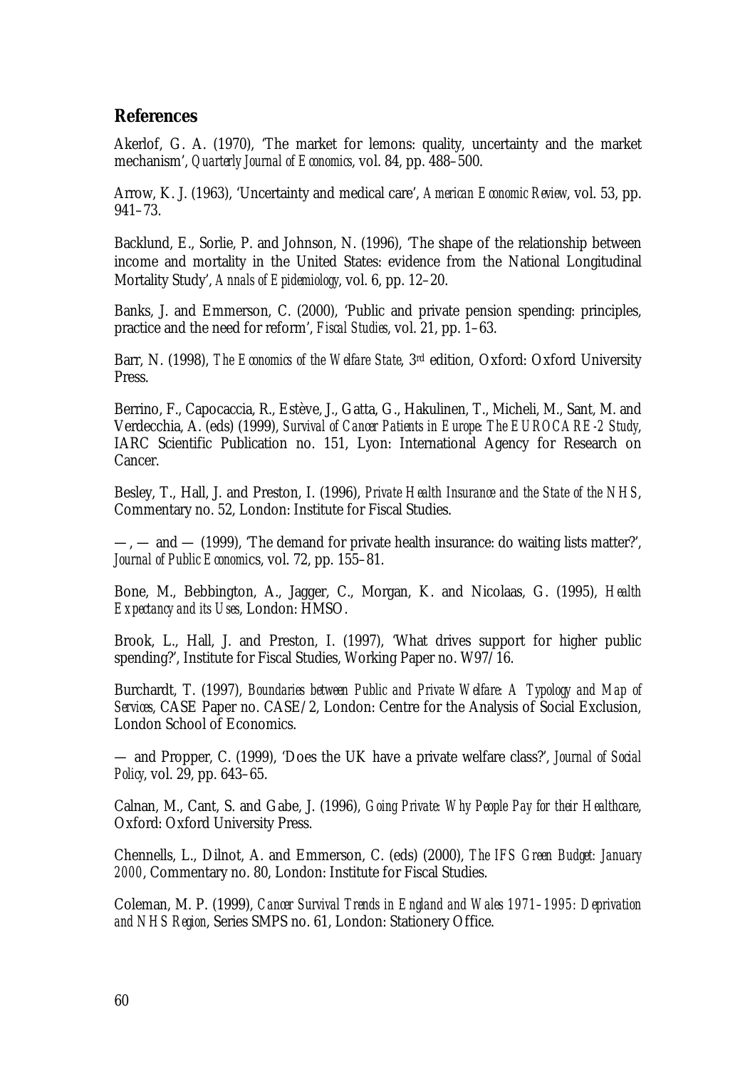## References

Akerlof, G. A. (1970), 'The market for lemons: quality, uncertainty and the market mechanism', *Quarterly Journal of Economics*, vol. 84, pp. 488–500.

Arrow, K. J. (1963), 'Uncertainty and medical care', *American Economic Review*, vol. 53, pp. 941–73.

Backlund, E., Sorlie, P. and Johnson, N. (1996), 'The shape of the relationship between income and mortality in the United States: evidence from the National Longitudinal Mortality Study', *Annals of Epidemiology*, vol. 6, pp. 12–20.

Banks, J. and Emmerson, C. (2000), 'Public and private pension spending: principles, practice and the need for reform', *Fiscal Studies*, vol. 21, pp. 1–63.

Barr, N. (1998), *The Economics of the Welfare State*, 3rd edition, Oxford: Oxford University Press.

Berrino, F., Capocaccia, R., Estève, J., Gatta, G., Hakulinen, T., Micheli, M., Sant, M. and Verdecchia, A. (eds) (1999), *Survival of Cancer Patients in Europe: The EUROCARE-2 Study*, IARC Scientific Publication no. 151, Lyon: International Agency for Research on Cancer.

Besley, T., Hall, J. and Preston, I. (1996), *Private Health Insurance and the State of the NHS*, Commentary no. 52, London: Institute for Fiscal Studies.

—, — and — (1999), 'The demand for private health insurance: do waiting lists matter?', *Journal of Public Economics*, vol. 72, pp. 155–81.

Bone, M., Bebbington, A., Jagger, C., Morgan, K. and Nicolaas, G. (1995), *Health Expectancy and its Uses*, London: HMSO.

Brook, L., Hall, J. and Preston, I. (1997), 'What drives support for higher public spending?', Institute for Fiscal Studies, Working Paper no. W97/16.

Burchardt, T. (1997), *Boundaries between Public and Private Welfare: A Typology and Map of Services*, CASE Paper no. CASE/2, London: Centre for the Analysis of Social Exclusion, London School of Economics.

— and Propper, C. (1999), 'Does the UK have a private welfare class?', *Journal of Social Policy*, vol. 29, pp. 643–65.

Calnan, M., Cant, S. and Gabe, J. (1996), *Going Private: Why People Pay for their Healthcare*, Oxford: Oxford University Press.

Chennells, L., Dilnot, A. and Emmerson, C. (eds) (2000), *The IFS Green Budget: January 2000*, Commentary no. 80, London: Institute for Fiscal Studies.

Coleman, M. P. (1999), *Cancer Survival Trends in England and Wales 1971–1995: Deprivation and NHS Region*, Series SMPS no. 61, London: Stationery Office.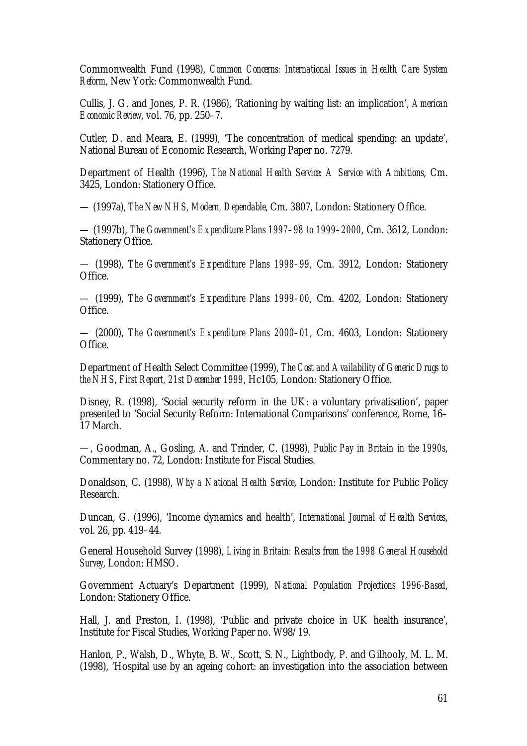Commonwealth Fund (1998), *Common Concerns: International Issues in Health Care System Reform*, New York: Commonwealth Fund.

Cullis, J. G. and Jones, P. R. (1986), 'Rationing by waiting list: an implication', *American Economic Review*, vol. 76, pp. 250–7.

Cutler, D. and Meara, E. (1999), 'The concentration of medical spending: an update', National Bureau of Economic Research, Working Paper no. 7279.

Department of Health (1996), *The National Health Service: A Service with Ambitions*, Cm. 3425, London: Stationery Office.

— (1997a), *The New NHS, Modern, Dependable*, Cm. 3807, London: Stationery Office.

— (1997b), *The Government's Expenditure Plans 1997–98 to 1999–2000*, Cm. 3612, London: Stationery Office.

— (1998), *The Government's Expenditure Plans 1998–99*, Cm. 3912, London: Stationery Office.

— (1999), *The Government's Expenditure Plans 1999–00*, Cm. 4202, London: Stationery Office.

— (2000), *The Government's Expenditure Plans 2000–01*, Cm. 4603, London: Stationery Office.

Department of Health Select Committee (1999), *The Cost and Availability of Generic Drugs to the NHS, First Report, 21st December 1999*, Hc105, London: Stationery Office.

Disney, R. (1998), 'Social security reform in the UK: a voluntary privatisation', paper presented to 'Social Security Reform: International Comparisons' conference, Rome, 16–17 March.

—, Goodman, A., Gosling, A. and Trinder, C. (1998), *Public Pay in Britain in the 1990s*, Commentary no. 72, London: Institute for Fiscal Studies.

Donaldson, C. (1998), *Why a National Health Service*, London: Institute for Public Policy Research.

Duncan, G. (1996), 'Income dynamics and health', *International Journal of Health Services*, vol. 26, pp. 419–44.

General Household Survey (1998), *Living in Britain: Results from the 1998 General Household Survey*, London: HMSO.

Government Actuary's Department (1999), *National Population Projections 1996-Based*, London: Stationery Office.

Hall, J. and Preston, I. (1998), 'Public and private choice in UK health insurance', Institute for Fiscal Studies, Working Paper no. W98/19.

Hanlon, P., Walsh, D., Whyte, B. W., Scott, S. N., Lightbody, P. and Gilhooly, M. L. M. (1998), 'Hospital use by an ageing cohort: an investigation into the association between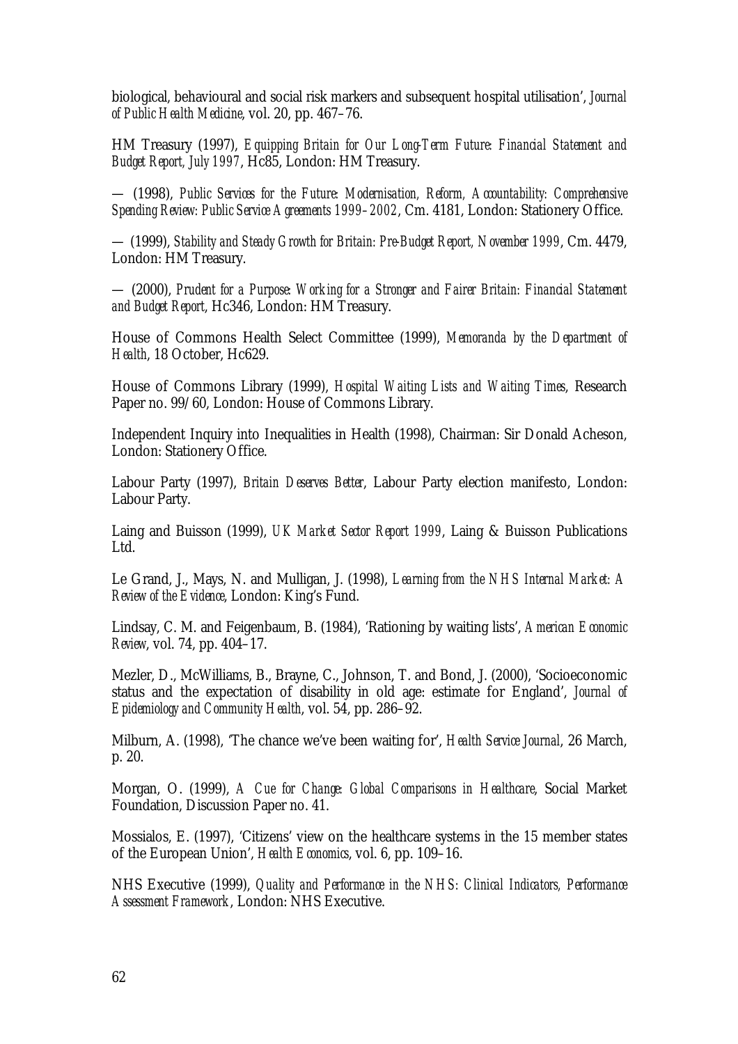biological, behavioural and social risk markers and subsequent hospital utilisation', *Journal of Public Health Medicine*, vol. 20, pp. 467–76.

HM Treasury (1997), *Equipping Britain for Our Long-Term Future: Financial Statement and Budget Report, July 1997*, Hc85, London: HM Treasury.

— (1998), *Public Services for the Future: Modernisation, Reform, Accountability: Comprehensive Spending Review: Public Service Agreements 1999–2002*, Cm. 4181, London: Stationery Office.

— (1999), *Stability and Steady Growth for Britain: Pre-Budget Report, November 1999*, Cm. 4479, London: HM Treasury.

— (2000), *Prudent for a Purpose: Working for a Stronger and Fairer Britain: Financial Statement and Budget Report*, Hc346, London: HM Treasury.

House of Commons Health Select Committee (1999), *Memoranda by the Department of Health*, 18 October, Hc629.

House of Commons Library (1999), *Hospital Waiting Lists and Waiting Times*, Research Paper no. 99/60, London: House of Commons Library.

Independent Inquiry into Inequalities in Health (1998), Chairman: Sir Donald Acheson, London: Stationery Office.

Labour Party (1997), *Britain Deserves Better*, Labour Party election manifesto, London: Labour Party.

Laing and Buisson (1999), *UK Market Sector Report 1999*, Laing & Buisson Publications Ltd.

Le Grand, J., Mays, N. and Mulligan, J. (1998), *Learning from the NHS Internal Market: A Review of the Evidence*, London: King's Fund.

Lindsay, C. M. and Feigenbaum, B. (1984), 'Rationing by waiting lists', *American Economic Review*, vol. 74, pp. 404–17.

Mezler, D., McWilliams, B., Brayne, C., Johnson, T. and Bond, J. (2000), 'Socioeconomic status and the expectation of disability in old age: estimate for England', *Journal of Epidemiology and Community Health*, vol. 54, pp. 286–92.

Milburn, A. (1998), 'The chance we've been waiting for', *Health Service Journal*, 26 March, p. 20.

Morgan, O. (1999), *A Cue for Change: Global Comparisons in Healthcare*, Social Market Foundation, Discussion Paper no. 41.

Mossialos, E. (1997), 'Citizens' view on the healthcare systems in the 15 member states of the European Union', *Health Economics*, vol. 6, pp. 109–16.

NHS Executive (1999), *Quality and Performance in the NHS: Clinical Indicators, Performance Assessment Framework*, London: NHS Executive.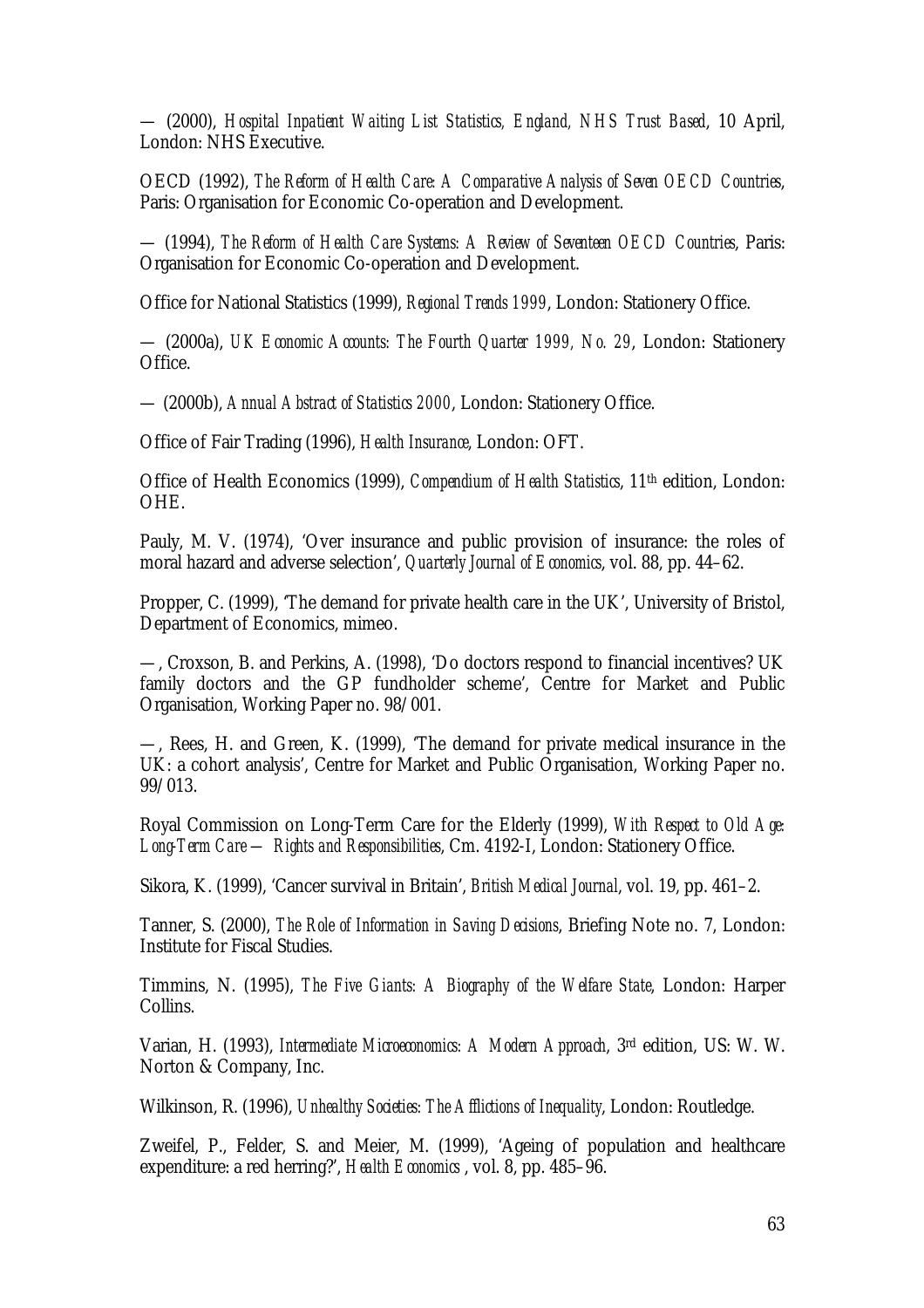— (2000), *Hospital Inpatient Waiting List Statistics, England, NHS Trust Based*, 10 April, London: NHS Executive.

OECD (1992), *The Reform of Health Care: A Comparative Analysis of Seven OECD Countries*, Paris: Organisation for Economic Co-operation and Development.

— (1994), *The Reform of Health Care Systems: A Review of Seventeen OECD Countries*, Paris: Organisation for Economic Co-operation and Development.

Office for National Statistics (1999), *Regional Trends 1999*, London: Stationery Office.

— (2000a), *UK Economic Accounts: The Fourth Quarter 1999, No. 29*, London: Stationery Office.

— (2000b), *Annual Abstract of Statistics 2000*, London: Stationery Office.

Office of Fair Trading (1996), *Health Insurance*, London: OFT.

Office of Health Economics (1999), *Compendium of Health Statistics*, 11th edition, London: OHE.

Pauly, M. V. (1974), 'Over insurance and public provision of insurance: the roles of moral hazard and adverse selection', *Quarterly Journal of Economics*, vol. 88, pp. 44–62.

Propper, C. (1999), 'The demand for private health care in the UK', University of Bristol, Department of Economics, mimeo.

—, Croxson, B. and Perkins, A. (1998), 'Do doctors respond to financial incentives? UK family doctors and the GP fundholder scheme', Centre for Market and Public Organisation, Working Paper no. 98/001.

—, Rees, H. and Green, K. (1999), 'The demand for private medical insurance in the UK: a cohort analysis', Centre for Market and Public Organisation, Working Paper no. 99/013.

Royal Commission on Long-Term Care for the Elderly (1999), *With Respect to Old Age: Long-Term Care — Rights and Responsibilities*, Cm. 4192-I, London: Stationery Office.

Sikora, K. (1999), 'Cancer survival in Britain', *British Medical Journal*, vol. 19, pp. 461–2.

Tanner, S. (2000), *The Role of Information in Saving Decisions*, Briefing Note no. 7, London: Institute for Fiscal Studies.

Timmins, N. (1995), *The Five Giants: A Biography of the Welfare State*, London: Harper Collins.

Varian, H. (1993), *Intermediate Microeconomics: A Modern Approach*, 3rd edition, US: W. W. Norton & Company, Inc.

Wilkinson, R. (1996), *Unhealthy Societies: The Afflictions of Inequality*, London: Routledge.

Zweifel, P., Felder, S. and Meier, M. (1999), 'Ageing of population and healthcare expenditure: a red herring?', *Health Economics*, vol. 8, pp. 485–96.